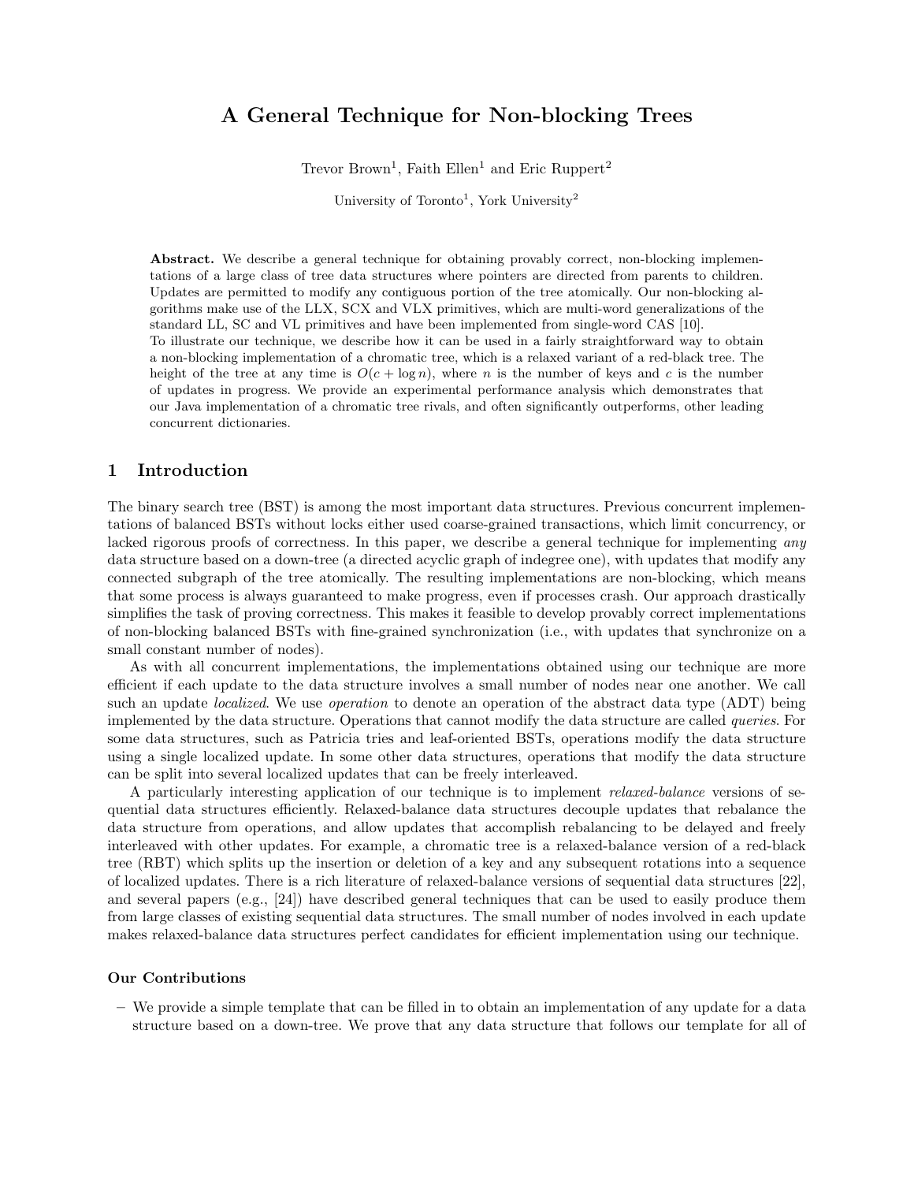# A General Technique for Non-blocking Trees

Trevor Brown[1], Faith Ellen[1] and Eric Ruppert[2]

University of Toronto[1], York University[2]

**Abstract.** We describe a general technique for obtaining provably correct, non-blocking implementations of a large class of tree data structures where pointers are directed from parents to children. Updates are permitted to modify any contiguous portion of the tree atomically. Our non-blocking algorithms make use of the LLX, SCX and VLX primitives, which are multi-word generalizations of the standard LL, SC and VL primitives and have been implemented from single-word CAS [10].
To illustrate our technique, we describe how it can be used in a fairly straightforward way to obtain a non-blocking implementation of a chromatic tree, which is a relaxed variant of a red-black tree. The height of the tree at any time is $O(c + \log n)$, where $n$ is the number of keys and $c$ is the number of updates in progress. We provide an experimental performance analysis which demonstrates that our Java implementation of a chromatic tree rivals, and often significantly outperforms, other leading concurrent dictionaries.

## 1 Introduction

The binary search tree (BST) is among the most important data structures. Previous concurrent implementations of balanced BSTs without locks either used coarse-grained transactions, which limit concurrency, or lacked rigorous proofs of correctness. In this paper, we describe a general technique for implementing *any* data structure based on a down-tree (a directed acyclic graph of indegree one), with updates that modify any connected subgraph of the tree atomically. The resulting implementations are non-blocking, which means that some process is always guaranteed to make progress, even if processes crash. Our approach drastically simplifies the task of proving correctness. This makes it feasible to develop provably correct implementations of non-blocking balanced BSTs with fine-grained synchronization (i.e., with updates that synchronize on a small constant number of nodes).

As with all concurrent implementations, the implementations obtained using our technique are more efficient if each update to the data structure involves a small number of nodes near one another. We call such an update *localized*. We use *operation* to denote an operation of the abstract data type (ADT) being implemented by the data structure. Operations that cannot modify the data structure are called *queries*. For some data structures, such as Patricia tries and leaf-oriented BSTs, operations modify the data structure using a single localized update. In some other data structures, operations that modify the data structure can be split into several localized updates that can be freely interleaved.

A particularly interesting application of our technique is to implement *relaxed-balance* versions of sequential data structures efficiently. Relaxed-balance data structures decouple updates that rebalance the data structure from operations, and allow updates that accomplish rebalancing to be delayed and freely interleaved with other updates. For example, a chromatic tree is a relaxed-balance version of a red-black tree (RBT) which splits up the insertion or deletion of a key and any subsequent rotations into a sequence of localized updates. There is a rich literature of relaxed-balance versions of sequential data structures [22], and several papers (e.g., [24]) have described general techniques that can be used to easily produce them from large classes of existing sequential data structures. The small number of nodes involved in each update makes relaxed-balance data structures perfect candidates for efficient implementation using our technique.

### Our Contributions

– We provide a simple template that can be filled in to obtain an implementation of any update for a data structure based on a down-tree. We prove that any data structure that follows our template for all of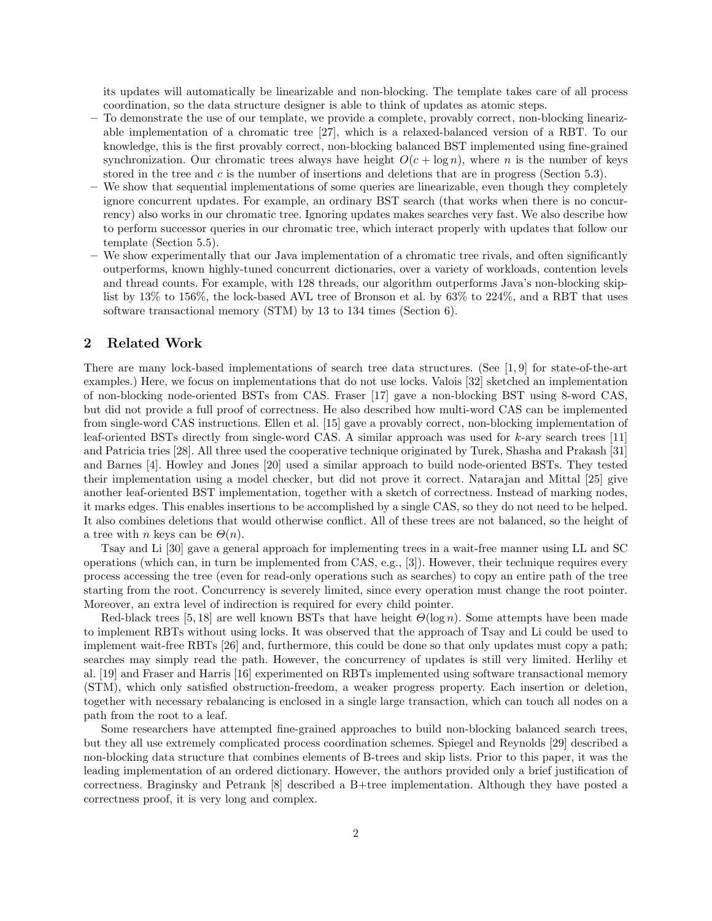its updates will automatically be linearizable and non-blocking. The template takes care of all process coordination, so the data structure designer is able to think of updates as atomic steps.

- To demonstrate the use of our template, we provide a complete, provably correct, non-blocking linearizable implementation of a chromatic tree [27], which is a relaxed-balanced version of a RBT. To our knowledge, this is the first provably correct, non-blocking balanced BST implemented using fine-grained synchronization. Our chromatic trees always have height $O(c + \log n)$, where $n$ is the number of keys stored in the tree and $c$ is the number of insertions and deletions that are in progress (Section 5.3).
- We show that sequential implementations of some queries are linearizable, even though they completely ignore concurrent updates. For example, an ordinary BST search (that works when there is no concurrency) also works in our chromatic tree. Ignoring updates makes searches very fast. We also describe how to perform successor queries in our chromatic tree, which interact properly with updates that follow our template (Section 5.5).
- We show experimentally that our Java implementation of a chromatic tree rivals, and often significantly outperforms, known highly-tuned concurrent dictionaries, over a variety of workloads, contention levels and thread counts. For example, with 128 threads, our algorithm outperforms Java's non-blocking skip-list by 13% to 156%, the lock-based AVL tree of Bronson et al. by 63% to 224%, and a RBT that uses software transactional memory (STM) by 13 to 134 times (Section 6).

## 2 Related Work

There are many lock-based implementations of search tree data structures. (See [1, 9] for state-of-the-art examples.) Here, we focus on implementations that do not use locks. Valois [32] sketched an implementation of non-blocking node-oriented BSTs from CAS. Fraser [17] gave a non-blocking BST using 8-word CAS, but did not provide a full proof of correctness. He also described how multi-word CAS can be implemented from single-word CAS instructions. Ellen et al. [15] gave a provably correct, non-blocking implementation of leaf-oriented BSTs directly from single-word CAS. A similar approach was used for $k$-ary search trees [11] and Patricia tries [28]. All three used the cooperative technique originated by Turek, Shasha and Prakash [31] and Barnes [4]. Howley and Jones [20] used a similar approach to build node-oriented BSTs. They tested their implementation using a model checker, but did not prove it correct. Natarajan and Mittal [25] give another leaf-oriented BST implementation, together with a sketch of correctness. Instead of marking nodes, it marks edges. This enables insertions to be accomplished by a single CAS, so they do not need to be helped. It also combines deletions that would otherwise conflict. All of these trees are not balanced, so the height of a tree with $n$ keys can be $\Theta(n)$.

Tsay and Li [30] gave a general approach for implementing trees in a wait-free manner using LL and SC operations (which can, in turn be implemented from CAS, e.g., [3]). However, their technique requires every process accessing the tree (even for read-only operations such as searches) to copy an entire path of the tree starting from the root. Concurrency is severely limited, since every operation must change the root pointer. Moreover, an extra level of indirection is required for every child pointer.

Red-black trees [5, 18] are well known BSTs that have height $\Theta(\log n)$. Some attempts have been made to implement RBTs without using locks. It was observed that the approach of Tsay and Li could be used to implement wait-free RBTs [26] and, furthermore, this could be done so that only updates must copy a path; searches may simply read the path. However, the concurrency of updates is still very limited. Herlihy et al. [19] and Fraser and Harris [16] experimented on RBTs implemented using software transactional memory (STM), which only satisfied obstruction-freedom, a weaker progress property. Each insertion or deletion, together with necessary rebalancing is enclosed in a single large transaction, which can touch all nodes on a path from the root to a leaf.

Some researchers have attempted fine-grained approaches to build non-blocking balanced search trees, but they all use extremely complicated process coordination schemes. Spiegel and Reynolds [29] described a non-blocking data structure that combines elements of B-trees and skip lists. Prior to this paper, it was the leading implementation of an ordered dictionary. However, the authors provided only a brief justification of correctness. Braginsky and Petrank [8] described a B+tree implementation. Although they have posted a correctness proof, it is very long and complex.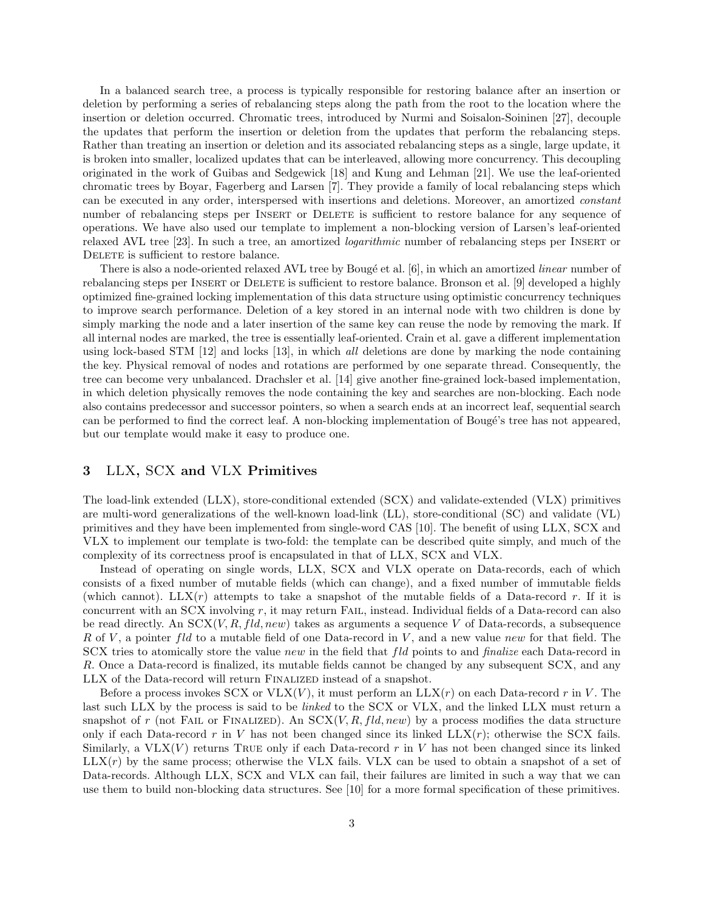In a balanced search tree, a process is typically responsible for restoring balance after an insertion or deletion by performing a series of rebalancing steps along the path from the root to the location where the insertion or deletion occurred. Chromatic trees, introduced by Nurmi and Soisalon-Soininen [27], decouple the updates that perform the insertion or deletion from the updates that perform the rebalancing steps. Rather than treating an insertion or deletion and its associated rebalancing steps as a single, large update, it is broken into smaller, localized updates that can be interleaved, allowing more concurrency. This decoupling originated in the work of Guibas and Sedgewick [18] and Kung and Lehman [21]. We use the leaf-oriented chromatic trees by Boyar, Fagerberg and Larsen [7]. They provide a family of local rebalancing steps which can be executed in any order, interspersed with insertions and deletions. Moreover, an amortized *constant* number of rebalancing steps per Insert or Delete is sufficient to restore balance for any sequence of operations. We have also used our template to implement a non-blocking version of Larsen's leaf-oriented relaxed AVL tree [23]. In such a tree, an amortized *logarithmic* number of rebalancing steps per Insert or Delete is sufficient to restore balance.

There is also a node-oriented relaxed AVL tree by Bougé et al. [6], in which an amortized *linear* number of rebalancing steps per Insert or Delete is sufficient to restore balance. Bronson et al. [9] developed a highly optimized fine-grained locking implementation of this data structure using optimistic concurrency techniques to improve search performance. Deletion of a key stored in an internal node with two children is done by simply marking the node and a later insertion of the same key can reuse the node by removing the mark. If all internal nodes are marked, the tree is essentially leaf-oriented. Crain et al. gave a different implementation using lock-based STM [12] and locks [13], in which *all* deletions are done by marking the node containing the key. Physical removal of nodes and rotations are performed by one separate thread. Consequently, the tree can become very unbalanced. Drachsler et al. [14] give another fine-grained lock-based implementation, in which deletion physically removes the node containing the key and searches are non-blocking. Each node also contains predecessor and successor pointers, so when a search ends at an incorrect leaf, sequential search can be performed to find the correct leaf. A non-blocking implementation of Bougé's tree has not appeared, but our template would make it easy to produce one.

## 3 LLX, SCX and VLX Primitives

The load-link extended (LLX), store-conditional extended (SCX) and validate-extended (VLX) primitives are multi-word generalizations of the well-known load-link (LL), store-conditional (SC) and validate (VL) primitives and they have been implemented from single-word CAS [10]. The benefit of using LLX, SCX and VLX to implement our template is two-fold: the template can be described quite simply, and much of the complexity of its correctness proof is encapsulated in that of LLX, SCX and VLX.

Instead of operating on single words, LLX, SCX and VLX operate on Data-records, each of which consists of a fixed number of mutable fields (which can change), and a fixed number of immutable fields (which cannot). LLX($r$) attempts to take a snapshot of the mutable fields of a Data-record $r$. If it is concurrent with an SCX involving $r$, it may return Fail, instead. Individual fields of a Data-record can also be read directly. An SCX($V, R, fld, new$) takes as arguments a sequence $V$ of Data-records, a subsequence $R$ of $V$, a pointer $fld$ to a mutable field of one Data-record in $V$, and a new value $new$ for that field. The SCX tries to atomically store the value $new$ in the field that $fld$ points to and *finalize* each Data-record in $R$. Once a Data-record is finalized, its mutable fields cannot be changed by any subsequent SCX, and any LLX of the Data-record will return Finalized instead of a snapshot.

Before a process invokes SCX or VLX($V$), it must perform an LLX($r$) on each Data-record $r$ in $V$. The last such LLX by the process is said to be *linked* to the SCX or VLX, and the linked LLX must return a snapshot of $r$ (not Fail or Finalized). An SCX($V, R, fld, new$) by a process modifies the data structure only if each Data-record $r$ in $V$ has not been changed since its linked LLX($r$); otherwise the SCX fails. Similarly, a VLX($V$) returns True only if each Data-record $r$ in $V$ has not been changed since its linked LLX($r$) by the same process; otherwise the VLX fails. VLX can be used to obtain a snapshot of a set of Data-records. Although LLX, SCX and VLX can fail, their failures are limited in such a way that we can use them to build non-blocking data structures. See [10] for a more formal specification of these primitives.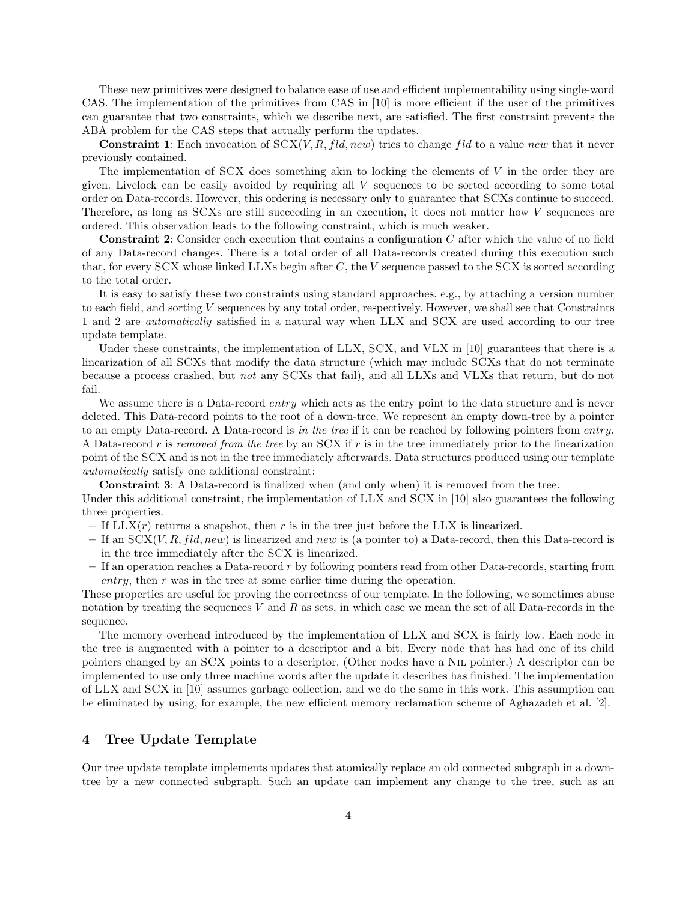These new primitives were designed to balance ease of use and efficient implementability using single-word CAS. The implementation of the primitives from CAS in [10] is more efficient if the user of the primitives can guarantee that two constraints, which we describe next, are satisfied. The first constraint prevents the ABA problem for the CAS steps that actually perform the updates.

**Constraint 1**: Each invocation of SCX($V, R, fld, new$) tries to change $fld$ to a value $new$ that it never previously contained.

The implementation of SCX does something akin to locking the elements of $V$ in the order they are given. Livelock can be easily avoided by requiring all $V$ sequences to be sorted according to some total order on Data-records. However, this ordering is necessary only to guarantee that SCXs continue to succeed. Therefore, as long as SCXs are still succeeding in an execution, it does not matter how $V$ sequences are ordered. This observation leads to the following constraint, which is much weaker.

**Constraint 2**: Consider each execution that contains a configuration $C$ after which the value of no field of any Data-record changes. There is a total order of all Data-records created during this execution such that, for every SCX whose linked LLXs begin after $C$, the $V$ sequence passed to the SCX is sorted according to the total order.

It is easy to satisfy these two constraints using standard approaches, e.g., by attaching a version number to each field, and sorting $V$ sequences by any total order, respectively. However, we shall see that Constraints 1 and 2 are *automatically* satisfied in a natural way when LLX and SCX are used according to our tree update template.

Under these constraints, the implementation of LLX, SCX, and VLX in [10] guarantees that there is a linearization of all SCXs that modify the data structure (which may include SCXs that do not terminate because a process crashed, but *not* any SCXs that fail), and all LLXs and VLXs that return, but do not fail.

We assume there is a Data-record *entry* which acts as the entry point to the data structure and is never deleted. This Data-record points to the root of a down-tree. We represent an empty down-tree by a pointer to an empty Data-record. A Data-record is *in the tree* if it can be reached by following pointers from *entry*. A Data-record $r$ is *removed from the tree* by an SCX if $r$ is in the tree immediately prior to the linearization point of the SCX and is not in the tree immediately afterwards. Data structures produced using our template *automatically* satisfy one additional constraint:

**Constraint 3**: A Data-record is finalized when (and only when) it is removed from the tree.

Under this additional constraint, the implementation of LLX and SCX in [10] also guarantees the following three properties.

- If LLX($r$) returns a snapshot, then $r$ is in the tree just before the LLX is linearized.
- If an SCX($V, R, fld, new$) is linearized and $new$ is (a pointer to) a Data-record, then this Data-record is in the tree immediately after the SCX is linearized.
- If an operation reaches a Data-record $r$ by following pointers read from other Data-records, starting from *entry*, then $r$ was in the tree at some earlier time during the operation.

These properties are useful for proving the correctness of our template. In the following, we sometimes abuse notation by treating the sequences $V$ and $R$ as sets, in which case we mean the set of all Data-records in the sequence.

The memory overhead introduced by the implementation of LLX and SCX is fairly low. Each node in the tree is augmented with a pointer to a descriptor and a bit. Every node that has had one of its child pointers changed by an SCX points to a descriptor. (Other nodes have a NIL pointer.) A descriptor can be implemented to use only three machine words after the update it describes has finished. The implementation of LLX and SCX in [10] assumes garbage collection, and we do the same in this work. This assumption can be eliminated by using, for example, the new efficient memory reclamation scheme of Aghazadeh et al. [2].

## 4 Tree Update Template

Our tree update template implements updates that atomically replace an old connected subgraph in a down-tree by a new connected subgraph. Such an update can implement any change to the tree, such as an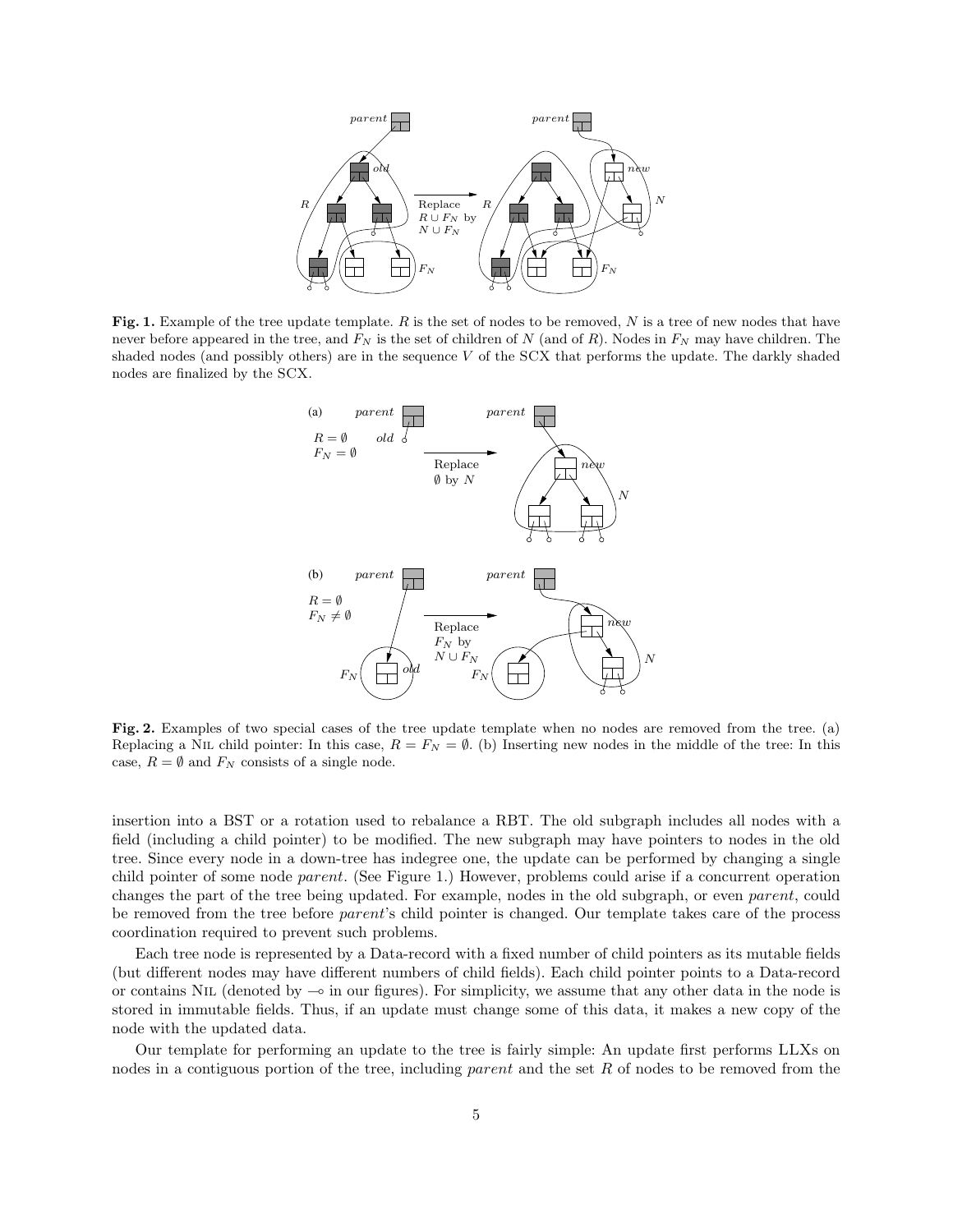**Fig. 1.** Example of the tree update template. $R$ is the set of nodes to be removed, $N$ is a tree of new nodes that have never before appeared in the tree, and $F_N$ is the set of children of $N$ (and of $R$). Nodes in $F_N$ may have children. The shaded nodes (and possibly others) are in the sequence $V$ of the SCX that performs the update. The darkly shaded nodes are finalized by the SCX.

**Fig. 2.** Examples of two special cases of the tree update template when no nodes are removed from the tree. (a) Replacing a NIL child pointer: In this case, $R = F_N = \emptyset$. (b) Inserting new nodes in the middle of the tree: In this case, $R = \emptyset$ and $F_N$ consists of a single node.

insertion into a BST or a rotation used to rebalance a RBT. The old subgraph includes all nodes with a field (including a child pointer) to be modified. The new subgraph may have pointers to nodes in the old tree. Since every node in a down-tree has indegree one, the update can be performed by changing a single child pointer of some node *parent*. (See Figure 1.) However, problems could arise if a concurrent operation changes the part of the tree being updated. For example, nodes in the old subgraph, or even *parent*, could be removed from the tree before *parent*'s child pointer is changed. Our template takes care of the process coordination required to prevent such problems.

Each tree node is represented by a Data-record with a fixed number of child pointers as its mutable fields (but different nodes may have different numbers of child fields). Each child pointer points to a Data-record or contains NIL (denoted by $\multimap$ in our figures). For simplicity, we assume that any other data in the node is stored in immutable fields. Thus, if an update must change some of this data, it makes a new copy of the node with the updated data.

Our template for performing an update to the tree is fairly simple: An update first performs LLXs on nodes in a contiguous portion of the tree, including *parent* and the set $R$ of nodes to be removed from the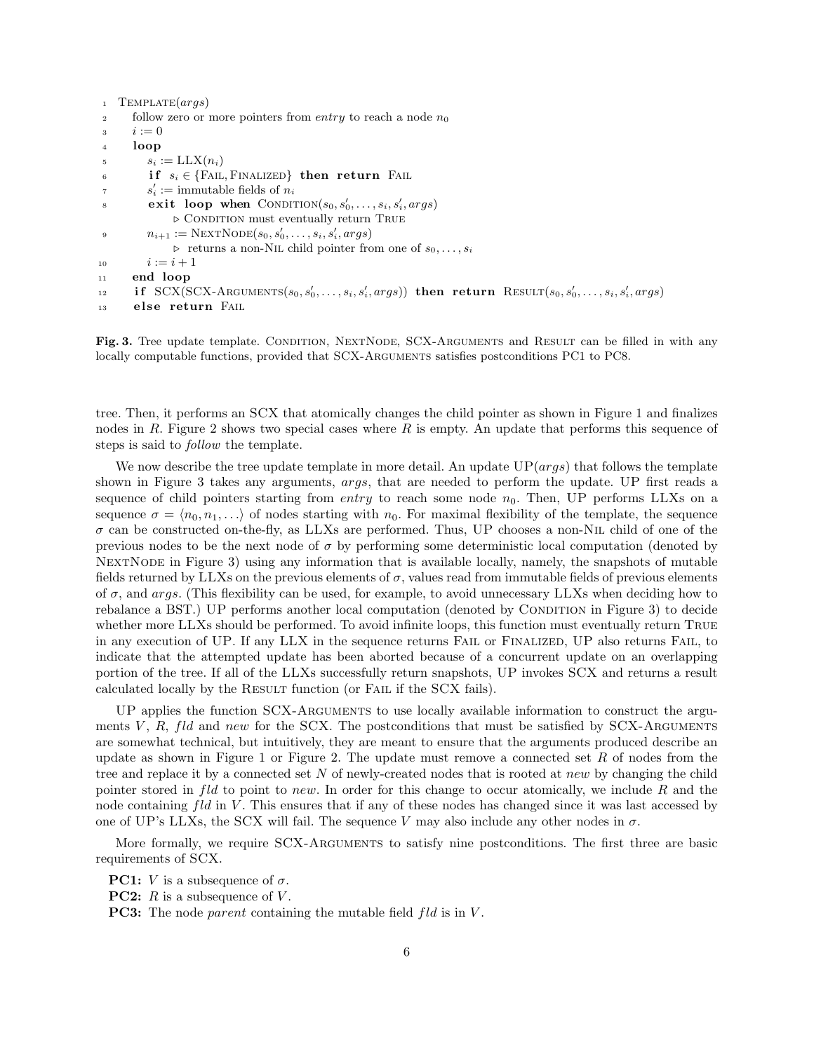```
1  Template(args)
2     follow zero or more pointers from entry to reach a node n_0
3     i := 0
4     loop
5        s_i := LLX(n_i)
6        if s_i ∈ {Fail, Finalized} then return Fail
7        s'_i := immutable fields of n_i
8        exit loop when Condition(s_0, s'_0, ..., s_i, s'_i, args)
               ▷ Condition must eventually return True
9        n_{i+1} := NextNode(s_0, s'_0, ..., s_i, s'_i, args)
               ▷ returns a non-Nil child pointer from one of s_0, ..., s_i
10       i := i + 1
11    end loop
12    if SCX(SCX-Arguments(s_0, s'_0, ..., s_i, s'_i, args)) then return Result(s_0, s'_0, ..., s_i, s'_i, args)
13    else return Fail
```

**Fig. 3.** Tree update template. Condition, NextNode, SCX-Arguments and Result can be filled in with any locally computable functions, provided that SCX-Arguments satisfies postconditions PC1 to PC8.

tree. Then, it performs an SCX that atomically changes the child pointer as shown in Figure 1 and finalizes nodes in $R$. Figure 2 shows two special cases where $R$ is empty. An update that performs this sequence of steps is said to *follow* the template.

We now describe the tree update template in more detail. An update UP($args$) that follows the template shown in Figure 3 takes any arguments, $args$, that are needed to perform the update. UP first reads a sequence of child pointers starting from *entry* to reach some node $n_0$. Then, UP performs LLXs on a sequence $\sigma = \langle n_0, n_1, \ldots \rangle$ of nodes starting with $n_0$. For maximal flexibility of the template, the sequence $\sigma$ can be constructed on-the-fly, as LLXs are performed. Thus, UP chooses a non-Nil child of one of the previous nodes to be the next node of $\sigma$ by performing some deterministic local computation (denoted by NextNode in Figure 3) using any information that is available locally, namely, the snapshots of mutable fields returned by LLXs on the previous elements of $\sigma$, values read from immutable fields of previous elements of $\sigma$, and $args$. (This flexibility can be used, for example, to avoid unnecessary LLXs when deciding how to rebalance a BST.) UP performs another local computation (denoted by Condition in Figure 3) to decide whether more LLXs should be performed. To avoid infinite loops, this function must eventually return True in any execution of UP. If any LLX in the sequence returns Fail or Finalized, UP also returns Fail, to indicate that the attempted update has been aborted because of a concurrent update on an overlapping portion of the tree. If all of the LLXs successfully return snapshots, UP invokes SCX and returns a result calculated locally by the Result function (or Fail if the SCX fails).

UP applies the function SCX-Arguments to use locally available information to construct the arguments $V$, $R$, $fld$ and $new$ for the SCX. The postconditions that must be satisfied by SCX-Arguments are somewhat technical, but intuitively, they are meant to ensure that the arguments produced describe an update as shown in Figure 1 or Figure 2. The update must remove a connected set $R$ of nodes from the tree and replace it by a connected set $N$ of newly-created nodes that is rooted at $new$ by changing the child pointer stored in $fld$ to point to $new$. In order for this change to occur atomically, we include $R$ and the node containing $fld$ in $V$. This ensures that if any of these nodes has changed since it was last accessed by one of UP's LLXs, the SCX will fail. The sequence $V$ may also include any other nodes in $\sigma$.

More formally, we require SCX-Arguments to satisfy nine postconditions. The first three are basic requirements of SCX.

**PC1:** $V$ is a subsequence of $\sigma$.  
**PC2:** $R$ is a subsequence of $V$.  
**PC3:** The node *parent* containing the mutable field $fld$ is in $V$.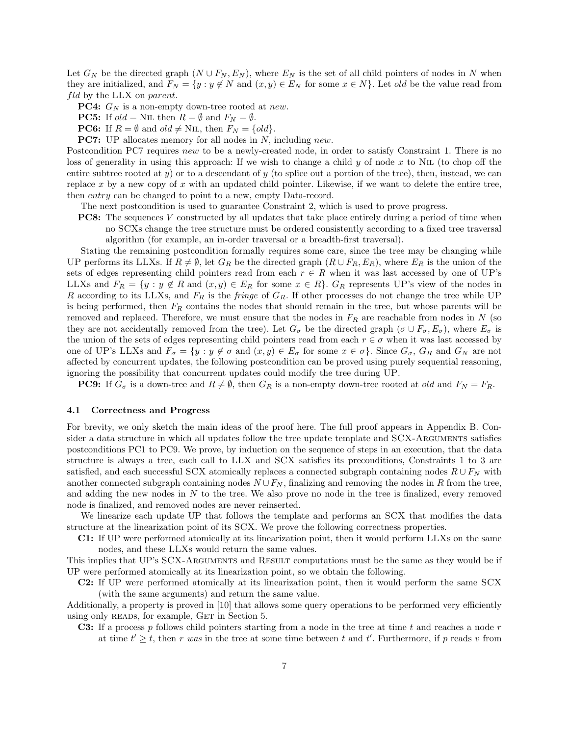Let $G_N$ be the directed graph $(N \cup F_N, E_N)$, where $E_N$ is the set of all child pointers of nodes in $N$ when they are initialized, and $F_N = \{y : y \notin N \text{ and } (x, y) \in E_N \text{ for some } x \in N\}$. Let *old* be the value read from *fld* by the LLX on *parent*.

**PC4:** $G_N$ is a non-empty down-tree rooted at *new*.

**PC5:** If *old* = NIL then $R = \emptyset$ and $F_N = \emptyset$.

**PC6:** If $R = \emptyset$ and *old* $\neq$ NIL, then $F_N = \{old\}$.

**PC7:** UP allocates memory for all nodes in $N$, including *new*.

Postcondition PC7 requires *new* to be a newly-created node, in order to satisfy Constraint 1. There is no loss of generality in using this approach: If we wish to change a child $y$ of node $x$ to NIL (to chop off the entire subtree rooted at $y$) or to a descendant of $y$ (to splice out a portion of the tree), then, instead, we can replace $x$ by a new copy of $x$ with an updated child pointer. Likewise, if we want to delete the entire tree, then *entry* can be changed to point to a new, empty Data-record.

The next postcondition is used to guarantee Constraint 2, which is used to prove progress.

**PC8:** The sequences $V$ constructed by all updates that take place entirely during a period of time when no SCXs change the tree structure must be ordered consistently according to a fixed tree traversal algorithm (for example, an in-order traversal or a breadth-first traversal).

Stating the remaining postcondition formally requires some care, since the tree may be changing while UP performs its LLXs. If $R \neq \emptyset$, let $G_R$ be the directed graph $(R \cup F_R, E_R)$, where $E_R$ is the union of the sets of edges representing child pointers read from each $r \in R$ when it was last accessed by one of UP's LLXs and $F_R = \{y : y \notin R \text{ and } (x, y) \in E_R \text{ for some } x \in R\}$. $G_R$ represents UP's view of the nodes in $R$ according to its LLXs, and $F_R$ is the *fringe* of $G_R$. If other processes do not change the tree while UP is being performed, then $F_R$ contains the nodes that should remain in the tree, but whose parents will be removed and replaced. Therefore, we must ensure that the nodes in $F_R$ are reachable from nodes in $N$ (so they are not accidentally removed from the tree). Let $G_\sigma$ be the directed graph $(\sigma \cup F_\sigma, E_\sigma)$, where $E_\sigma$ is the union of the sets of edges representing child pointers read from each $r \in \sigma$ when it was last accessed by one of UP's LLXs and $F_\sigma = \{y : y \notin \sigma \text{ and } (x, y) \in E_\sigma \text{ for some } x \in \sigma\}$. Since $G_\sigma$, $G_R$ and $G_N$ are not affected by concurrent updates, the following postcondition can be proved using purely sequential reasoning, ignoring the possibility that concurrent updates could modify the tree during UP.

**PC9:** If $G_\sigma$ is a down-tree and $R \neq \emptyset$, then $G_R$ is a non-empty down-tree rooted at *old* and $F_N = F_R$.

### 4.1 Correctness and Progress

For brevity, we only sketch the main ideas of the proof here. The full proof appears in Appendix B. Consider a data structure in which all updates follow the tree update template and SCX-ARGUMENTS satisfies postconditions PC1 to PC9. We prove, by induction on the sequence of steps in an execution, that the data structure is always a tree, each call to LLX and SCX satisfies its preconditions, Constraints 1 to 3 are satisfied, and each successful SCX atomically replaces a connected subgraph containing nodes $R \cup F_N$ with another connected subgraph containing nodes $N \cup F_N$, finalizing and removing the nodes in $R$ from the tree, and adding the new nodes in $N$ to the tree. We also prove no node in the tree is finalized, every removed node is finalized, and removed nodes are never reinserted.

We linearize each update UP that follows the template and performs an SCX that modifies the data structure at the linearization point of its SCX. We prove the following correctness properties.

**C1:** If UP were performed atomically at its linearization point, then it would perform LLXs on the same nodes, and these LLXs would return the same values.

This implies that UP's SCX-ARGUMENTS and RESULT computations must be the same as they would be if UP were performed atomically at its linearization point, so we obtain the following.

**C2:** If UP were performed atomically at its linearization point, then it would perform the same SCX (with the same arguments) and return the same value.

Additionally, a property is proved in [10] that allows some query operations to be performed very efficiently using only READs, for example, GET in Section 5.

**C3:** If a process $p$ follows child pointers starting from a node in the tree at time $t$ and reaches a node $r$ at time $t' \geq t$, then $r$ *was* in the tree at some time between $t$ and $t'$. Furthermore, if $p$ reads $v$ from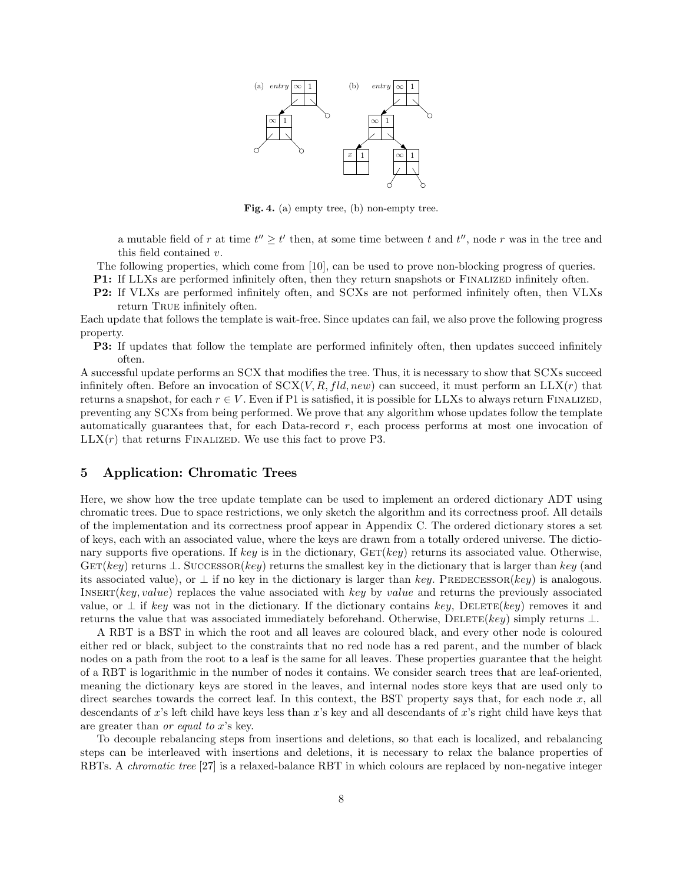**Fig. 4.** (a) empty tree, (b) non-empty tree.

a mutable field of $r$ at time $t'' \geq t'$ then, at some time between $t$ and $t''$, node $r$ was in the tree and this field contained $v$.

The following properties, which come from [10], can be used to prove non-blocking progress of queries.

**P1:** If LLXs are performed infinitely often, then they return snapshots or FINALIZED infinitely often.

**P2:** If VLXs are performed infinitely often, and SCXs are not performed infinitely often, then VLXs return TRUE infinitely often.

Each update that follows the template is wait-free. Since updates can fail, we also prove the following progress property.

**P3:** If updates that follow the template are performed infinitely often, then updates succeed infinitely often.

A successful update performs an SCX that modifies the tree. Thus, it is necessary to show that SCXs succeed infinitely often. Before an invocation of SCX($V, R, fld, new$) can succeed, it must perform an LLX($r$) that returns a snapshot, for each $r \in V$. Even if P1 is satisfied, it is possible for LLXs to always return FINALIZED, preventing any SCXs from being performed. We prove that any algorithm whose updates follow the template automatically guarantees that, for each Data-record $r$, each process performs at most one invocation of LLX($r$) that returns FINALIZED. We use this fact to prove P3.

## 5 Application: Chromatic Trees

Here, we show how the tree update template can be used to implement an ordered dictionary ADT using chromatic trees. Due to space restrictions, we only sketch the algorithm and its correctness proof. All details of the implementation and its correctness proof appear in Appendix C. The ordered dictionary stores a set of keys, each with an associated value, where the keys are drawn from a totally ordered universe. The dictionary supports five operations. If *key* is in the dictionary, GET(*key*) returns its associated value. Otherwise, GET(*key*) returns $\perp$. SUCCESSOR(*key*) returns the smallest key in the dictionary that is larger than *key* (and its associated value), or $\perp$ if no key in the dictionary is larger than *key*. PREDECESSOR(*key*) is analogous. INSERT(*key*, *value*) replaces the value associated with *key* by *value* and returns the previously associated value, or $\perp$ if *key* was not in the dictionary. If the dictionary contains *key*, DELETE(*key*) removes it and returns the value that was associated immediately beforehand. Otherwise, DELETE(*key*) simply returns $\perp$.

A RBT is a BST in which the root and all leaves are coloured black, and every other node is coloured either red or black, subject to the constraints that no red node has a red parent, and the number of black nodes on a path from the root to a leaf is the same for all leaves. These properties guarantee that the height of a RBT is logarithmic in the number of nodes it contains. We consider search trees that are leaf-oriented, meaning the dictionary keys are stored in the leaves, and internal nodes store keys that are used only to direct searches towards the correct leaf. In this context, the BST property says that, for each node $x$, all descendants of $x$'s left child have keys less than $x$'s key and all descendants of $x$'s right child have keys that are greater than *or equal to* $x$'s key.

To decouple rebalancing steps from insertions and deletions, so that each is localized, and rebalancing steps can be interleaved with insertions and deletions, it is necessary to relax the balance properties of RBTs. A *chromatic tree* [27] is a relaxed-balance RBT in which colours are replaced by non-negative integer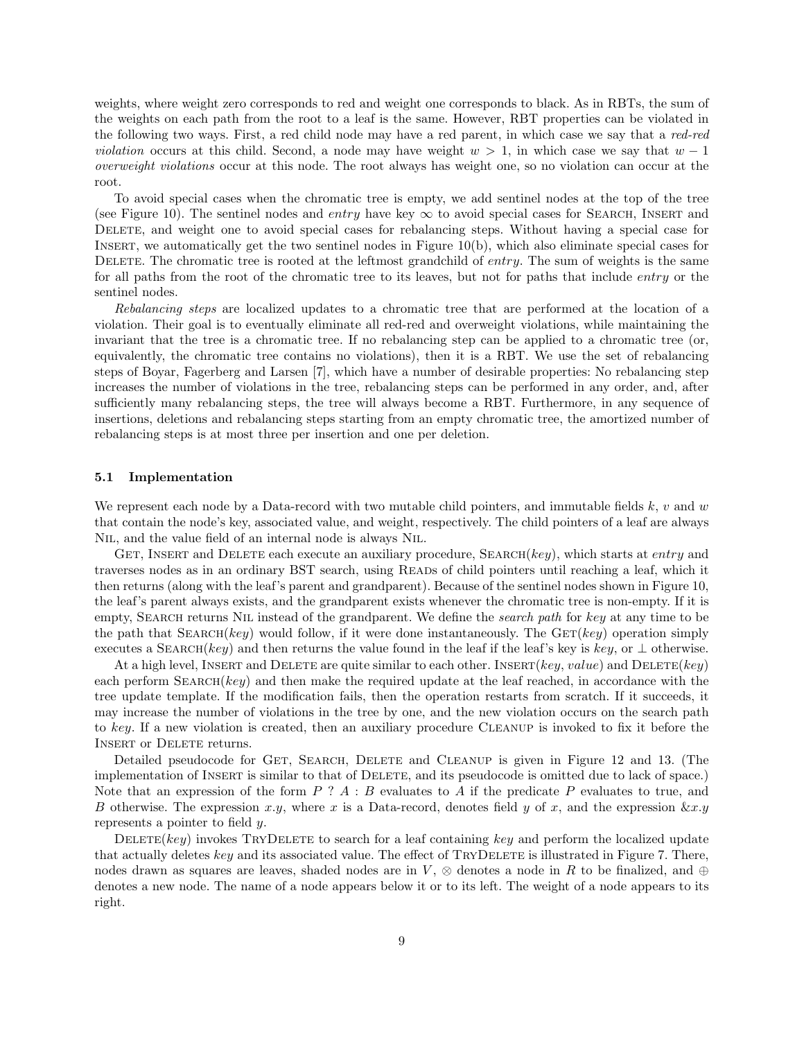weights, where weight zero corresponds to red and weight one corresponds to black. As in RBTs, the sum of the weights on each path from the root to a leaf is the same. However, RBT properties can be violated in the following two ways. First, a red child node may have a red parent, in which case we say that a *red-red violation* occurs at this child. Second, a node may have weight $w > 1$, in which case we say that $w - 1$ *overweight violations* occur at this node. The root always has weight one, so no violation can occur at the root.

To avoid special cases when the chromatic tree is empty, we add sentinel nodes at the top of the tree (see Figure 10). The sentinel nodes and *entry* have key $\infty$ to avoid special cases for Search, Insert and Delete, and weight one to avoid special cases for rebalancing steps. Without having a special case for Insert, we automatically get the two sentinel nodes in Figure 10(b), which also eliminate special cases for Delete. The chromatic tree is rooted at the leftmost grandchild of *entry*. The sum of weights is the same for all paths from the root of the chromatic tree to its leaves, but not for paths that include *entry* or the sentinel nodes.

*Rebalancing steps* are localized updates to a chromatic tree that are performed at the location of a violation. Their goal is to eventually eliminate all red-red and overweight violations, while maintaining the invariant that the tree is a chromatic tree. If no rebalancing step can be applied to a chromatic tree (or, equivalently, the chromatic tree contains no violations), then it is a RBT. We use the set of rebalancing steps of Boyar, Fagerberg and Larsen [7], which have a number of desirable properties: No rebalancing step increases the number of violations in the tree, rebalancing steps can be performed in any order, and, after sufficiently many rebalancing steps, the tree will always become a RBT. Furthermore, in any sequence of insertions, deletions and rebalancing steps starting from an empty chromatic tree, the amortized number of rebalancing steps is at most three per insertion and one per deletion.

### 5.1 Implementation

We represent each node by a Data-record with two mutable child pointers, and immutable fields $k$, $v$ and $w$ that contain the node's key, associated value, and weight, respectively. The child pointers of a leaf are always Nil, and the value field of an internal node is always Nil.

Get, Insert and Delete each execute an auxiliary procedure, Search(*key*), which starts at *entry* and traverses nodes as in an ordinary BST search, using Reads of child pointers until reaching a leaf, which it then returns (along with the leaf's parent and grandparent). Because of the sentinel nodes shown in Figure 10, the leaf's parent always exists, and the grandparent exists whenever the chromatic tree is non-empty. If it is empty, Search returns Nil instead of the grandparent. We define the *search path* for *key* at any time to be the path that Search(*key*) would follow, if it were done instantaneously. The Get(*key*) operation simply executes a Search(*key*) and then returns the value found in the leaf if the leaf's key is *key*, or $\bot$ otherwise.

At a high level, Insert and Delete are quite similar to each other. Insert(*key*, *value*) and Delete(*key*) each perform Search(*key*) and then make the required update at the leaf reached, in accordance with the tree update template. If the modification fails, then the operation restarts from scratch. If it succeeds, it may increase the number of violations in the tree by one, and the new violation occurs on the search path to *key*. If a new violation is created, then an auxiliary procedure Cleanup is invoked to fix it before the Insert or Delete returns.

Detailed pseudocode for Get, Search, Delete and Cleanup is given in Figure 12 and 13. (The implementation of Insert is similar to that of Delete, and its pseudocode is omitted due to lack of space.) Note that an expression of the form $P$ ? $A$ : $B$ evaluates to $A$ if the predicate $P$ evaluates to true, and $B$ otherwise. The expression $x.y$, where $x$ is a Data-record, denotes field $y$ of $x$, and the expression $\&x.y$ represents a pointer to field $y$.

Delete(*key*) invokes TryDelete to search for a leaf containing *key* and perform the localized update that actually deletes *key* and its associated value. The effect of TryDelete is illustrated in Figure 7. There, nodes drawn as squares are leaves, shaded nodes are in $V$, $\otimes$ denotes a node in $R$ to be finalized, and $\oplus$ denotes a new node. The name of a node appears below it or to its left. The weight of a node appears to its right.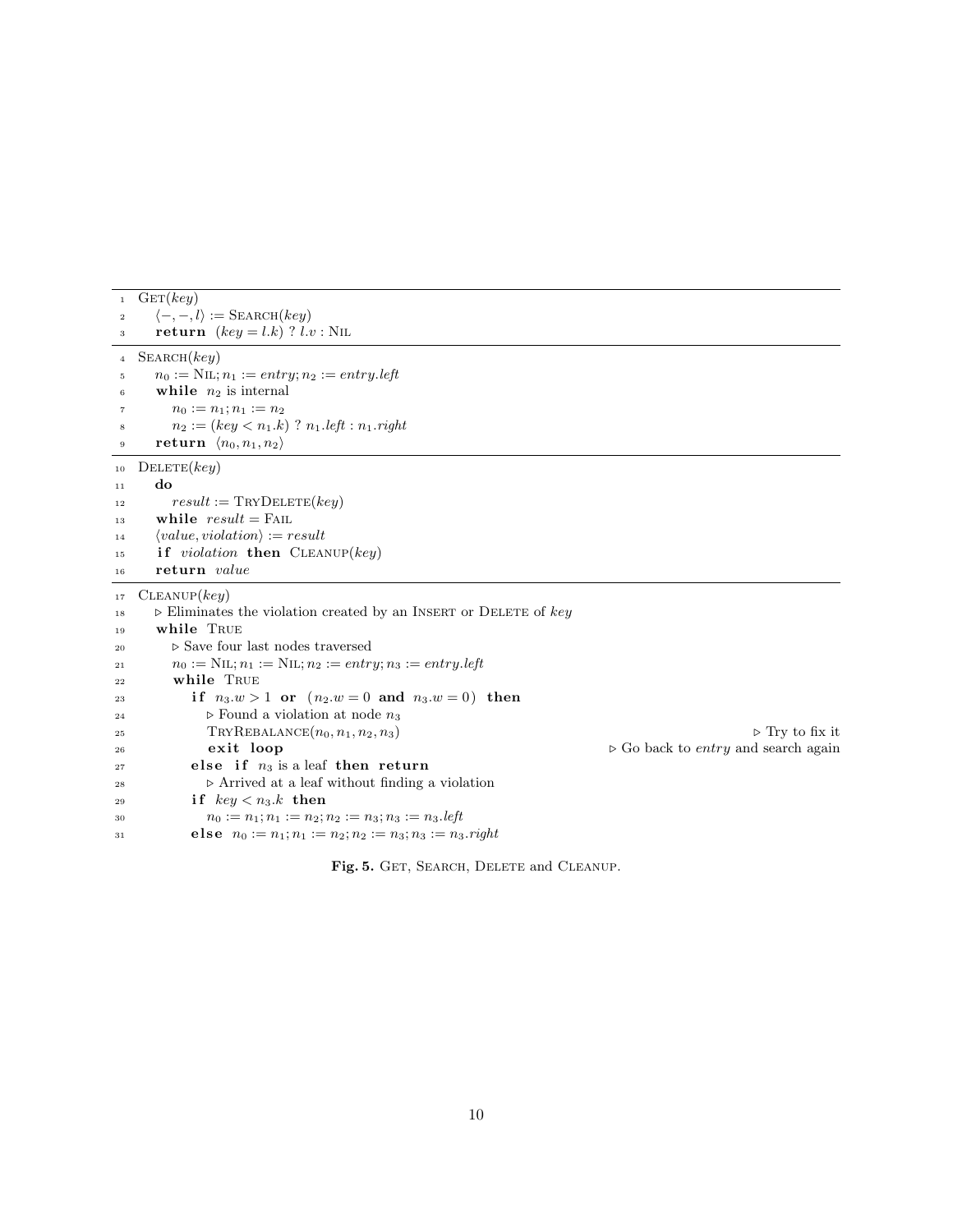```
1   Get(key)
2     ⟨−, −, l⟩ := Search(key)
3     return (key = l.k) ? l.v : Nil

4   Search(key)
5     n0 := Nil; n1 := entry; n2 := entry.left
6     while n2 is internal
7       n0 := n1; n1 := n2
8       n2 := (key < n1.k) ? n1.left : n1.right
9     return ⟨n0, n1, n2⟩

10  Delete(key)
11    do
12      result := TryDelete(key)
13    while result = Fail
14    ⟨value, violation⟩ := result
15    if violation then Cleanup(key)
16    return value

17  Cleanup(key)
18    ▷ Eliminates the violation created by an Insert or Delete of key
19    while True
20      ▷ Save four last nodes traversed
21      n0 := Nil; n1 := Nil; n2 := entry; n3 := entry.left
22      while True
23        if n3.w > 1 or (n2.w = 0 and n3.w = 0) then
24          ▷ Found a violation at node n3
25          TryRebalance(n0, n1, n2, n3)                      ▷ Try to fix it
26          exit loop                       ▷ Go back to entry and search again
27        else if n3 is a leaf then return
28          ▷ Arrived at a leaf without finding a violation
29        if key < n3.k then
30          n0 := n1; n1 := n2; n2 := n3; n3 := n3.left
31        else n0 := n1; n1 := n2; n2 := n3; n3 := n3.right
```

**Fig. 5.** Get, Search, Delete and Cleanup.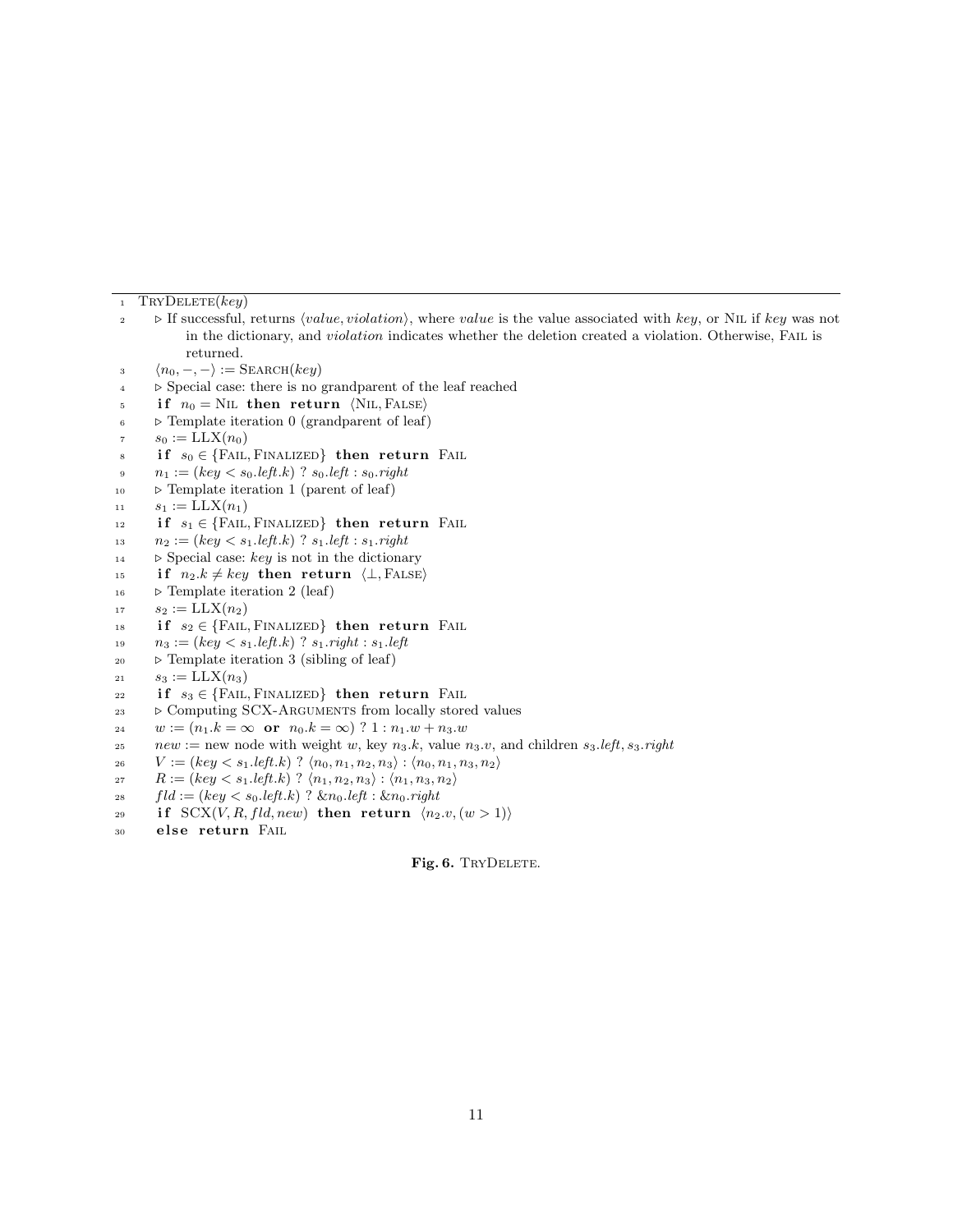```
1   TryDelete(key)
2     ▷ If successful, returns ⟨value, violation⟩, where value is the value associated with key, or Nil if key was not
          in the dictionary, and violation indicates whether the deletion created a violation. Otherwise, Fail is
          returned.
3     ⟨n0, −, −⟩ := Search(key)
4     ▷ Special case: there is no grandparent of the leaf reached
5     if n0 = Nil then return ⟨Nil, False⟩
6     ▷ Template iteration 0 (grandparent of leaf)
7     s0 := LLX(n0)
8     if s0 ∈ {Fail, Finalized} then return Fail
9     n1 := (key < s0.left.k) ? s0.left : s0.right
10    ▷ Template iteration 1 (parent of leaf)
11    s1 := LLX(n1)
12    if s1 ∈ {Fail, Finalized} then return Fail
13    n2 := (key < s1.left.k) ? s1.left : s1.right
14    ▷ Special case: key is not in the dictionary
15    if n2.k ≠ key then return ⟨⊥, False⟩
16    ▷ Template iteration 2 (leaf)
17    s2 := LLX(n2)
18    if s2 ∈ {Fail, Finalized} then return Fail
19    n3 := (key < s1.left.k) ? s1.right : s1.left
20    ▷ Template iteration 3 (sibling of leaf)
21    s3 := LLX(n3)
22    if s3 ∈ {Fail, Finalized} then return Fail
23    ▷ Computing SCX-Arguments from locally stored values
24    w := (n1.k = ∞ or n0.k = ∞) ? 1 : n1.w + n3.w
25    new := new node with weight w, key n3.k, value n3.v, and children s3.left, s3.right
26    V := (key < s1.left.k) ? ⟨n0, n1, n2, n3⟩ : ⟨n0, n1, n3, n2⟩
27    R := (key < s1.left.k) ? ⟨n1, n2, n3⟩ : ⟨n1, n3, n2⟩
28    fld := (key < s0.left.k) ? &n0.left : &n0.right
29    if SCX(V, R, fld, new) then return ⟨n2.v, (w > 1)⟩
30    else return Fail
```

**Fig. 6.** TryDelete.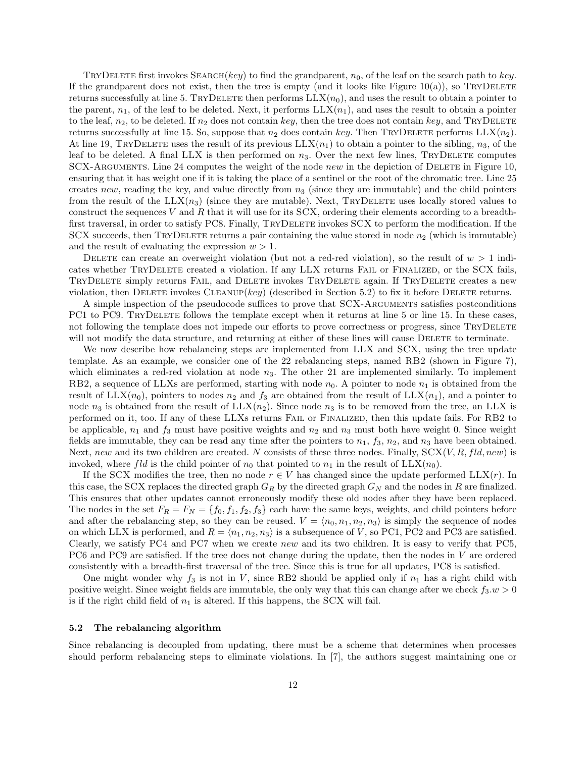TryDelete first invokes Search($key$) to find the grandparent, $n_0$, of the leaf on the search path to $key$. If the grandparent does not exist, then the tree is empty (and it looks like Figure 10(a)), so TryDelete returns successfully at line 5. TryDelete then performs LLX($n_0$), and uses the result to obtain a pointer to the parent, $n_1$, of the leaf to be deleted. Next, it performs LLX($n_1$), and uses the result to obtain a pointer to the leaf, $n_2$, to be deleted. If $n_2$ does not contain $key$, then the tree does not contain $key$, and TryDelete returns successfully at line 15. So, suppose that $n_2$ does contain $key$. Then TryDelete performs LLX($n_2$). At line 19, TryDelete uses the result of its previous LLX($n_1$) to obtain a pointer to the sibling, $n_3$, of the leaf to be deleted. A final LLX is then performed on $n_3$. Over the next few lines, TryDelete computes SCX-Arguments. Line 24 computes the weight of the node $new$ in the depiction of Delete in Figure 10, ensuring that it has weight one if it is taking the place of a sentinel or the root of the chromatic tree. Line 25 creates $new$, reading the key, and value directly from $n_3$ (since they are immutable) and the child pointers from the result of the LLX($n_3$) (since they are mutable). Next, TryDelete uses locally stored values to construct the sequences $V$ and $R$ that it will use for its SCX, ordering their elements according to a breadth-first traversal, in order to satisfy PC8. Finally, TryDelete invokes SCX to perform the modification. If the SCX succeeds, then TryDelete returns a pair containing the value stored in node $n_2$ (which is immutable) and the result of evaluating the expression $w > 1$.

Delete can create an overweight violation (but not a red-red violation), so the result of $w > 1$ indicates whether TryDelete created a violation. If any LLX returns Fail or Finalized, or the SCX fails, TryDelete simply returns Fail, and Delete invokes TryDelete again. If TryDelete creates a new violation, then Delete invokes Cleanup($key$) (described in Section 5.2) to fix it before Delete returns.

A simple inspection of the pseudocode suffices to prove that SCX-Arguments satisfies postconditions PC1 to PC9. TryDelete follows the template except when it returns at line 5 or line 15. In these cases, not following the template does not impede our efforts to prove correctness or progress, since TryDelete will not modify the data structure, and returning at either of these lines will cause Delete to terminate.

We now describe how rebalancing steps are implemented from LLX and SCX, using the tree update template. As an example, we consider one of the 22 rebalancing steps, named RB2 (shown in Figure 7), which eliminates a red-red violation at node $n_3$. The other 21 are implemented similarly. To implement RB2, a sequence of LLXs are performed, starting with node $n_0$. A pointer to node $n_1$ is obtained from the result of LLX($n_0$), pointers to nodes $n_2$ and $f_3$ are obtained from the result of LLX($n_1$), and a pointer to node $n_3$ is obtained from the result of LLX($n_2$). Since node $n_3$ is to be removed from the tree, an LLX is performed on it, too. If any of these LLXs returns Fail or Finalized, then this update fails. For RB2 to be applicable, $n_1$ and $f_3$ must have positive weights and $n_2$ and $n_3$ must both have weight 0. Since weight fields are immutable, they can be read any time after the pointers to $n_1$, $f_3$, $n_2$, and $n_3$ have been obtained. Next, $new$ and its two children are created. $N$ consists of these three nodes. Finally, SCX($V, R, fld, new$) is invoked, where $fld$ is the child pointer of $n_0$ that pointed to $n_1$ in the result of LLX($n_0$).

If the SCX modifies the tree, then no node $r \in V$ has changed since the update performed LLX($r$). In this case, the SCX replaces the directed graph $G_R$ by the directed graph $G_N$ and the nodes in $R$ are finalized. This ensures that other updates cannot erroneously modify these old nodes after they have been replaced. The nodes in the set $F_R = F_N = \{f_0, f_1, f_2, f_3\}$ each have the same keys, weights, and child pointers before and after the rebalancing step, so they can be reused. $V = \langle n_0, n_1, n_2, n_3 \rangle$ is simply the sequence of nodes on which LLX is performed, and $R = \langle n_1, n_2, n_3 \rangle$ is a subsequence of $V$, so PC1, PC2 and PC3 are satisfied. Clearly, we satisfy PC4 and PC7 when we create $new$ and its two children. It is easy to verify that PC5, PC6 and PC9 are satisfied. If the tree does not change during the update, then the nodes in $V$ are ordered consistently with a breadth-first traversal of the tree. Since this is true for all updates, PC8 is satisfied.

One might wonder why $f_3$ is not in $V$, since RB2 should be applied only if $n_1$ has a right child with positive weight. Since weight fields are immutable, the only way that this can change after we check $f_3.w > 0$ is if the right child field of $n_1$ is altered. If this happens, the SCX will fail.

### 5.2 The rebalancing algorithm

Since rebalancing is decoupled from updating, there must be a scheme that determines when processes should perform rebalancing steps to eliminate violations. In [7], the authors suggest maintaining one or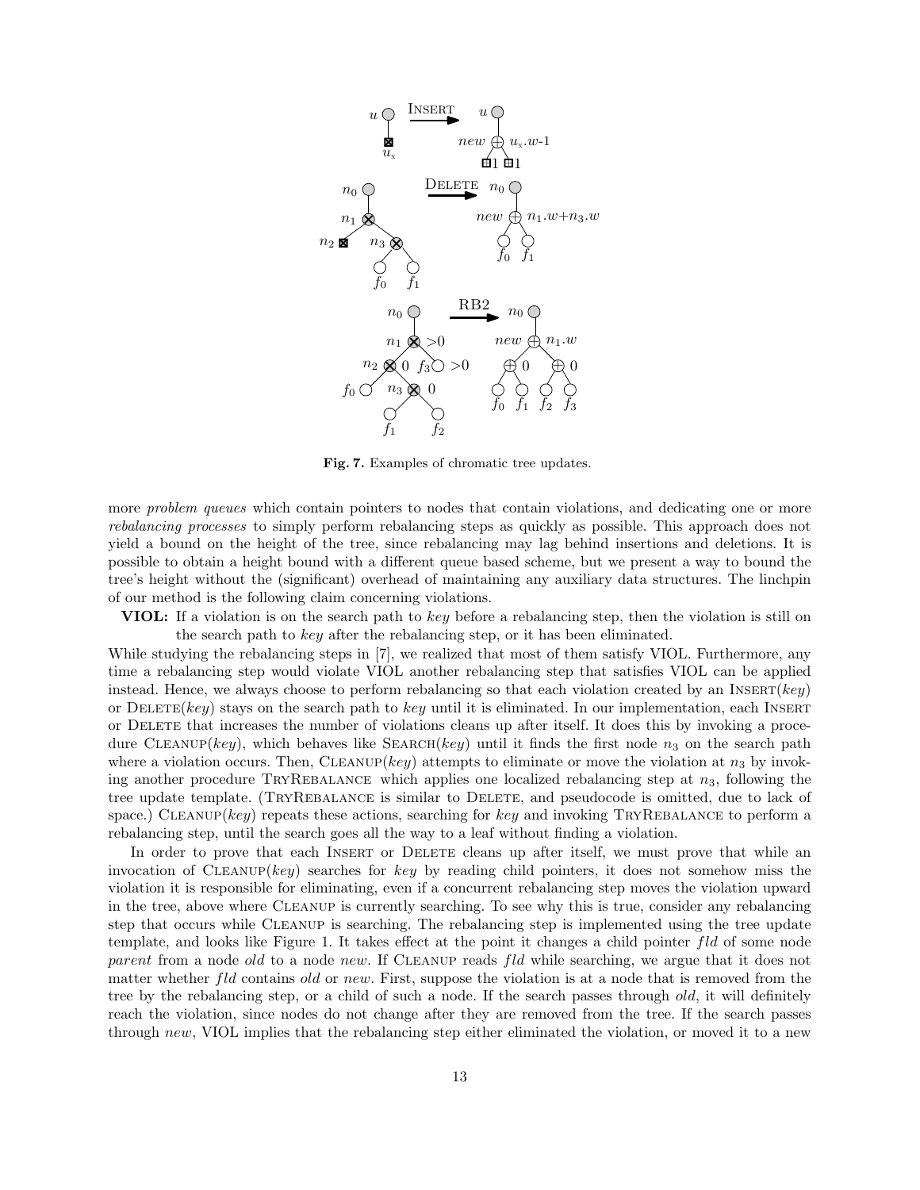Fig. 7. Examples of chromatic tree updates.

more *problem queues* which contain pointers to nodes that contain violations, and dedicating one or more *rebalancing processes* to simply perform rebalancing steps as quickly as possible. This approach does not yield a bound on the height of the tree, since rebalancing may lag behind insertions and deletions. It is possible to obtain a height bound with a different queue based scheme, but we present a way to bound the tree's height without the (significant) overhead of maintaining any auxiliary data structures. The linchpin of our method is the following claim concerning violations.

**VIOL:** If a violation is on the search path to *key* before a rebalancing step, then the violation is still on the search path to *key* after the rebalancing step, or it has been eliminated.

While studying the rebalancing steps in [7], we realized that most of them satisfy VIOL. Furthermore, any time a rebalancing step would violate VIOL another rebalancing step that satisfies VIOL can be applied instead. Hence, we always choose to perform rebalancing so that each violation created by an INSERT(*key*) or DELETE(*key*) stays on the search path to *key* until it is eliminated. In our implementation, each INSERT or DELETE that increases the number of violations cleans up after itself. It does this by invoking a procedure CLEANUP(*key*), which behaves like SEARCH(*key*) until it finds the first node $n_3$ on the search path where a violation occurs. Then, CLEANUP(*key*) attempts to eliminate or move the violation at $n_3$ by invoking another procedure TRYREBALANCE which applies one localized rebalancing step at $n_3$, following the tree update template. (TRYREBALANCE is similar to DELETE, and pseudocode is omitted, due to lack of space.) CLEANUP(*key*) repeats these actions, searching for *key* and invoking TRYREBALANCE to perform a rebalancing step, until the search goes all the way to a leaf without finding a violation.

In order to prove that each INSERT or DELETE cleans up after itself, we must prove that while an invocation of CLEANUP(*key*) searches for *key* by reading child pointers, it does not somehow miss the violation it is responsible for eliminating, even if a concurrent rebalancing step moves the violation upward in the tree, above where CLEANUP is currently searching. To see why this is true, consider any rebalancing step that occurs while CLEANUP is searching. The rebalancing step is implemented using the tree update template, and looks like Figure 1. It takes effect at the point it changes a child pointer *fld* of some node *parent* from a node *old* to a node *new*. If CLEANUP reads *fld* while searching, we argue that it does not matter whether *fld* contains *old* or *new*. First, suppose the violation is at a node that is removed from the tree by the rebalancing step, or a child of such a node. If the search passes through *old*, it will definitely reach the violation, since nodes do not change after they are removed from the tree. If the search passes through *new*, VIOL implies that the rebalancing step either eliminated the violation, or moved it to a new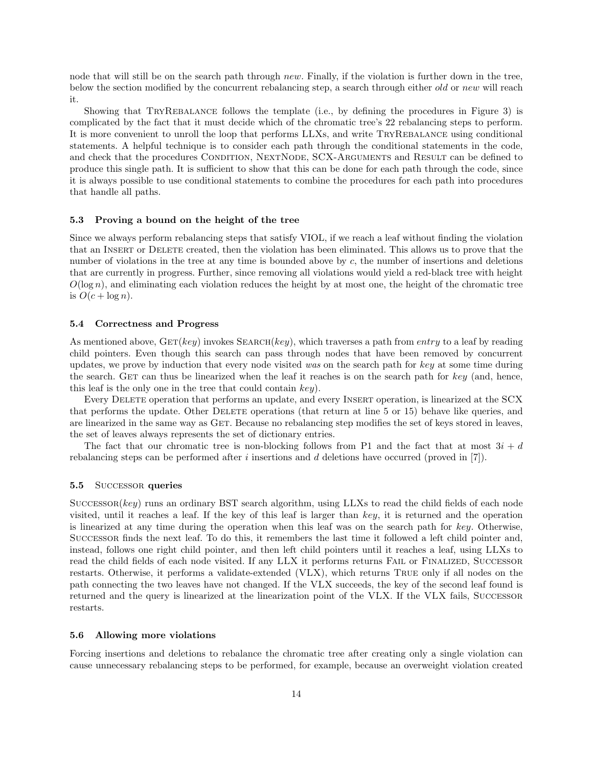node that will still be on the search path through *new*. Finally, if the violation is further down in the tree, below the section modified by the concurrent rebalancing step, a search through either *old* or *new* will reach it.

Showing that TryRebalance follows the template (i.e., by defining the procedures in Figure 3) is complicated by the fact that it must decide which of the chromatic tree's 22 rebalancing steps to perform. It is more convenient to unroll the loop that performs LLXs, and write TryRebalance using conditional statements. A helpful technique is to consider each path through the conditional statements in the code, and check that the procedures Condition, NextNode, SCX-Arguments and Result can be defined to produce this single path. It is sufficient to show that this can be done for each path through the code, since it is always possible to use conditional statements to combine the procedures for each path into procedures that handle all paths.

### 5.3 Proving a bound on the height of the tree

Since we always perform rebalancing steps that satisfy VIOL, if we reach a leaf without finding the violation that an Insert or Delete created, then the violation has been eliminated. This allows us to prove that the number of violations in the tree at any time is bounded above by $c$, the number of insertions and deletions that are currently in progress. Further, since removing all violations would yield a red-black tree with height $O(\log n)$, and eliminating each violation reduces the height by at most one, the height of the chromatic tree is $O(c + \log n)$.

### 5.4 Correctness and Progress

As mentioned above, Get(*key*) invokes Search(*key*), which traverses a path from *entry* to a leaf by reading child pointers. Even though this search can pass through nodes that have been removed by concurrent updates, we prove by induction that every node visited *was* on the search path for *key* at some time during the search. Get can thus be linearized when the leaf it reaches is on the search path for *key* (and, hence, this leaf is the only one in the tree that could contain *key*).

Every Delete operation that performs an update, and every Insert operation, is linearized at the SCX that performs the update. Other Delete operations (that return at line 5 or 15) behave like queries, and are linearized in the same way as Get. Because no rebalancing step modifies the set of keys stored in leaves, the set of leaves always represents the set of dictionary entries.

The fact that our chromatic tree is non-blocking follows from P1 and the fact that at most $3i + d$ rebalancing steps can be performed after $i$ insertions and $d$ deletions have occurred (proved in [7]).

### 5.5 Successor queries

Successor(*key*) runs an ordinary BST search algorithm, using LLXs to read the child fields of each node visited, until it reaches a leaf. If the key of this leaf is larger than *key*, it is returned and the operation is linearized at any time during the operation when this leaf was on the search path for *key*. Otherwise, Successor finds the next leaf. To do this, it remembers the last time it followed a left child pointer and, instead, follows one right child pointer, and then left child pointers until it reaches a leaf, using LLXs to read the child fields of each node visited. If any LLX it performs returns Fail or Finalized, Successor restarts. Otherwise, it performs a validate-extended (VLX), which returns True only if all nodes on the path connecting the two leaves have not changed. If the VLX succeeds, the key of the second leaf found is returned and the query is linearized at the linearization point of the VLX. If the VLX fails, Successor restarts.

### 5.6 Allowing more violations

Forcing insertions and deletions to rebalance the chromatic tree after creating only a single violation can cause unnecessary rebalancing steps to be performed, for example, because an overweight violation created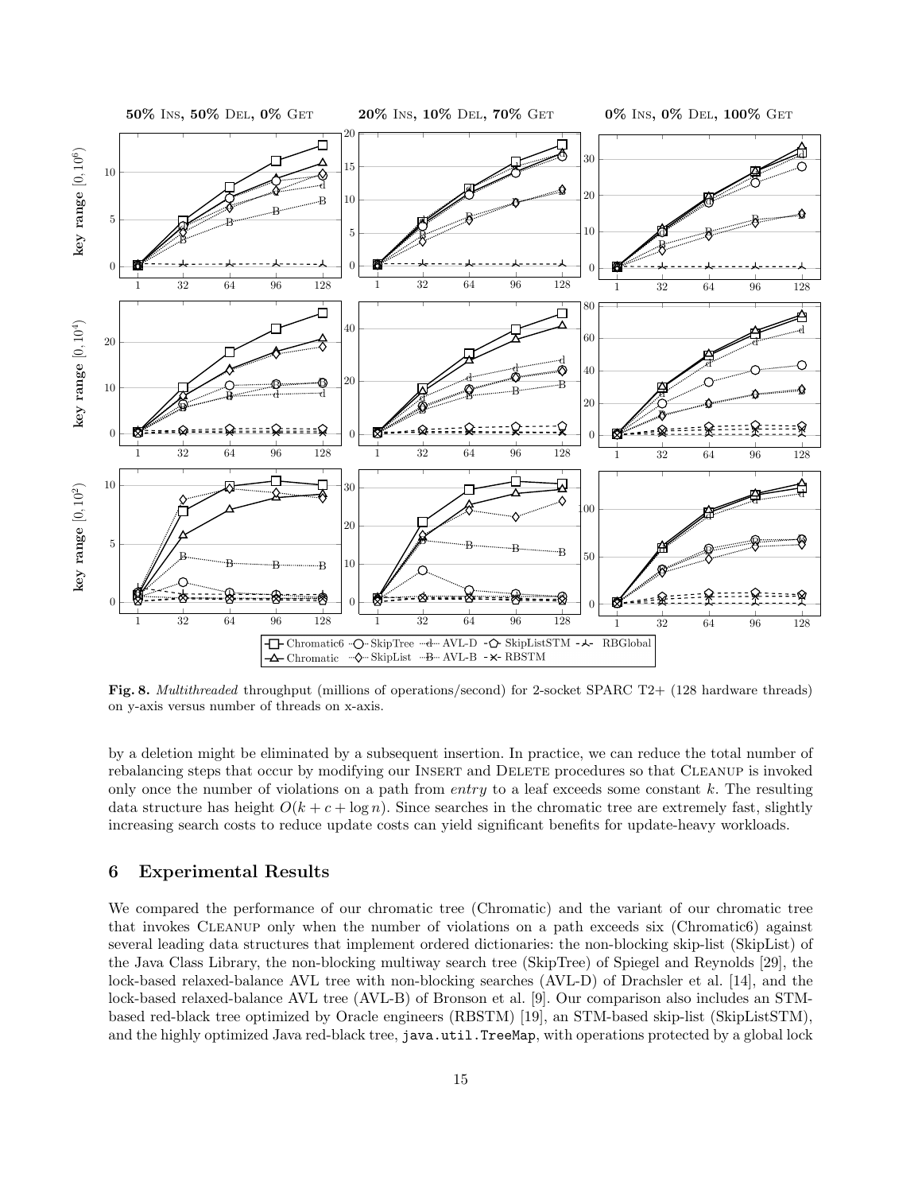**Fig. 8.** *Multithreaded* throughput (millions of operations/second) for 2-socket SPARC T2+ (128 hardware threads) on y-axis versus number of threads on x-axis.

by a deletion might be eliminated by a subsequent insertion. In practice, we can reduce the total number of rebalancing steps that occur by modifying our INSERT and DELETE procedures so that CLEANUP is invoked only once the number of violations on a path from *entry* to a leaf exceeds some constant $k$. The resulting data structure has height $O(k + c + \log n)$. Since searches in the chromatic tree are extremely fast, slightly increasing search costs to reduce update costs can yield significant benefits for update-heavy workloads.

## 6 Experimental Results

We compared the performance of our chromatic tree (Chromatic) and the variant of our chromatic tree that invokes CLEANUP only when the number of violations on a path exceeds six (Chromatic6) against several leading data structures that implement ordered dictionaries: the non-blocking skip-list (SkipList) of the Java Class Library, the non-blocking multiway search tree (SkipTree) of Spiegel and Reynolds [29], the lock-based relaxed-balance AVL tree with non-blocking searches (AVL-D) of Drachsler et al. [14], and the lock-based relaxed-balance AVL tree (AVL-B) of Bronson et al. [9]. Our comparison also includes an STM-based red-black tree optimized by Oracle engineers (RBSTM) [19], an STM-based skip-list (SkipListSTM), and the highly optimized Java red-black tree, `java.util.TreeMap`, with operations protected by a global lock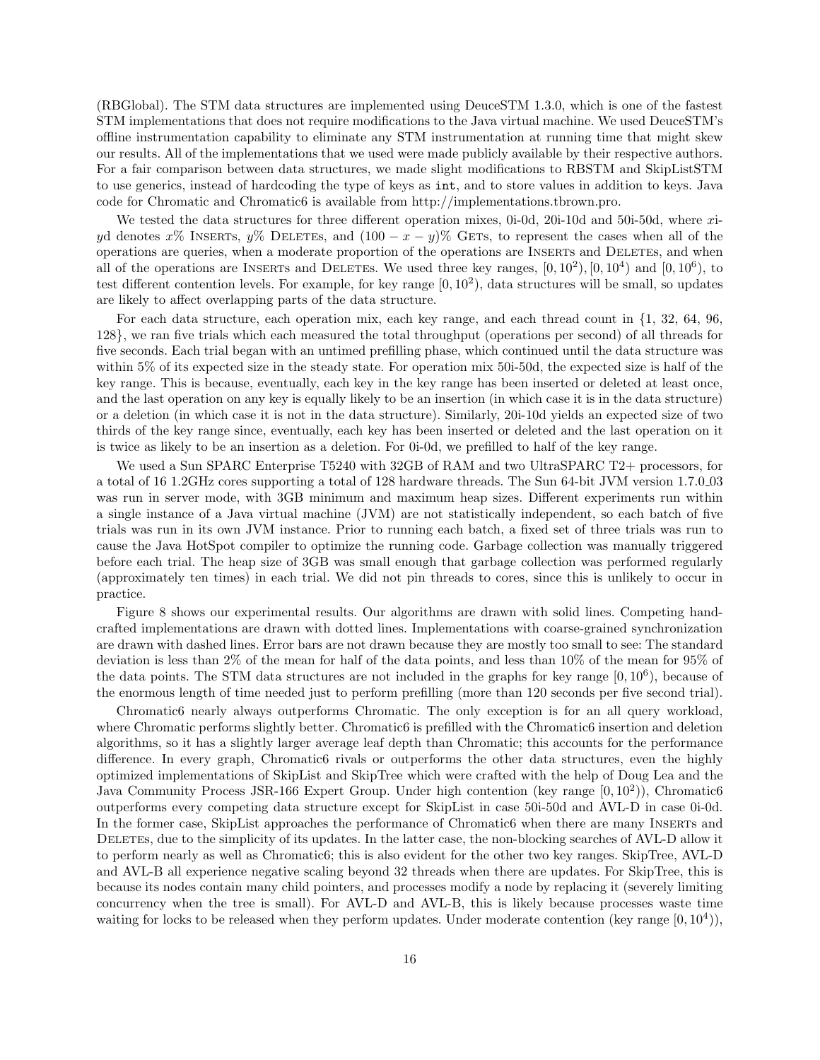(RBGlobal). The STM data structures are implemented using DeuceSTM 1.3.0, which is one of the fastest STM implementations that does not require modifications to the Java virtual machine. We used DeuceSTM's offline instrumentation capability to eliminate any STM instrumentation at running time that might skew our results. All of the implementations that we used were made publicly available by their respective authors. For a fair comparison between data structures, we made slight modifications to RBSTM and SkipListSTM to use generics, instead of hardcoding the type of keys as `int`, and to store values in addition to keys. Java code for Chromatic and Chromatic6 is available from http://implementations.tbrown.pro.

We tested the data structures for three different operation mixes, 0i-0d, 20i-10d and 50i-50d, where $x$i-$y$d denotes $x$% Inserts, $y$% Deletes, and $(100 - x - y)$% Gets, to represent the cases when all of the operations are queries, when a moderate proportion of the operations are Inserts and Deletes, and when all of the operations are Inserts and Deletes. We used three key ranges, $[0, 10^2), [0, 10^4)$ and $[0, 10^6)$, to test different contention levels. For example, for key range $[0, 10^2)$, data structures will be small, so updates are likely to affect overlapping parts of the data structure.

For each data structure, each operation mix, each key range, and each thread count in {1, 32, 64, 96, 128}, we ran five trials which each measured the total throughput (operations per second) of all threads for five seconds. Each trial began with an untimed prefilling phase, which continued until the data structure was within 5% of its expected size in the steady state. For operation mix 50i-50d, the expected size is half of the key range. This is because, eventually, each key in the key range has been inserted or deleted at least once, and the last operation on any key is equally likely to be an insertion (in which case it is in the data structure) or a deletion (in which case it is not in the data structure). Similarly, 20i-10d yields an expected size of two thirds of the key range since, eventually, each key has been inserted or deleted and the last operation on it is twice as likely to be an insertion as a deletion. For 0i-0d, we prefilled to half of the key range.

We used a Sun SPARC Enterprise T5240 with 32GB of RAM and two UltraSPARC T2+ processors, for a total of 16 1.2GHz cores supporting a total of 128 hardware threads. The Sun 64-bit JVM version 1.7.0_03 was run in server mode, with 3GB minimum and maximum heap sizes. Different experiments run within a single instance of a Java virtual machine (JVM) are not statistically independent, so each batch of five trials was run in its own JVM instance. Prior to running each batch, a fixed set of three trials was run to cause the Java HotSpot compiler to optimize the running code. Garbage collection was manually triggered before each trial. The heap size of 3GB was small enough that garbage collection was performed regularly (approximately ten times) in each trial. We did not pin threads to cores, since this is unlikely to occur in practice.

Figure 8 shows our experimental results. Our algorithms are drawn with solid lines. Competing handcrafted implementations are drawn with dotted lines. Implementations with coarse-grained synchronization are drawn with dashed lines. Error bars are not drawn because they are mostly too small to see: The standard deviation is less than 2% of the mean for half of the data points, and less than 10% of the mean for 95% of the data points. The STM data structures are not included in the graphs for key range $[0, 10^6)$, because of the enormous length of time needed just to perform prefilling (more than 120 seconds per five second trial).

Chromatic6 nearly always outperforms Chromatic. The only exception is for an all query workload, where Chromatic performs slightly better. Chromatic6 is prefilled with the Chromatic6 insertion and deletion algorithms, so it has a slightly larger average leaf depth than Chromatic; this accounts for the performance difference. In every graph, Chromatic6 rivals or outperforms the other data structures, even the highly optimized implementations of SkipList and SkipTree which were crafted with the help of Doug Lea and the Java Community Process JSR-166 Expert Group. Under high contention (key range $[0, 10^2)$), Chromatic6 outperforms every competing data structure except for SkipList in case 50i-50d and AVL-D in case 0i-0d. In the former case, SkipList approaches the performance of Chromatic6 when there are many Inserts and Deletes, due to the simplicity of its updates. In the latter case, the non-blocking searches of AVL-D allow it to perform nearly as well as Chromatic6; this is also evident for the other two key ranges. SkipTree, AVL-D and AVL-B all experience negative scaling beyond 32 threads when there are updates. For SkipTree, this is because its nodes contain many child pointers, and processes modify a node by replacing it (severely limiting concurrency when the tree is small). For AVL-D and AVL-B, this is likely because processes waste time waiting for locks to be released when they perform updates. Under moderate contention (key range $[0, 10^4)$),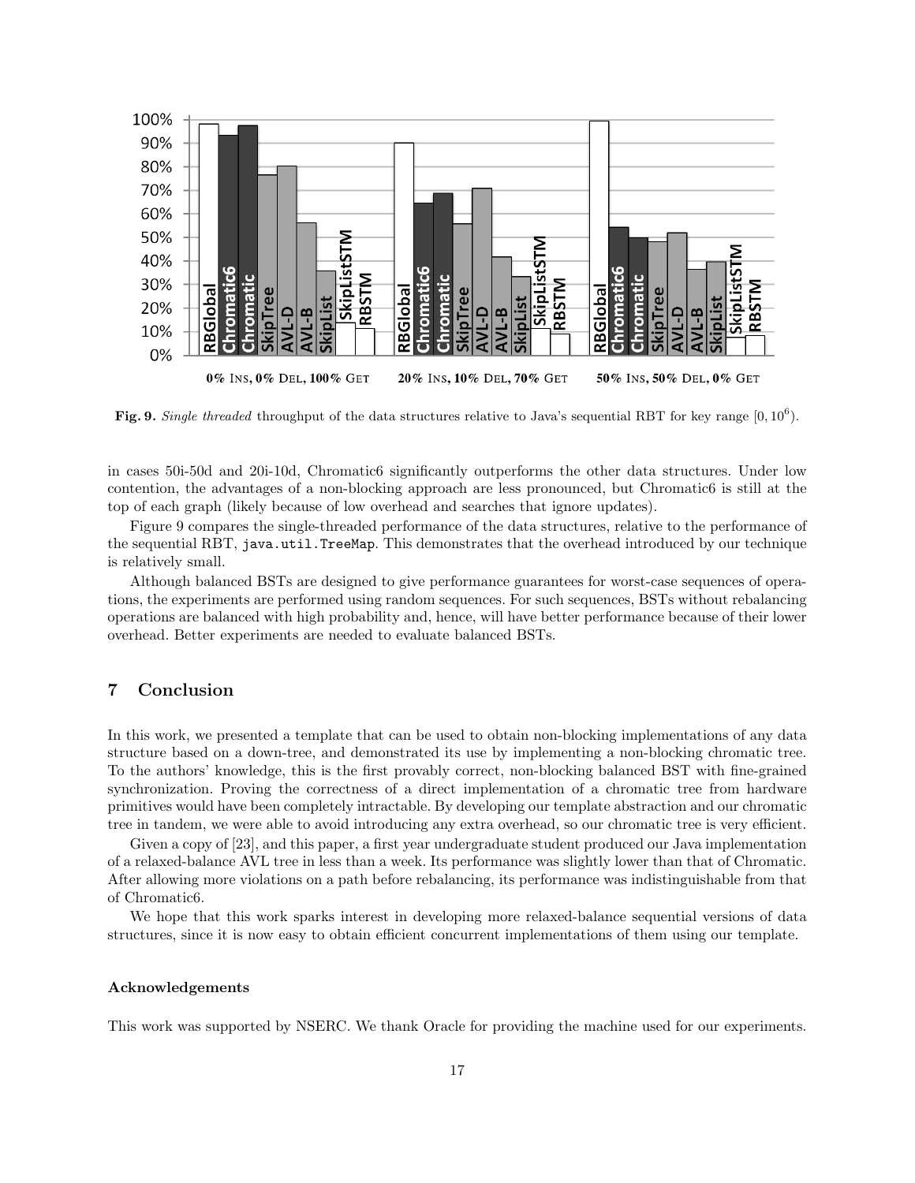**Fig. 9.** *Single threaded* throughput of the data structures relative to Java's sequential RBT for key range $[0, 10^6)$.

in cases 50i-50d and 20i-10d, Chromatic6 significantly outperforms the other data structures. Under low contention, the advantages of a non-blocking approach are less pronounced, but Chromatic6 is still at the top of each graph (likely because of low overhead and searches that ignore updates).

Figure 9 compares the single-threaded performance of the data structures, relative to the performance of the sequential RBT, `java.util.TreeMap`. This demonstrates that the overhead introduced by our technique is relatively small.

Although balanced BSTs are designed to give performance guarantees for worst-case sequences of operations, the experiments are performed using random sequences. For such sequences, BSTs without rebalancing operations are balanced with high probability and, hence, will have better performance because of their lower overhead. Better experiments are needed to evaluate balanced BSTs.

## 7 Conclusion

In this work, we presented a template that can be used to obtain non-blocking implementations of any data structure based on a down-tree, and demonstrated its use by implementing a non-blocking chromatic tree. To the authors' knowledge, this is the first provably correct, non-blocking balanced BST with fine-grained synchronization. Proving the correctness of a direct implementation of a chromatic tree from hardware primitives would have been completely intractable. By developing our template abstraction and our chromatic tree in tandem, we were able to avoid introducing any extra overhead, so our chromatic tree is very efficient.

Given a copy of [23], and this paper, a first year undergraduate student produced our Java implementation of a relaxed-balance AVL tree in less than a week. Its performance was slightly lower than that of Chromatic. After allowing more violations on a path before rebalancing, its performance was indistinguishable from that of Chromatic6.

We hope that this work sparks interest in developing more relaxed-balance sequential versions of data structures, since it is now easy to obtain efficient concurrent implementations of them using our template.

#### Acknowledgements

This work was supported by NSERC. We thank Oracle for providing the machine used for our experiments.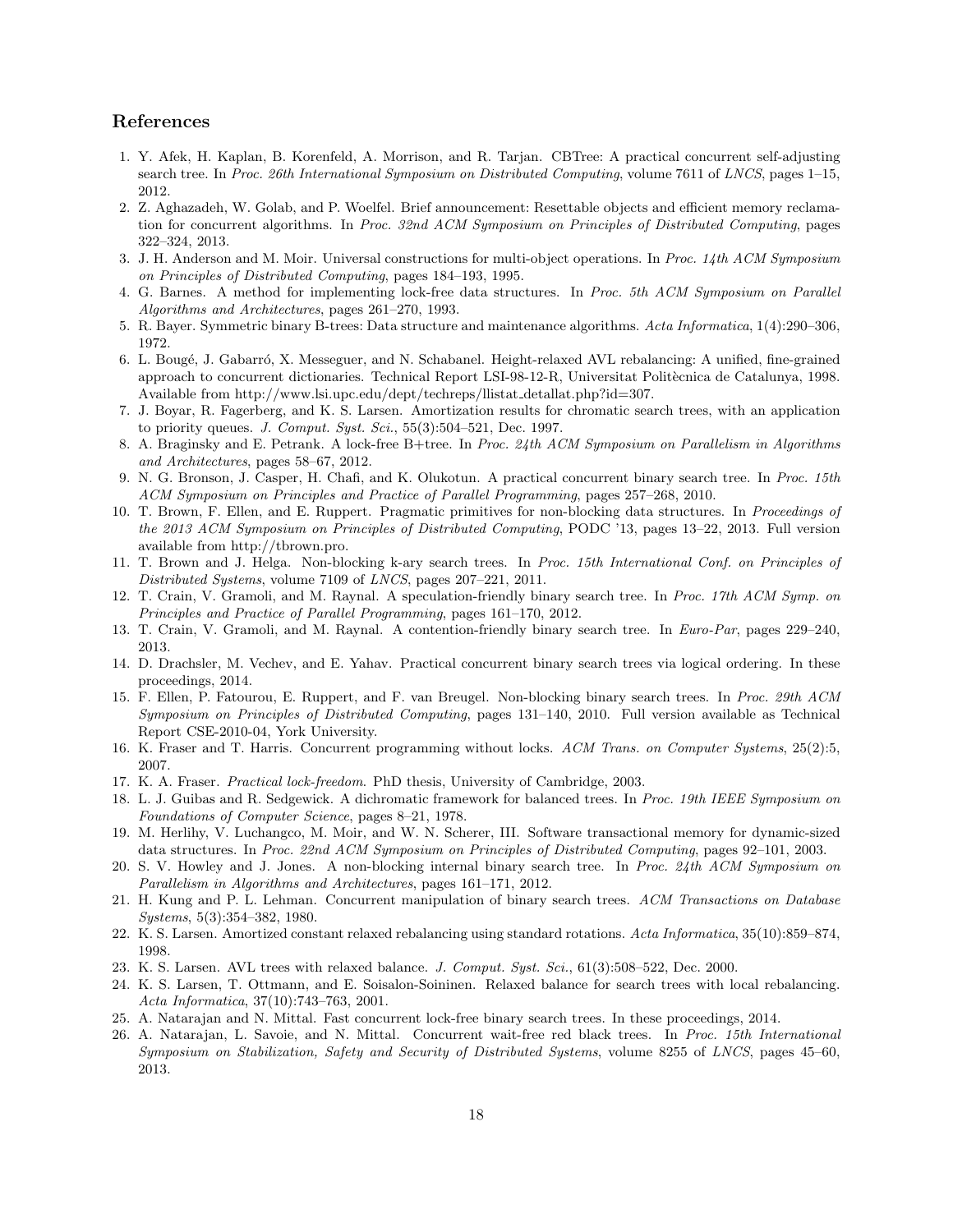## References

1. Y. Afek, H. Kaplan, B. Korenfeld, A. Morrison, and R. Tarjan. CBTree: A practical concurrent self-adjusting search tree. In *Proc. 26th International Symposium on Distributed Computing*, volume 7611 of *LNCS*, pages 1–15, 2012.
2. Z. Aghazadeh, W. Golab, and P. Woelfel. Brief announcement: Resettable objects and efficient memory reclamation for concurrent algorithms. In *Proc. 32nd ACM Symposium on Principles of Distributed Computing*, pages 322–324, 2013.
3. J. H. Anderson and M. Moir. Universal constructions for multi-object operations. In *Proc. 14th ACM Symposium on Principles of Distributed Computing*, pages 184–193, 1995.
4. G. Barnes. A method for implementing lock-free data structures. In *Proc. 5th ACM Symposium on Parallel Algorithms and Architectures*, pages 261–270, 1993.
5. R. Bayer. Symmetric binary B-trees: Data structure and maintenance algorithms. *Acta Informatica*, 1(4):290–306, 1972.
6. L. Bougé, J. Gabarró, X. Messeguer, and N. Schabanel. Height-relaxed AVL rebalancing: A unified, fine-grained approach to concurrent dictionaries. Technical Report LSI-98-12-R, Universitat Politècnica de Catalunya, 1998. Available from http://www.lsi.upc.edu/dept/techreps/llistat_detallat.php?id=307.
7. J. Boyar, R. Fagerberg, and K. S. Larsen. Amortization results for chromatic search trees, with an application to priority queues. *J. Comput. Syst. Sci.*, 55(3):504–521, Dec. 1997.
8. A. Braginsky and E. Petrank. A lock-free B+tree. In *Proc. 24th ACM Symposium on Parallelism in Algorithms and Architectures*, pages 58–67, 2012.
9. N. G. Bronson, J. Casper, H. Chafi, and K. Olukotun. A practical concurrent binary search tree. In *Proc. 15th ACM Symposium on Principles and Practice of Parallel Programming*, pages 257–268, 2010.
10. T. Brown, F. Ellen, and E. Ruppert. Pragmatic primitives for non-blocking data structures. In *Proceedings of the 2013 ACM Symposium on Principles of Distributed Computing*, PODC '13, pages 13–22, 2013. Full version available from http://tbrown.pro.
11. T. Brown and J. Helga. Non-blocking k-ary search trees. In *Proc. 15th International Conf. on Principles of Distributed Systems*, volume 7109 of *LNCS*, pages 207–221, 2011.
12. T. Crain, V. Gramoli, and M. Raynal. A speculation-friendly binary search tree. In *Proc. 17th ACM Symp. on Principles and Practice of Parallel Programming*, pages 161–170, 2012.
13. T. Crain, V. Gramoli, and M. Raynal. A contention-friendly binary search tree. In *Euro-Par*, pages 229–240, 2013.
14. D. Drachsler, M. Vechev, and E. Yahav. Practical concurrent binary search trees via logical ordering. In these proceedings, 2014.
15. F. Ellen, P. Fatourou, E. Ruppert, and F. van Breugel. Non-blocking binary search trees. In *Proc. 29th ACM Symposium on Principles of Distributed Computing*, pages 131–140, 2010. Full version available as Technical Report CSE-2010-04, York University.
16. K. Fraser and T. Harris. Concurrent programming without locks. *ACM Trans. on Computer Systems*, 25(2):5, 2007.
17. K. A. Fraser. *Practical lock-freedom*. PhD thesis, University of Cambridge, 2003.
18. L. J. Guibas and R. Sedgewick. A dichromatic framework for balanced trees. In *Proc. 19th IEEE Symposium on Foundations of Computer Science*, pages 8–21, 1978.
19. M. Herlihy, V. Luchangco, M. Moir, and W. N. Scherer, III. Software transactional memory for dynamic-sized data structures. In *Proc. 22nd ACM Symposium on Principles of Distributed Computing*, pages 92–101, 2003.
20. S. V. Howley and J. Jones. A non-blocking internal binary search tree. In *Proc. 24th ACM Symposium on Parallelism in Algorithms and Architectures*, pages 161–171, 2012.
21. H. Kung and P. L. Lehman. Concurrent manipulation of binary search trees. *ACM Transactions on Database Systems*, 5(3):354–382, 1980.
22. K. S. Larsen. Amortized constant relaxed rebalancing using standard rotations. *Acta Informatica*, 35(10):859–874, 1998.
23. K. S. Larsen. AVL trees with relaxed balance. *J. Comput. Syst. Sci.*, 61(3):508–522, Dec. 2000.
24. K. S. Larsen, T. Ottmann, and E. Soisalon-Soininen. Relaxed balance for search trees with local rebalancing. *Acta Informatica*, 37(10):743–763, 2001.
25. A. Natarajan and N. Mittal. Fast concurrent lock-free binary search trees. In these proceedings, 2014.
26. A. Natarajan, L. Savoie, and N. Mittal. Concurrent wait-free red black trees. In *Proc. 15th International Symposium on Stabilization, Safety and Security of Distributed Systems*, volume 8255 of *LNCS*, pages 45–60, 2013.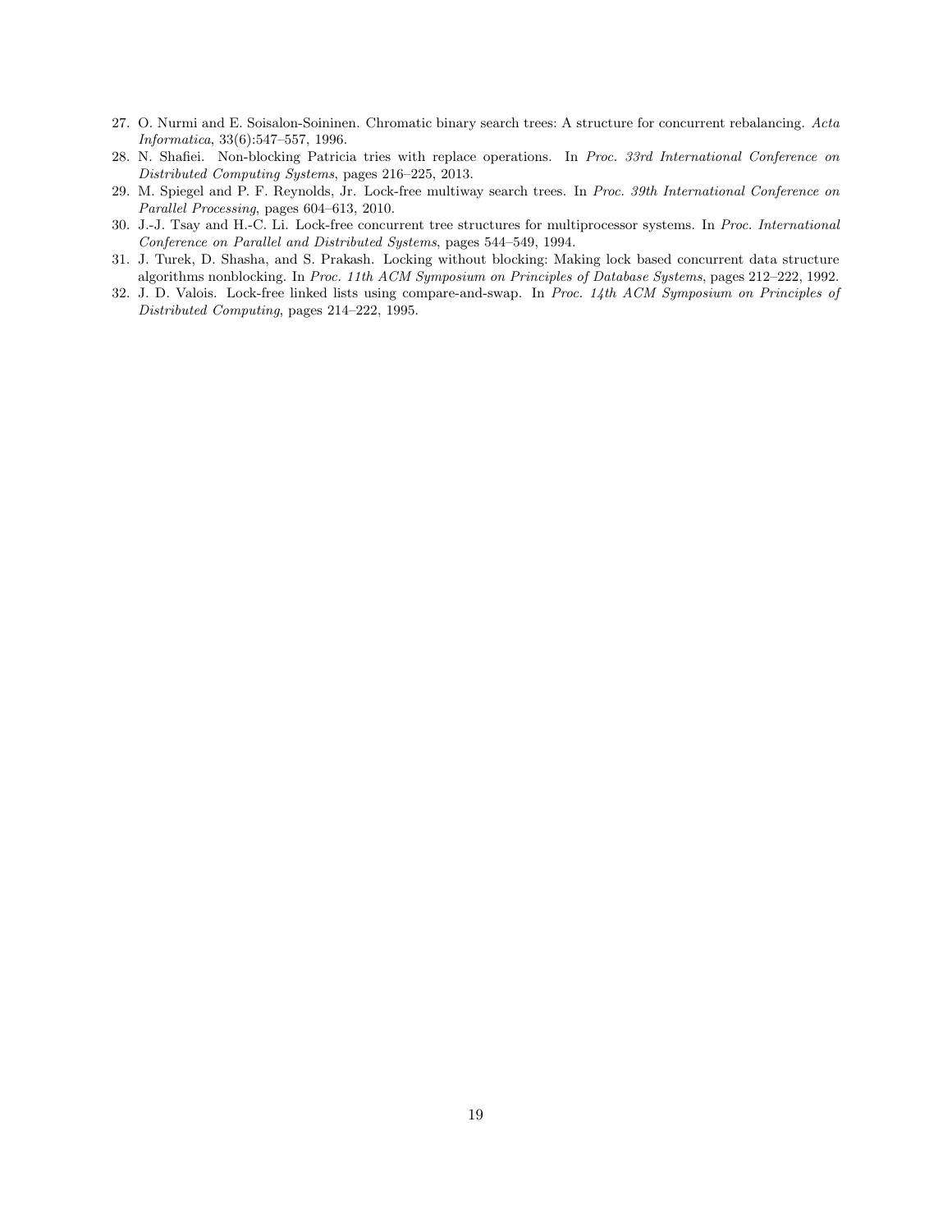27. O. Nurmi and E. Soisalon-Soininen. Chromatic binary search trees: A structure for concurrent rebalancing. *Acta Informatica*, 33(6):547–557, 1996.
28. N. Shafiei. Non-blocking Patricia tries with replace operations. In *Proc. 33rd International Conference on Distributed Computing Systems*, pages 216–225, 2013.
29. M. Spiegel and P. F. Reynolds, Jr. Lock-free multiway search trees. In *Proc. 39th International Conference on Parallel Processing*, pages 604–613, 2010.
30. J.-J. Tsay and H.-C. Li. Lock-free concurrent tree structures for multiprocessor systems. In *Proc. International Conference on Parallel and Distributed Systems*, pages 544–549, 1994.
31. J. Turek, D. Shasha, and S. Prakash. Locking without blocking: Making lock based concurrent data structure algorithms nonblocking. In *Proc. 11th ACM Symposium on Principles of Database Systems*, pages 212–222, 1992.
32. J. D. Valois. Lock-free linked lists using compare-and-swap. In *Proc. 14th ACM Symposium on Principles of Distributed Computing*, pages 214–222, 1995.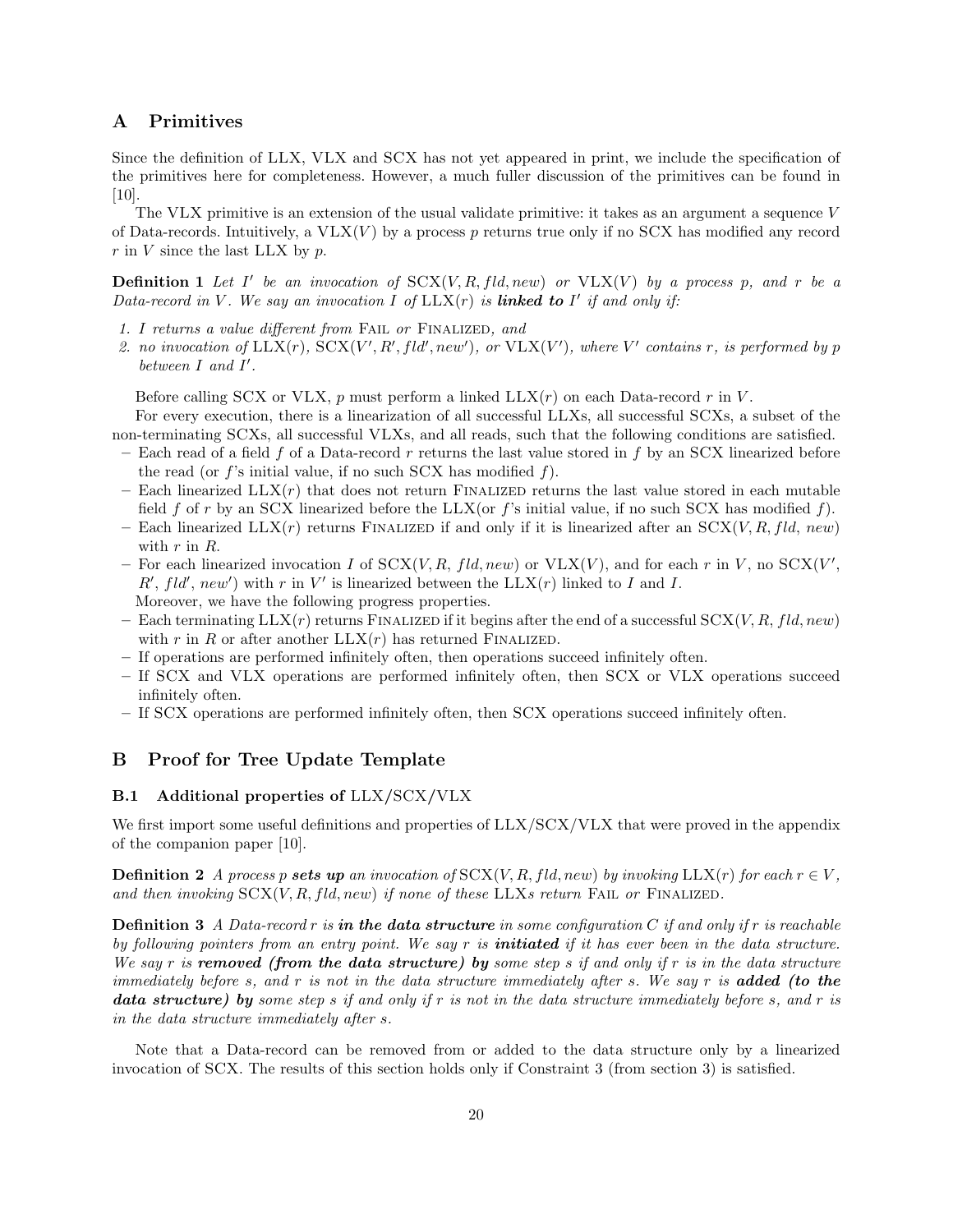## A Primitives

Since the definition of LLX, VLX and SCX has not yet appeared in print, we include the specification of the primitives here for completeness. However, a much fuller discussion of the primitives can be found in [10].

The VLX primitive is an extension of the usual validate primitive: it takes as an argument a sequence $V$ of Data-records. Intuitively, a $\text{VLX}(V)$ by a process $p$ returns true only if no SCX has modified any record $r$ in $V$ since the last LLX by $p$.

**Definition 1** *Let $I'$ be an invocation of $\text{SCX}(V, R, fld, new)$ or $\text{VLX}(V)$ by a process $p$, and $r$ be a Data-record in $V$. We say an invocation $I$ of $\text{LLX}(r)$ is **linked to** $I'$ if and only if:*

1. *$I$ returns a value different from* FAIL *or* FINALIZED*, and*
2. *no invocation of $\text{LLX}(r)$, $\text{SCX}(V', R', fld', new')$, or $\text{VLX}(V')$, where $V'$ contains $r$, is performed by $p$ between $I$ and $I'$.*

Before calling SCX or VLX, $p$ must perform a linked $\text{LLX}(r)$ on each Data-record $r$ in $V$.

For every execution, there is a linearization of all successful LLXs, all successful SCXs, a subset of the non-terminating SCXs, all successful VLXs, and all reads, such that the following conditions are satisfied.

- Each read of a field $f$ of a Data-record $r$ returns the last value stored in $f$ by an SCX linearized before the read (or $f$'s initial value, if no such SCX has modified $f$).
- Each linearized $\text{LLX}(r)$ that does not return FINALIZED returns the last value stored in each mutable field $f$ of $r$ by an SCX linearized before the LLX(or $f$'s initial value, if no such SCX has modified $f$).
- Each linearized $\text{LLX}(r)$ returns FINALIZED if and only if it is linearized after an $\text{SCX}(V, R, fld, new)$ with $r$ in $R$.
- For each linearized invocation $I$ of $\text{SCX}(V, R, fld, new)$ or $\text{VLX}(V)$, and for each $r$ in $V$, no $\text{SCX}(V', R', fld', new')$ with $r$ in $V'$ is linearized between the $\text{LLX}(r)$ linked to $I$ and $I$.

Moreover, we have the following progress properties.

- Each terminating $\text{LLX}(r)$ returns FINALIZED if it begins after the end of a successful $\text{SCX}(V, R, fld, new)$ with $r$ in $R$ or after another $\text{LLX}(r)$ has returned FINALIZED.
- If operations are performed infinitely often, then operations succeed infinitely often.
- If SCX and VLX operations are performed infinitely often, then SCX or VLX operations succeed infinitely often.
- If SCX operations are performed infinitely often, then SCX operations succeed infinitely often.

## B Proof for Tree Update Template

### B.1 Additional properties of LLX/SCX/VLX

We first import some useful definitions and properties of LLX/SCX/VLX that were proved in the appendix of the companion paper [10].

**Definition 2** *A process $p$ **sets up** an invocation of $\text{SCX}(V, R, fld, new)$ by invoking $\text{LLX}(r)$ for each $r \in V$, and then invoking $\text{SCX}(V, R, fld, new)$ if none of these LLXs return* FAIL *or* FINALIZED*.*

**Definition 3** *A Data-record $r$ is **in the data structure** in some configuration $C$ if and only if $r$ is reachable by following pointers from an entry point. We say $r$ is **initiated** if it has ever been in the data structure. We say $r$ is **removed (from the data structure) by** some step $s$ if and only if $r$ is in the data structure immediately before $s$, and $r$ is not in the data structure immediately after $s$. We say $r$ is **added (to the data structure) by** some step $s$ if and only if $r$ is not in the data structure immediately before $s$, and $r$ is in the data structure immediately after $s$.*

Note that a Data-record can be removed from or added to the data structure only by a linearized invocation of SCX. The results of this section holds only if Constraint 3 (from section 3) is satisfied.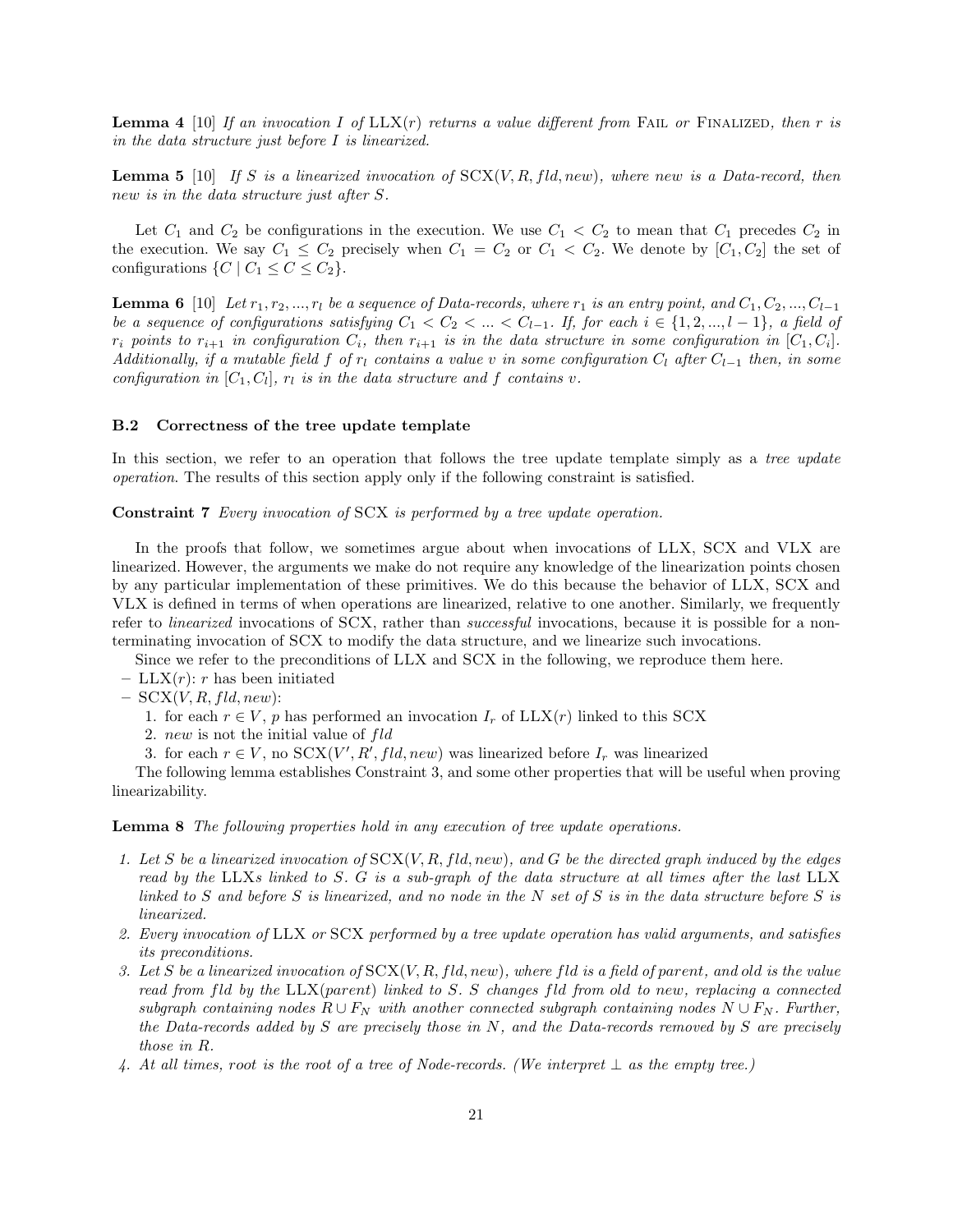**Lemma 4** [10] *If an invocation $I$ of* LLX$(r)$ *returns a value different from* Fail *or* Finalized*, then $r$ is in the data structure just before $I$ is linearized.*

**Lemma 5** [10] *If $S$ is a linearized invocation of* SCX$(V, R, fld, new)$*, where $new$ is a Data-record, then $new$ is in the data structure just after $S$.*

Let $C_1$ and $C_2$ be configurations in the execution. We use $C_1 < C_2$ to mean that $C_1$ precedes $C_2$ in the execution. We say $C_1 \leq C_2$ precisely when $C_1 = C_2$ or $C_1 < C_2$. We denote by $[C_1, C_2]$ the set of configurations $\{C \mid C_1 \leq C \leq C_2\}$.

**Lemma 6** [10] *Let $r_1, r_2, ..., r_l$ be a sequence of Data-records, where $r_1$ is an entry point, and $C_1, C_2, ..., C_{l-1}$ be a sequence of configurations satisfying $C_1 < C_2 < ... < C_{l-1}$. If, for each $i \in \{1, 2, ..., l-1\}$, a field of $r_i$ points to $r_{i+1}$ in configuration $C_i$, then $r_{i+1}$ is in the data structure in some configuration in $[C_1, C_i]$. Additionally, if a mutable field $f$ of $r_l$ contains a value $v$ in some configuration $C_l$ after $C_{l-1}$ then, in some configuration in $[C_1, C_l]$, $r_l$ is in the data structure and $f$ contains $v$.*

### B.2 Correctness of the tree update template

In this section, we refer to an operation that follows the tree update template simply as a *tree update operation*. The results of this section apply only if the following constraint is satisfied.

**Constraint 7** *Every invocation of* SCX *is performed by a tree update operation.*

In the proofs that follow, we sometimes argue about when invocations of LLX, SCX and VLX are linearized. However, the arguments we make do not require any knowledge of the linearization points chosen by any particular implementation of these primitives. We do this because the behavior of LLX, SCX and VLX is defined in terms of when operations are linearized, relative to one another. Similarly, we frequently refer to *linearized* invocations of SCX, rather than *successful* invocations, because it is possible for a non-terminating invocation of SCX to modify the data structure, and we linearize such invocations.

Since we refer to the preconditions of LLX and SCX in the following, we reproduce them here.

- LLX$(r)$: $r$ has been initiated
- SCX$(V, R, fld, new)$:
  1. for each $r \in V$, $p$ has performed an invocation $I_r$ of LLX$(r)$ linked to this SCX
  2. $new$ is not the initial value of $fld$
  3. for each $r \in V$, no SCX$(V', R', fld, new)$ was linearized before $I_r$ was linearized

The following lemma establishes Constraint 3, and some other properties that will be useful when proving linearizability.

**Lemma 8** *The following properties hold in any execution of tree update operations.*

1. *Let $S$ be a linearized invocation of* SCX$(V, R, fld, new)$*, and $G$ be the directed graph induced by the edges read by the* LLX*s linked to $S$. $G$ is a sub-graph of the data structure at all times after the last* LLX *linked to $S$ and before $S$ is linearized, and no node in the $N$ set of $S$ is in the data structure before $S$ is linearized.*
2. *Every invocation of* LLX *or* SCX *performed by a tree update operation has valid arguments, and satisfies its preconditions.*
3. *Let $S$ be a linearized invocation of* SCX$(V, R, fld, new)$*, where $fld$ is a field of $parent$, and $old$ is the value read from $fld$ by the* LLX$(parent)$ *linked to $S$. $S$ changes $fld$ from $old$ to $new$, replacing a connected subgraph containing nodes $R \cup F_N$ with another connected subgraph containing nodes $N \cup F_N$. Further, the Data-records added by $S$ are precisely those in $N$, and the Data-records removed by $S$ are precisely those in $R$.*
4. *At all times, $root$ is the root of a tree of Node-records. (We interpret $\bot$ as the empty tree.)*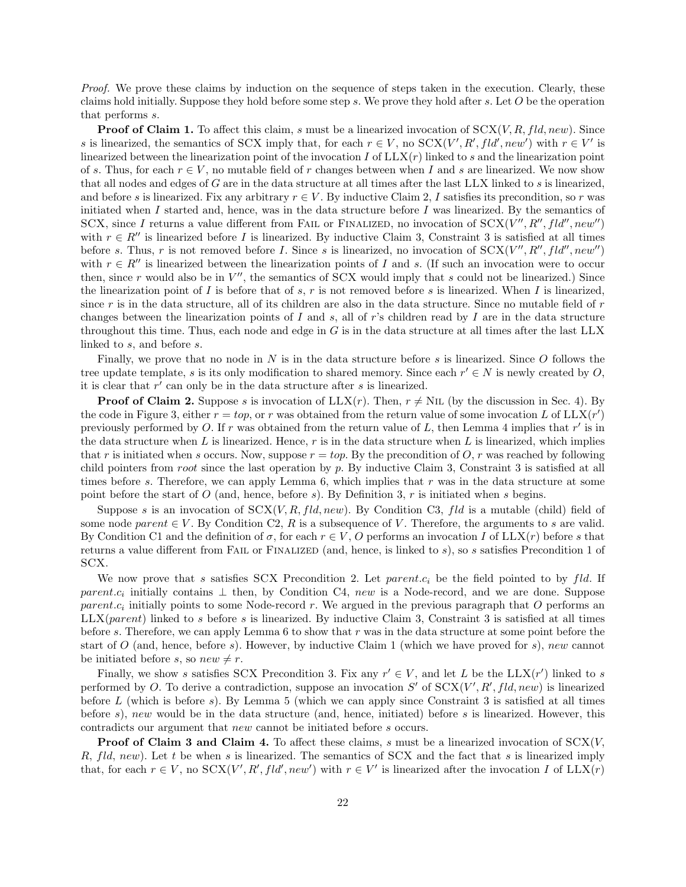*Proof.* We prove these claims by induction on the sequence of steps taken in the execution. Clearly, these claims hold initially. Suppose they hold before some step $s$. We prove they hold after $s$. Let $O$ be the operation that performs $s$.

**Proof of Claim 1.** To affect this claim, $s$ must be a linearized invocation of SCX($V, R, fld, new$). Since $s$ is linearized, the semantics of SCX imply that, for each $r \in V$, no SCX($V', R', fld', new'$) with $r \in V'$ is linearized between the linearization point of the invocation $I$ of LLX($r$) linked to $s$ and the linearization point of $s$. Thus, for each $r \in V$, no mutable field of $r$ changes between when $I$ and $s$ are linearized. We now show that all nodes and edges of $G$ are in the data structure at all times after the last LLX linked to $s$ is linearized, and before $s$ is linearized. Fix any arbitrary $r \in V$. By inductive Claim 2, $I$ satisfies its precondition, so $r$ was initiated when $I$ started and, hence, was in the data structure before $I$ was linearized. By the semantics of SCX, since $I$ returns a value different from FAIL or FINALIZED, no invocation of SCX($V'', R'', fld'', new''$) with $r \in R''$ is linearized before $I$ is linearized. By inductive Claim 3, Constraint 3 is satisfied at all times before $s$. Thus, $r$ is not removed before $I$. Since $s$ is linearized, no invocation of SCX($V'', R'', fld'', new''$) with $r \in R''$ is linearized between the linearization points of $I$ and $s$. (If such an invocation were to occur then, since $r$ would also be in $V''$, the semantics of SCX would imply that $s$ could not be linearized.) Since the linearization point of $I$ is before that of $s$, $r$ is not removed before $s$ is linearized. When $I$ is linearized, since $r$ is in the data structure, all of its children are also in the data structure. Since no mutable field of $r$ changes between the linearization points of $I$ and $s$, all of $r$'s children read by $I$ are in the data structure throughout this time. Thus, each node and edge in $G$ is in the data structure at all times after the last LLX linked to $s$, and before $s$.

Finally, we prove that no node in $N$ is in the data structure before $s$ is linearized. Since $O$ follows the tree update template, $s$ is its only modification to shared memory. Since each $r' \in N$ is newly created by $O$, it is clear that $r'$ can only be in the data structure after $s$ is linearized.

**Proof of Claim 2.** Suppose $s$ is invocation of LLX($r$). Then, $r \neq$ NIL (by the discussion in Sec. 4). By the code in Figure 3, either $r = top$, or $r$ was obtained from the return value of some invocation $L$ of LLX($r'$) previously performed by $O$. If $r$ was obtained from the return value of $L$, then Lemma 4 implies that $r'$ is in the data structure when $L$ is linearized. Hence, $r$ is in the data structure when $L$ is linearized, which implies that $r$ is initiated when $s$ occurs. Now, suppose $r = top$. By the precondition of $O$, $r$ was reached by following child pointers from $root$ since the last operation by $p$. By inductive Claim 3, Constraint 3 is satisfied at all times before $s$. Therefore, we can apply Lemma 6, which implies that $r$ was in the data structure at some point before the start of $O$ (and, hence, before $s$). By Definition 3, $r$ is initiated when $s$ begins.

Suppose $s$ is an invocation of SCX($V, R, fld, new$). By Condition C3, $fld$ is a mutable (child) field of some node $parent \in V$. By Condition C2, $R$ is a subsequence of $V$. Therefore, the arguments to $s$ are valid. By Condition C1 and the definition of $\sigma$, for each $r \in V$, $O$ performs an invocation $I$ of LLX($r$) before $s$ that returns a value different from FAIL or FINALIZED (and, hence, is linked to $s$), so $s$ satisfies Precondition 1 of SCX.

We now prove that $s$ satisfies SCX Precondition 2. Let $parent.c_i$ be the field pointed to by $fld$. If $parent.c_i$ initially contains $\bot$ then, by Condition C4, $new$ is a Node-record, and we are done. Suppose $parent.c_i$ initially points to some Node-record $r$. We argued in the previous paragraph that $O$ performs an LLX($parent$) linked to $s$ before $s$ is linearized. By inductive Claim 3, Constraint 3 is satisfied at all times before $s$. Therefore, we can apply Lemma 6 to show that $r$ was in the data structure at some point before the start of $O$ (and, hence, before $s$). However, by inductive Claim 1 (which we have proved for $s$), $new$ cannot be initiated before $s$, so $new \neq r$.

Finally, we show $s$ satisfies SCX Precondition 3. Fix any $r' \in V$, and let $L$ be the LLX($r'$) linked to $s$ performed by $O$. To derive a contradiction, suppose an invocation $S'$ of SCX($V', R', fld, new$) is linearized before $L$ (which is before $s$). By Lemma 5 (which we can apply since Constraint 3 is satisfied at all times before $s$), $new$ would be in the data structure (and, hence, initiated) before $s$ is linearized. However, this contradicts our argument that $new$ cannot be initiated before $s$ occurs.

**Proof of Claim 3 and Claim 4.** To affect these claims, $s$ must be a linearized invocation of SCX($V$, $R$, $fld$, $new$). Let $t$ be when $s$ is linearized. The semantics of SCX and the fact that $s$ is linearized imply that, for each $r \in V$, no SCX($V', R', fld', new'$) with $r \in V'$ is linearized after the invocation $I$ of LLX($r$)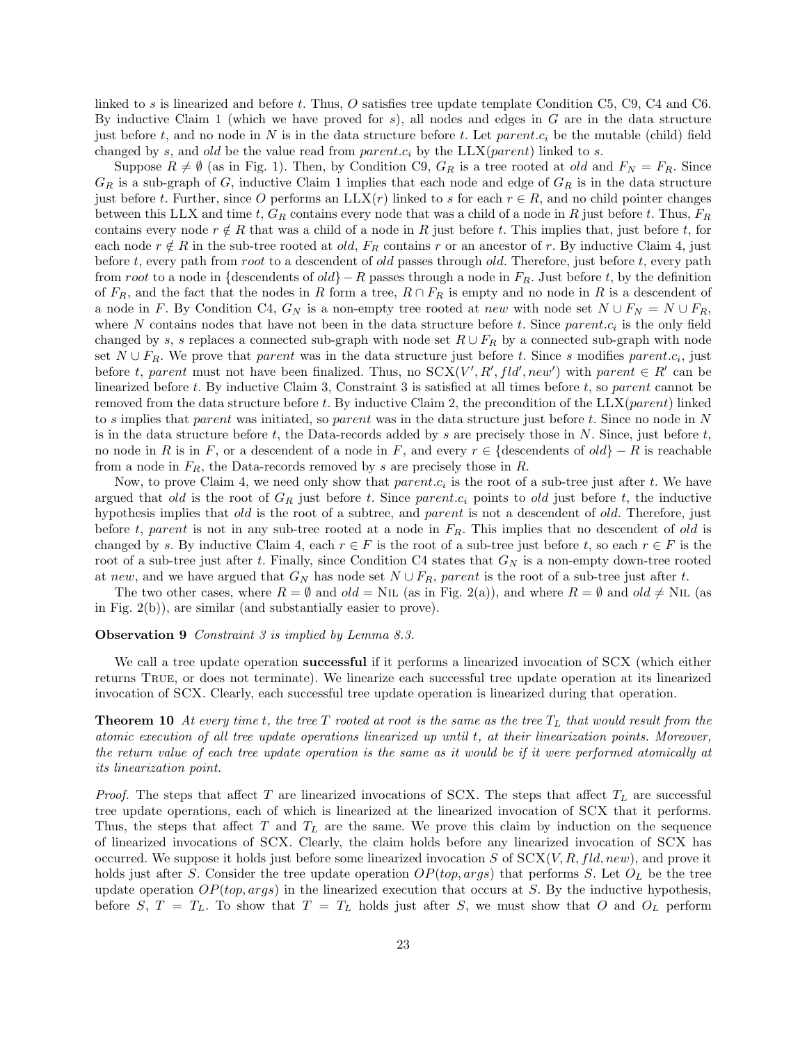linked to $s$ is linearized and before $t$. Thus, $O$ satisfies tree update template Condition C5, C9, C4 and C6. By inductive Claim 1 (which we have proved for $s$), all nodes and edges in $G$ are in the data structure just before $t$, and no node in $N$ is in the data structure before $t$. Let $parent.c_i$ be the mutable (child) field changed by $s$, and $old$ be the value read from $parent.c_i$ by the LLX($parent$) linked to $s$.

Suppose $R \neq \emptyset$ (as in Fig. 1). Then, by Condition C9, $G_R$ is a tree rooted at $old$ and $F_N = F_R$. Since $G_R$ is a sub-graph of $G$, inductive Claim 1 implies that each node and edge of $G_R$ is in the data structure just before $t$. Further, since $O$ performs an LLX($r$) linked to $s$ for each $r \in R$, and no child pointer changes between this LLX and time $t$, $G_R$ contains every node that was a child of a node in $R$ just before $t$. Thus, $F_R$ contains every node $r \notin R$ that was a child of a node in $R$ just before $t$. This implies that, just before $t$, for each node $r \notin R$ in the sub-tree rooted at $old$, $F_R$ contains $r$ or an ancestor of $r$. By inductive Claim 4, just before $t$, every path from $root$ to a descendent of $old$ passes through $old$. Therefore, just before $t$, every path from $root$ to a node in {descendents of $old$} $- R$ passes through a node in $F_R$. Just before $t$, by the definition of $F_R$, and the fact that the nodes in $R$ form a tree, $R \cap F_R$ is empty and no node in $R$ is a descendent of a node in $F$. By Condition C4, $G_N$ is a non-empty tree rooted at $new$ with node set $N \cup F_N = N \cup F_R$, where $N$ contains nodes that have not been in the data structure before $t$. Since $parent.c_i$ is the only field changed by $s$, $s$ replaces a connected sub-graph with node set $R \cup F_R$ by a connected sub-graph with node set $N \cup F_R$. We prove that $parent$ was in the data structure just before $t$. Since $s$ modifies $parent.c_i$, just before $t$, $parent$ must not have been finalized. Thus, no SCX($V', R', fld', new'$) with $parent \in R'$ can be linearized before $t$. By inductive Claim 3, Constraint 3 is satisfied at all times before $t$, so $parent$ cannot be removed from the data structure before $t$. By inductive Claim 2, the precondition of the LLX($parent$) linked to $s$ implies that $parent$ was initiated, so $parent$ was in the data structure just before $t$. Since no node in $N$ is in the data structure before $t$, the Data-records added by $s$ are precisely those in $N$. Since, just before $t$, no node in $R$ is in $F$, or a descendent of a node in $F$, and every $r \in$ {descendents of $old$} $- R$ is reachable from a node in $F_R$, the Data-records removed by $s$ are precisely those in $R$.

Now, to prove Claim 4, we need only show that $parent.c_i$ is the root of a sub-tree just after $t$. We have argued that $old$ is the root of $G_R$ just before $t$. Since $parent.c_i$ points to $old$ just before $t$, the inductive hypothesis implies that $old$ is the root of a subtree, and $parent$ is not a descendent of $old$. Therefore, just before $t$, $parent$ is not in any sub-tree rooted at a node in $F_R$. This implies that no descendent of $old$ is changed by $s$. By inductive Claim 4, each $r \in F$ is the root of a sub-tree just before $t$, so each $r \in F$ is the root of a sub-tree just after $t$. Finally, since Condition C4 states that $G_N$ is a non-empty down-tree rooted at $new$, and we have argued that $G_N$ has node set $N \cup F_R$, $parent$ is the root of a sub-tree just after $t$.

The two other cases, where $R = \emptyset$ and $old =$ NIL (as in Fig. 2(a)), and where $R = \emptyset$ and $old \neq$ NIL (as in Fig. 2(b)), are similar (and substantially easier to prove).

**Observation 9** *Constraint 3 is implied by Lemma 8.3.*

We call a tree update operation **successful** if it performs a linearized invocation of SCX (which either returns TRUE, or does not terminate). We linearize each successful tree update operation at its linearized invocation of SCX. Clearly, each successful tree update operation is linearized during that operation.

**Theorem 10** *At every time $t$, the tree $T$ rooted at root is the same as the tree $T_L$ that would result from the atomic execution of all tree update operations linearized up until $t$, at their linearization points. Moreover, the return value of each tree update operation is the same as it would be if it were performed atomically at its linearization point.*

*Proof.* The steps that affect $T$ are linearized invocations of SCX. The steps that affect $T_L$ are successful tree update operations, each of which is linearized at the linearized invocation of SCX that it performs. Thus, the steps that affect $T$ and $T_L$ are the same. We prove this claim by induction on the sequence of linearized invocations of SCX. Clearly, the claim holds before any linearized invocation of SCX has occurred. We suppose it holds just before some linearized invocation $S$ of SCX($V, R, fld, new$), and prove it holds just after $S$. Consider the tree update operation $OP(top, args)$ that performs $S$. Let $O_L$ be the tree update operation $OP(top, args)$ in the linearized execution that occurs at $S$. By the inductive hypothesis, before $S$, $T = T_L$. To show that $T = T_L$ holds just after $S$, we must show that $O$ and $O_L$ perform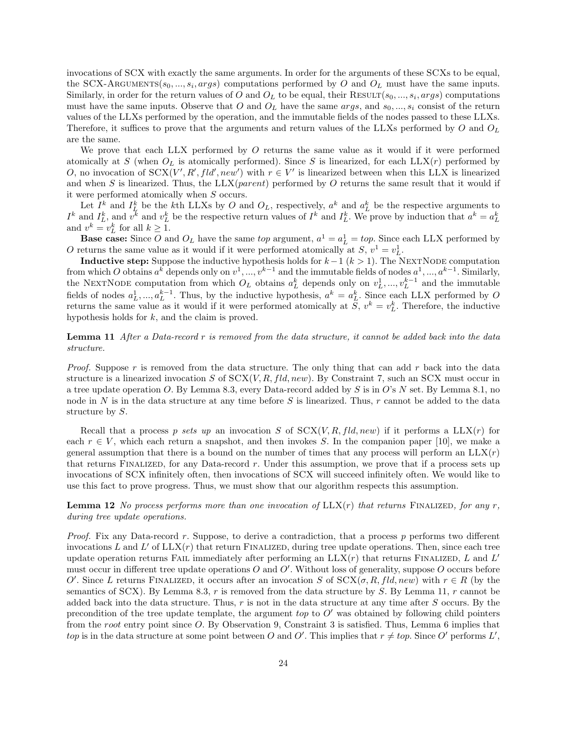invocations of SCX with exactly the same arguments. In order for the arguments of these SCXs to be equal, the SCX-ARGUMENTS($s_0, ..., s_i, args$) computations performed by $O$ and $O_L$ must have the same inputs. Similarly, in order for the return values of $O$ and $O_L$ to be equal, their RESULT($s_0, ..., s_i, args$) computations must have the same inputs. Observe that $O$ and $O_L$ have the same $args$, and $s_0, ..., s_i$ consist of the return values of the LLXs performed by the operation, and the immutable fields of the nodes passed to these LLXs. Therefore, it suffices to prove that the arguments and return values of the LLXs performed by $O$ and $O_L$ are the same.

We prove that each LLX performed by $O$ returns the same value as it would if it were performed atomically at $S$ (when $O_L$ is atomically performed). Since $S$ is linearized, for each LLX($r$) performed by $O$, no invocation of SCX($V', R', fld', new'$) with $r \in V'$ is linearized between when this LLX is linearized and when $S$ is linearized. Thus, the LLX($parent$) performed by $O$ returns the same result that it would if it were performed atomically when $S$ occurs.

Let $I^k$ and $I_L^k$ be the $k$th LLXs by $O$ and $O_L$, respectively, $a^k$ and $a_L^k$ be the respective arguments to $I^k$ and $I_L^k$, and $v^k$ and $v_L^k$ be the respective return values of $I^k$ and $I_L^k$. We prove by induction that $a^k = a_L^k$ and $v^k = v_L^k$ for all $k \geq 1$.

**Base case:** Since $O$ and $O_L$ have the same $top$ argument, $a^1 = a_L^1 = top$. Since each LLX performed by $O$ returns the same value as it would if it were performed atomically at $S$, $v^1 = v_L^1$.

**Inductive step:** Suppose the inductive hypothesis holds for $k-1$ ($k > 1$). The NEXTNODE computation from which $O$ obtains $a^k$ depends only on $v^1, ..., v^{k-1}$ and the immutable fields of nodes $a^1, ..., a^{k-1}$. Similarly, the NEXTNODE computation from which $O_L$ obtains $a_L^k$ depends only on $v_L^1, ..., v_L^{k-1}$ and the immutable fields of nodes $a_L^1, ..., a_L^{k-1}$. Thus, by the inductive hypothesis, $a^k = a_L^k$. Since each LLX performed by $O$ returns the same value as it would if it were performed atomically at $S$, $v^k = v_L^k$. Therefore, the inductive hypothesis holds for $k$, and the claim is proved.

**Lemma 11** *After a Data-record $r$ is removed from the data structure, it cannot be added back into the data structure.*

*Proof.* Suppose $r$ is removed from the data structure. The only thing that can add $r$ back into the data structure is a linearized invocation $S$ of SCX($V, R, fld, new$). By Constraint 7, such an SCX must occur in a tree update operation $O$. By Lemma 8.3, every Data-record added by $S$ is in $O$'s $N$ set. By Lemma 8.1, no node in $N$ is in the data structure at any time before $S$ is linearized. Thus, $r$ cannot be added to the data structure by $S$.

Recall that a process $p$ *sets up* an invocation $S$ of SCX($V, R, fld, new$) if it performs a LLX($r$) for each $r \in V$, which each return a snapshot, and then invokes $S$. In the companion paper [10], we make a general assumption that there is a bound on the number of times that any process will perform an LLX($r$) that returns FINALIZED, for any Data-record $r$. Under this assumption, we prove that if a process sets up invocations of SCX infinitely often, then invocations of SCX will succeed infinitely often. We would like to use this fact to prove progress. Thus, we must show that our algorithm respects this assumption.

**Lemma 12** *No process performs more than one invocation of* LLX($r$) *that returns* FINALIZED*, for any $r$, during tree update operations.*

*Proof.* Fix any Data-record $r$. Suppose, to derive a contradiction, that a process $p$ performs two different invocations $L$ and $L'$ of LLX($r$) that return FINALIZED, during tree update operations. Then, since each tree update operation returns FAIL immediately after performing an LLX($r$) that returns FINALIZED, $L$ and $L'$ must occur in different tree update operations $O$ and $O'$. Without loss of generality, suppose $O$ occurs before $O'$. Since $L$ returns FINALIZED, it occurs after an invocation $S$ of SCX($\sigma, R, fld, new$) with $r \in R$ (by the semantics of SCX). By Lemma 8.3, $r$ is removed from the data structure by $S$. By Lemma 11, $r$ cannot be added back into the data structure. Thus, $r$ is not in the data structure at any time after $S$ occurs. By the precondition of the tree update template, the argument $top$ to $O'$ was obtained by following child pointers from the $root$ entry point since $O$. By Observation 9, Constraint 3 is satisfied. Thus, Lemma 6 implies that $top$ is in the data structure at some point between $O$ and $O'$. This implies that $r \neq top$. Since $O'$ performs $L'$,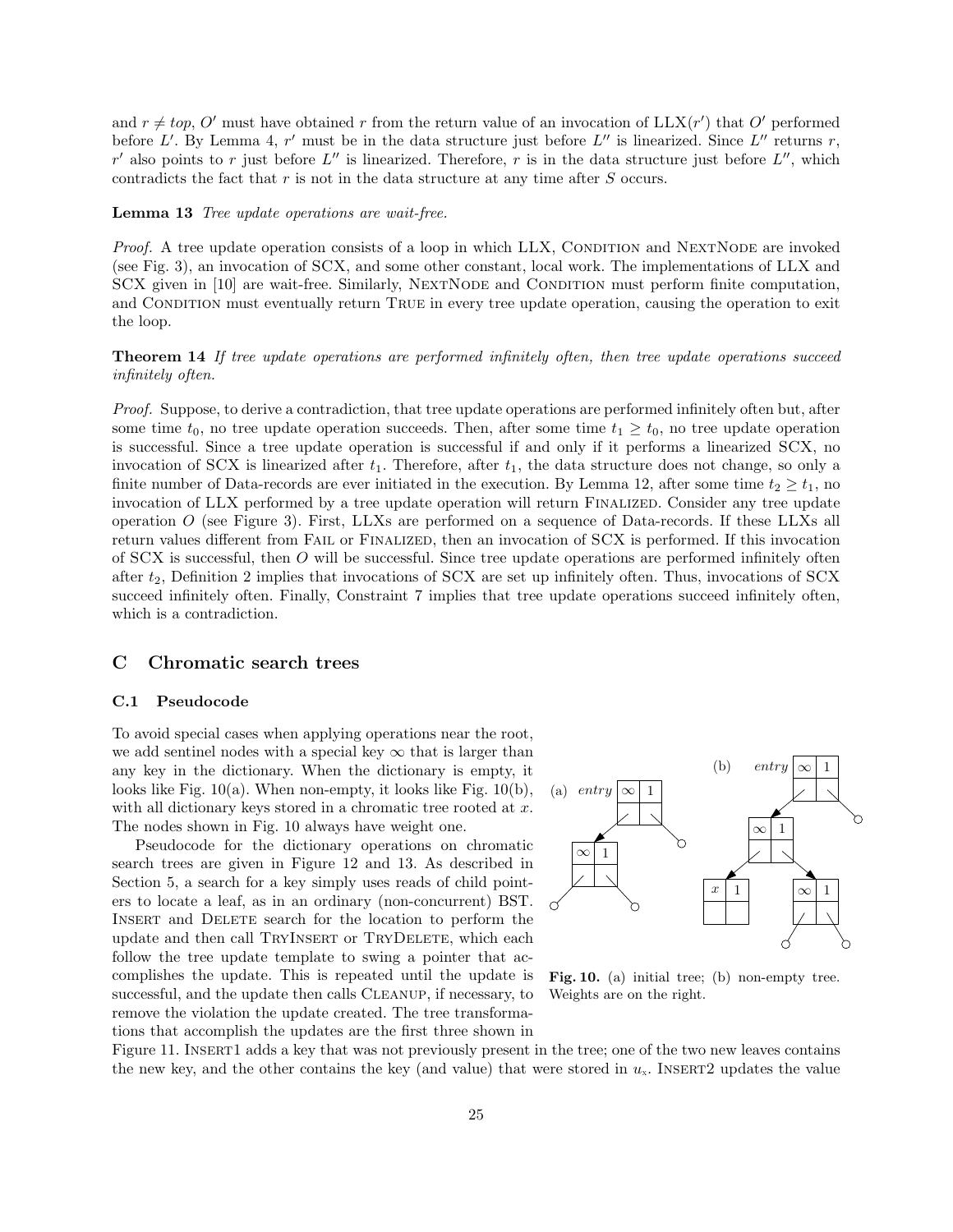and $r \neq top$, $O'$ must have obtained $r$ from the return value of an invocation of LLX($r'$) that $O'$ performed before $L'$. By Lemma 4, $r'$ must be in the data structure just before $L''$ is linearized. Since $L''$ returns $r$, $r'$ also points to $r$ just before $L''$ is linearized. Therefore, $r$ is in the data structure just before $L''$, which contradicts the fact that $r$ is not in the data structure at any time after $S$ occurs.

**Lemma 13** *Tree update operations are wait-free.*

*Proof.* A tree update operation consists of a loop in which LLX, CONDITION and NEXTNODE are invoked (see Fig. 3), an invocation of SCX, and some other constant, local work. The implementations of LLX and SCX given in [10] are wait-free. Similarly, NEXTNODE and CONDITION must perform finite computation, and CONDITION must eventually return TRUE in every tree update operation, causing the operation to exit the loop.

**Theorem 14** *If tree update operations are performed infinitely often, then tree update operations succeed infinitely often.*

*Proof.* Suppose, to derive a contradiction, that tree update operations are performed infinitely often but, after some time $t_0$, no tree update operation succeeds. Then, after some time $t_1 \geq t_0$, no tree update operation is successful. Since a tree update operation is successful if and only if it performs a linearized SCX, no invocation of SCX is linearized after $t_1$. Therefore, after $t_1$, the data structure does not change, so only a finite number of Data-records are ever initiated in the execution. By Lemma 12, after some time $t_2 \geq t_1$, no invocation of LLX performed by a tree update operation will return FINALIZED. Consider any tree update operation $O$ (see Figure 3). First, LLXs are performed on a sequence of Data-records. If these LLXs all return values different from FAIL or FINALIZED, then an invocation of SCX is performed. If this invocation of SCX is successful, then $O$ will be successful. Since tree update operations are performed infinitely often after $t_2$, Definition 2 implies that invocations of SCX are set up infinitely often. Thus, invocations of SCX succeed infinitely often. Finally, Constraint 7 implies that tree update operations succeed infinitely often, which is a contradiction.

## C Chromatic search trees

### C.1 Pseudocode

To avoid special cases when applying operations near the root, we add sentinel nodes with a special key $\infty$ that is larger than any key in the dictionary. When the dictionary is empty, it looks like Fig. 10(a). When non-empty, it looks like Fig. 10(b), with all dictionary keys stored in a chromatic tree rooted at $x$. The nodes shown in Fig. 10 always have weight one.

Pseudocode for the dictionary operations on chromatic search trees are given in Figure 12 and 13. As described in Section 5, a search for a key simply uses reads of child pointers to locate a leaf, as in an ordinary (non-concurrent) BST. INSERT and DELETE search for the location to perform the update and then call TRYINSERT or TRYDELETE, which each follow the tree update template to swing a pointer that accomplishes the update. This is repeated until the update is successful, and the update then calls CLEANUP, if necessary, to remove the violation the update created. The tree transformations that accomplish the updates are the first three shown in Figure 11. INSERT1 adds a key that was not previously present in the tree; one of the two new leaves contains the new key, and the other contains the key (and value) that were stored in $u_x$. INSERT2 updates the value

**Fig. 10.** (a) initial tree; (b) non-empty tree. Weights are on the right.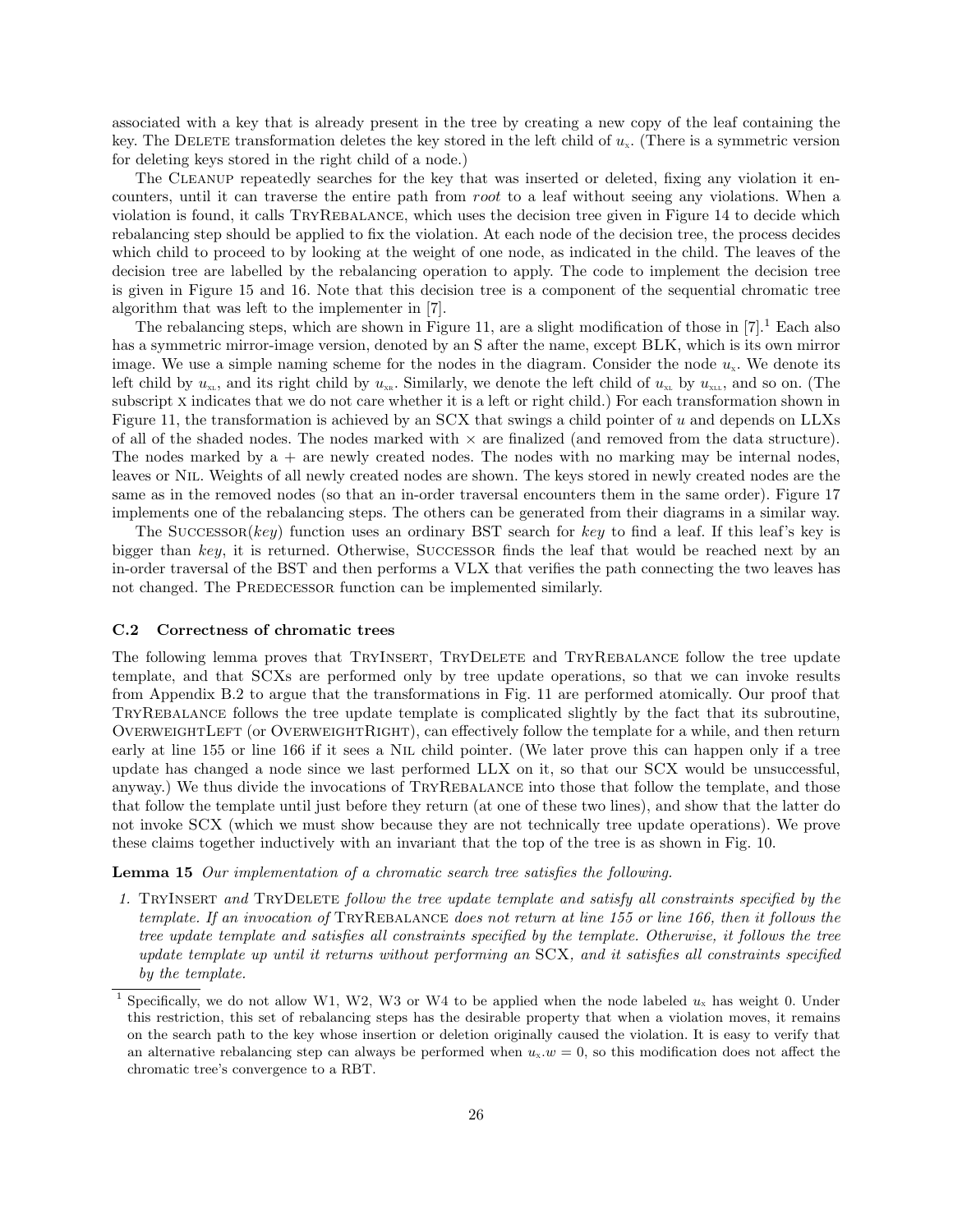associated with a key that is already present in the tree by creating a new copy of the leaf containing the key. The DELETE transformation deletes the key stored in the left child of $u_x$. (There is a symmetric version for deleting keys stored in the right child of a node.)

The CLEANUP repeatedly searches for the key that was inserted or deleted, fixing any violation it encounters, until it can traverse the entire path from *root* to a leaf without seeing any violations. When a violation is found, it calls TRYREBALANCE, which uses the decision tree given in Figure 14 to decide which rebalancing step should be applied to fix the violation. At each node of the decision tree, the process decides which child to proceed to by looking at the weight of one node, as indicated in the child. The leaves of the decision tree are labelled by the rebalancing operation to apply. The code to implement the decision tree is given in Figure 15 and 16. Note that this decision tree is a component of the sequential chromatic tree algorithm that was left to the implementer in [7].

The rebalancing steps, which are shown in Figure 11, are a slight modification of those in [7].[1] Each also has a symmetric mirror-image version, denoted by an S after the name, except BLK, which is its own mirror image. We use a simple naming scheme for the nodes in the diagram. Consider the node $u_x$. We denote its left child by $u_{xL}$, and its right child by $u_{xR}$. Similarly, we denote the left child of $u_{xL}$ by $u_{xLL}$, and so on. (The subscript X indicates that we do not care whether it is a left or right child.) For each transformation shown in Figure 11, the transformation is achieved by an SCX that swings a child pointer of $u$ and depends on LLXs of all of the shaded nodes. The nodes marked with $\times$ are finalized (and removed from the data structure). The nodes marked by a + are newly created nodes. The nodes with no marking may be internal nodes, leaves or NIL. Weights of all newly created nodes are shown. The keys stored in newly created nodes are the same as in the removed nodes (so that an in-order traversal encounters them in the same order). Figure 17 implements one of the rebalancing steps. The others can be generated from their diagrams in a similar way.

The SUCCESSOR(*key*) function uses an ordinary BST search for *key* to find a leaf. If this leaf's key is bigger than *key*, it is returned. Otherwise, SUCCESSOR finds the leaf that would be reached next by an in-order traversal of the BST and then performs a VLX that verifies the path connecting the two leaves has not changed. The PREDECESSOR function can be implemented similarly.

### C.2 Correctness of chromatic trees

The following lemma proves that TRYINSERT, TRYDELETE and TRYREBALANCE follow the tree update template, and that SCXs are performed only by tree update operations, so that we can invoke results from Appendix B.2 to argue that the transformations in Fig. 11 are performed atomically. Our proof that TRYREBALANCE follows the tree update template is complicated slightly by the fact that its subroutine, OVERWEIGHTLEFT (or OVERWEIGHTRIGHT), can effectively follow the template for a while, and then return early at line 155 or line 166 if it sees a NIL child pointer. (We later prove this can happen only if a tree update has changed a node since we last performed LLX on it, so that our SCX would be unsuccessful, anyway.) We thus divide the invocations of TRYREBALANCE into those that follow the template, and those that follow the template until just before they return (at one of these two lines), and show that the latter do not invoke SCX (which we must show because they are not technically tree update operations). We prove these claims together inductively with an invariant that the top of the tree is as shown in Fig. 10.

**Lemma 15** *Our implementation of a chromatic search tree satisfies the following.*

1. *TRYINSERT and TRYDELETE follow the tree update template and satisfy all constraints specified by the template. If an invocation of TRYREBALANCE does not return at line 155 or line 166, then it follows the tree update template and satisfies all constraints specified by the template. Otherwise, it follows the tree update template up until it returns without performing an SCX, and it satisfies all constraints specified by the template.*

[1] Specifically, we do not allow W1, W2, W3 or W4 to be applied when the node labeled $u_x$ has weight 0. Under this restriction, this set of rebalancing steps has the desirable property that when a violation moves, it remains on the search path to the key whose insertion or deletion originally caused the violation. It is easy to verify that an alternative rebalancing step can always be performed when $u_x.w = 0$, so this modification does not affect the chromatic tree's convergence to a RBT.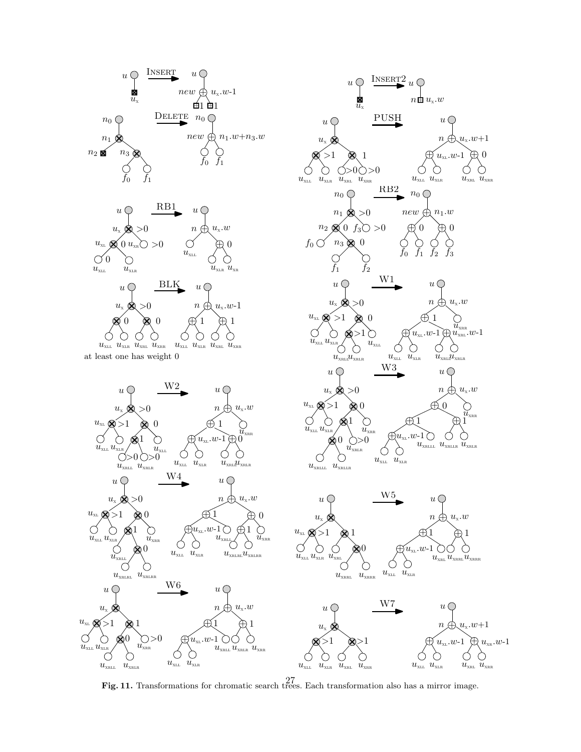**Fig. 11.** Transformations for chromatic search trees. Each transformation also has a mirror image.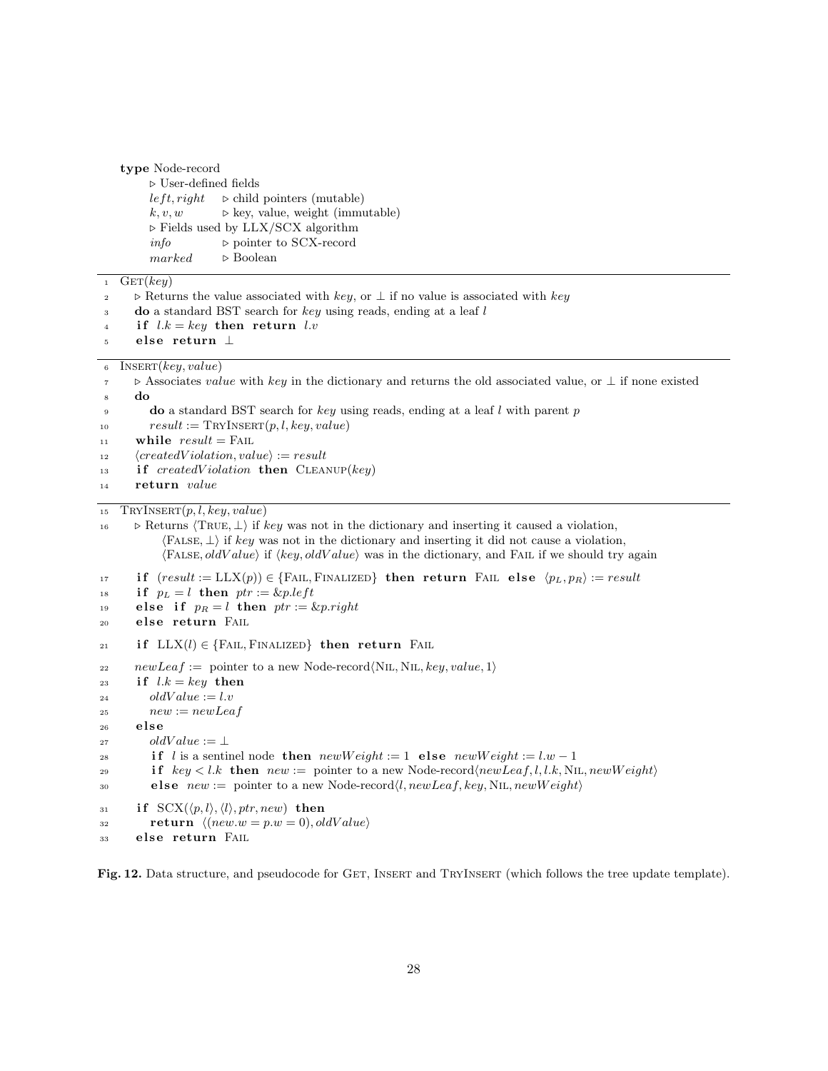```
type Node-record
    ▷ User-defined fields
    left, right     ▷ child pointers (mutable)
    k, v, w         ▷ key, value, weight (immutable)
    ▷ Fields used by LLX/SCX algorithm
    info            ▷ pointer to SCX-record
    marked          ▷ Boolean
```

```
1  Get(key)
2    ▷ Returns the value associated with key, or ⊥ if no value is associated with key
3    do a standard BST search for key using reads, ending at a leaf l
4    if l.k = key then return l.v
5    else return ⊥
```

```
6  Insert(key, value)
7    ▷ Associates value with key in the dictionary and returns the old associated value, or ⊥ if none existed
8    do
9      do a standard BST search for key using reads, ending at a leaf l with parent p
10     result := TryInsert(p, l, key, value)
11   while result = Fail
12   ⟨createdViolation, value⟩ := result
13   if createdViolation then Cleanup(key)
14   return value
```

```
15 TryInsert(p, l, key, value)
16   ▷ Returns ⟨True, ⊥⟩ if key was not in the dictionary and inserting it caused a violation,
       ⟨False, ⊥⟩ if key was not in the dictionary and inserting it did not cause a violation,
       ⟨False, oldValue⟩ if ⟨key, oldValue⟩ was in the dictionary, and Fail if we should try again
17   if (result := LLX(p)) ∈ {Fail, Finalized} then return Fail else ⟨p_L, p_R⟩ := result
18   if p_L = l then ptr := &p.left
19   else if p_R = l then ptr := &p.right
20   else return Fail
21   if LLX(l) ∈ {Fail, Finalized} then return Fail
22   newLeaf := pointer to a new Node-record⟨Nil, Nil, key, value, 1⟩
23   if l.k = key then
24     oldValue := l.v
25     new := newLeaf
26   else
27     oldValue := ⊥
28     if l is a sentinel node then newWeight := 1 else newWeight := l.w − 1
29     if key < l.k then new := pointer to a new Node-record⟨newLeaf, l, l.k, Nil, newWeight⟩
30     else new := pointer to a new Node-record⟨l, newLeaf, key, Nil, newWeight⟩
31   if SCX(⟨p, l⟩, ⟨l⟩, ptr, new) then
32     return ⟨(new.w = p.w = 0), oldValue⟩
33   else return Fail
```

**Fig. 12.** Data structure, and pseudocode for Get, Insert and TryInsert (which follows the tree update template).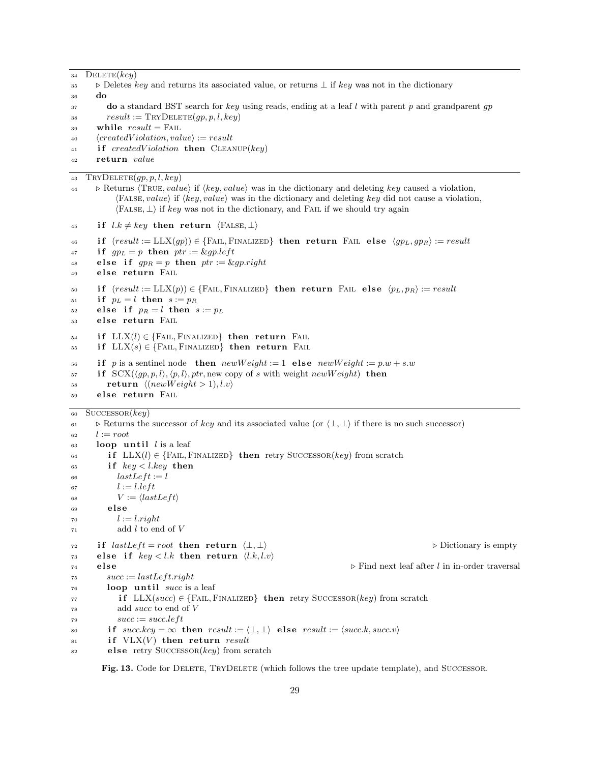```
34  Delete(key)
35     ▷ Deletes key and returns its associated value, or returns ⊥ if key was not in the dictionary
36     do
37        do a standard BST search for key using reads, ending at a leaf l with parent p and grandparent gp
38        result := TryDelete(gp, p, l, key)
39     while result = Fail
40     ⟨createdViolation, value⟩ := result
41     if createdViolation then Cleanup(key)
42     return value
```

```
43  TryDelete(gp, p, l, key)
44     ▷ Returns ⟨True, value⟩ if ⟨key, value⟩ was in the dictionary and deleting key caused a violation,
          ⟨False, value⟩ if ⟨key, value⟩ was in the dictionary and deleting key did not cause a violation,
          ⟨False, ⊥⟩ if key was not in the dictionary, and Fail if we should try again
45     if l.k ≠ key then return ⟨False, ⊥⟩
46     if (result := LLX(gp)) ∈ {Fail, Finalized} then return Fail else ⟨gp_L, gp_R⟩ := result
47     if gp_L = p then ptr := &gp.left
48     else if gp_R = p then ptr := &gp.right
49     else return Fail
50     if (result := LLX(p)) ∈ {Fail, Finalized} then return Fail else ⟨p_L, p_R⟩ := result
51     if p_L = l then s := p_R
52     else if p_R = l then s := p_L
53     else return Fail
54     if LLX(l) ∈ {Fail, Finalized} then return Fail
55     if LLX(s) ∈ {Fail, Finalized} then return Fail
56     if p is a sentinel node then newWeight := 1 else newWeight := p.w + s.w
57     if SCX(⟨gp, p, l⟩, ⟨p, l⟩, ptr, new copy of s with weight newWeight) then
58        return ⟨(newWeight > 1), l.v⟩
59     else return Fail
```

```
60  Successor(key)
61     ▷ Returns the successor of key and its associated value (or ⟨⊥, ⊥⟩ if there is no such successor)
62     l := root
63     loop until l is a leaf
64        if LLX(l) ∈ {Fail, Finalized} then retry Successor(key) from scratch
65        if key < l.key then
66           lastLeft := l
67           l := l.left
68           V := ⟨lastLeft⟩
69        else
70           l := l.right
71           add l to end of V
72     if lastLeft = root then return ⟨⊥, ⊥⟩                          ▷ Dictionary is empty
73     else if key < l.k then return ⟨l.k, l.v⟩
74     else                                                           ▷ Find next leaf after l in in-order traversal
75        succ := lastLeft.right
76        loop until succ is a leaf
77           if LLX(succ) ∈ {Fail, Finalized} then retry Successor(key) from scratch
78           add succ to end of V
79           succ := succ.left
80        if succ.key = ∞ then result := ⟨⊥, ⊥⟩ else result := ⟨succ.k, succ.v⟩
81        if VLX(V) then return result
82        else retry Successor(key) from scratch
```

**Fig. 13.** Code for Delete, TryDelete (which follows the tree update template), and Successor.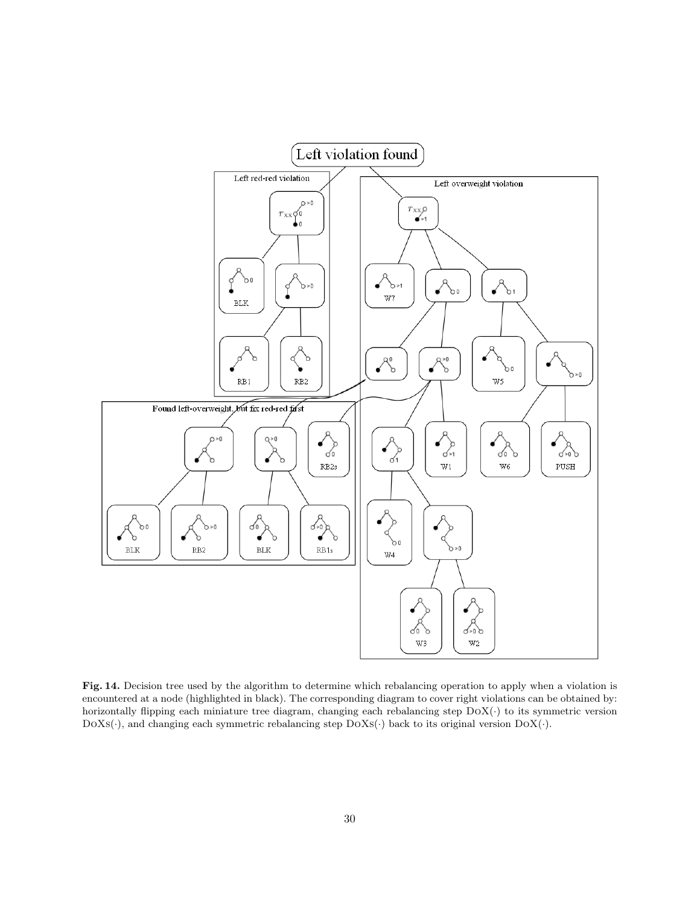**Fig. 14.** Decision tree used by the algorithm to determine which rebalancing operation to apply when a violation is encountered at a node (highlighted in black). The corresponding diagram to cover right violations can be obtained by: horizontally flipping each miniature tree diagram, changing each rebalancing step DoX(·) to its symmetric version DoXs(·), and changing each symmetric rebalancing step DoXs(·) back to its original version DoX(·).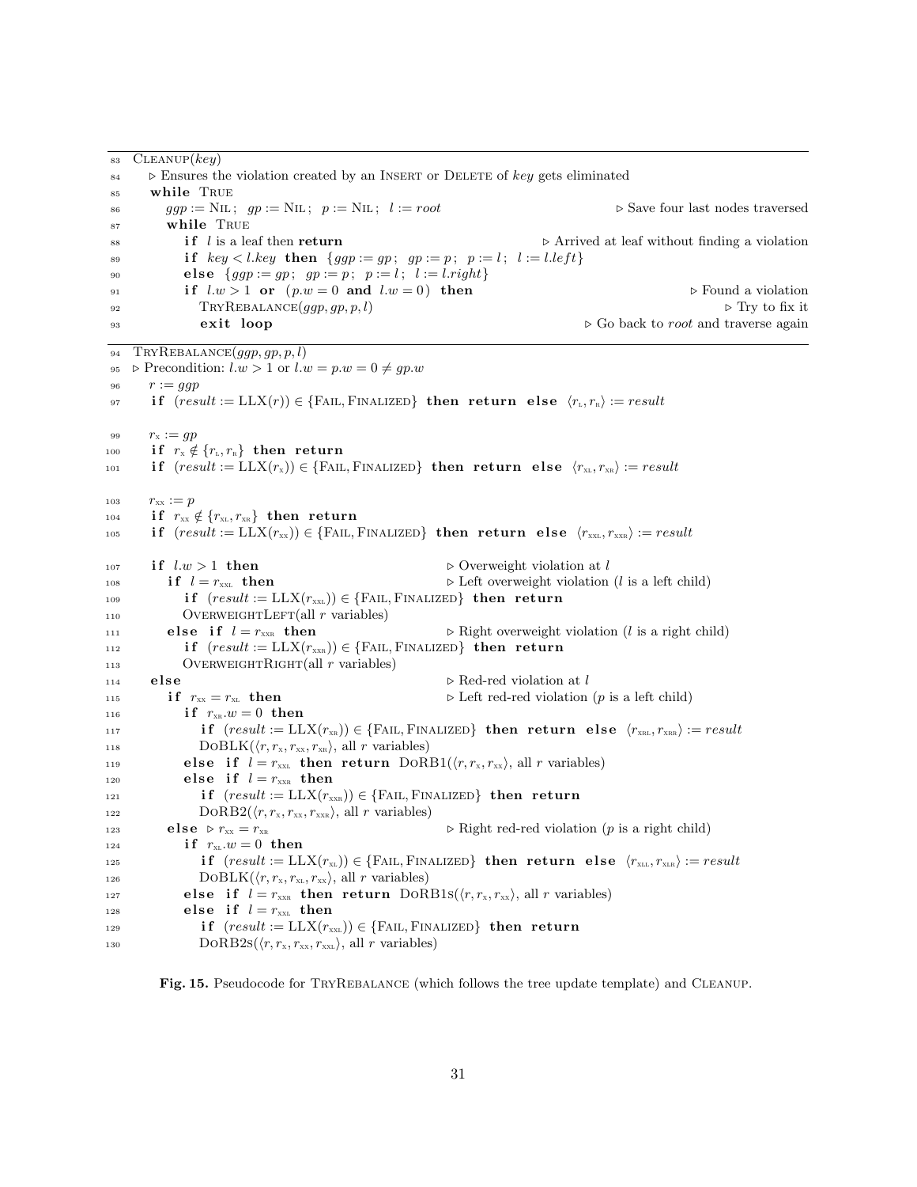```
83  Cleanup(key)
84    ▷ Ensures the violation created by an Insert or Delete of key gets eliminated
85    while True
86      ggp := Nil;  gp := Nil;  p := Nil;  l := root                    ▷ Save four last nodes traversed
87      while True
88        if l is a leaf then return                     ▷ Arrived at leaf without finding a violation
89        if key < l.key then {ggp := gp;  gp := p;  p := l;  l := l.left}
90        else {ggp := gp;  gp := p;  p := l;  l := l.right}
91        if l.w > 1 or (p.w = 0 and l.w = 0) then                              ▷ Found a violation
92          TryRebalance(ggp, gp, p, l)                                               ▷ Try to fix it
93          exit loop                                           ▷ Go back to root and traverse again
```

```
94  TryRebalance(ggp, gp, p, l)
95  ▷ Precondition: l.w > 1 or l.w = p.w = 0 ≠ gp.w
96    r := ggp
97    if (result := LLX(r)) ∈ {Fail, Finalized} then return else ⟨r_L, r_R⟩ := result

99    r_X := gp
100   if r_X ∉ {r_L, r_R} then return
101   if (result := LLX(r_X)) ∈ {Fail, Finalized} then return else ⟨r_XL, r_XR⟩ := result

103   r_XX := p
104   if r_XX ∉ {r_XL, r_XR} then return
105   if (result := LLX(r_XX)) ∈ {Fail, Finalized} then return else ⟨r_XXL, r_XXR⟩ := result

107   if l.w > 1 then                          ▷ Overweight violation at l
108     if l = r_XXL then                      ▷ Left overweight violation (l is a left child)
109       if (result := LLX(r_XXL)) ∈ {Fail, Finalized} then return
110       OverweightLeft(all r variables)
111     else if l = r_XXR then                 ▷ Right overweight violation (l is a right child)
112       if (result := LLX(r_XXR)) ∈ {Fail, Finalized} then return
113       OverweightRight(all r variables)
114   else                                     ▷ Red-red violation at l
115     if r_XX = r_XL then                    ▷ Left red-red violation (p is a left child)
116       if r_XR.w = 0 then
117         if (result := LLX(r_XR)) ∈ {Fail, Finalized} then return else ⟨r_XRL, r_XRR⟩ := result
118         DoBLK(⟨r, r_X, r_XX, r_XR⟩, all r variables)
119       else if l = r_XXL then return DoRB1(⟨r, r_X, r_XX⟩, all r variables)
120       else if l = r_XXR then
121         if (result := LLX(r_XXR)) ∈ {Fail, Finalized} then return
122         DoRB2(⟨r, r_X, r_XX, r_XXR⟩, all r variables)
123     else ▷ r_XX = r_XR                     ▷ Right red-red violation (p is a right child)
124       if r_XL.w = 0 then
125         if (result := LLX(r_XL)) ∈ {Fail, Finalized} then return else ⟨r_XLL, r_XLR⟩ := result
126         DoBLK(⟨r, r_X, r_XL, r_XX⟩, all r variables)
127       else if l = r_XXR then return DoRB1s(⟨r, r_X, r_XX⟩, all r variables)
128       else if l = r_XXL then
129         if (result := LLX(r_XXL)) ∈ {Fail, Finalized} then return
130         DoRB2s(⟨r, r_X, r_XX, r_XXL⟩, all r variables)
```

**Fig. 15.** Pseudocode for TryRebalance (which follows the tree update template) and Cleanup.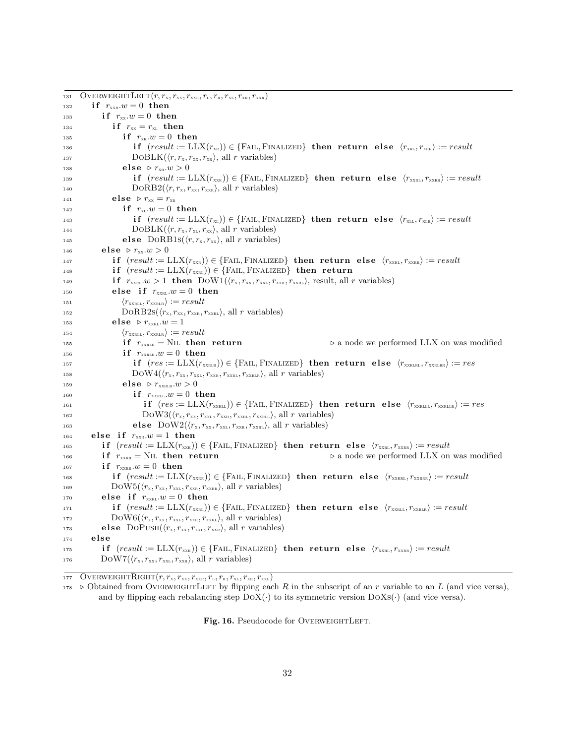```
131 OverweightLeft(r, r_x, r_xx, r_xxl, r_l, r_r, r_xl, r_xr, r_xxr)
132   if r_xxr.w = 0 then
133     if r_xx.w = 0 then
134       if r_xx = r_xl then
135         if r_xr.w = 0 then
136           if (result := LLX(r_xr)) ∈ {Fail, Finalized} then return else ⟨r_xrl, r_xrr⟩ := result
137           DoBLK(⟨r, r_x, r_xx, r_xr⟩, all r variables)
138         else ▷ r_xr.w > 0
139           if (result := LLX(r_xxr)) ∈ {Fail, Finalized} then return else ⟨r_xxrl, r_xxrr⟩ := result
140           DoRB2(⟨r, r_x, r_xx, r_xxr⟩, all r variables)
141       else ▷ r_xx = r_xr
142         if r_xl.w = 0 then
143           if (result := LLX(r_xl)) ∈ {Fail, Finalized} then return else ⟨r_xll, r_xlr⟩ := result
144           DoBLK(⟨r, r_x, r_xl, r_xx⟩, all r variables)
145         else DoRB1s(⟨r, r_x, r_xx⟩, all r variables)
146     else ▷ r_xx.w > 0
147       if (result := LLX(r_xxr)) ∈ {Fail, Finalized} then return else ⟨r_xxrl, r_xxrr⟩ := result
148       if (result := LLX(r_xxrl)) ∈ {Fail, Finalized} then return
149       if r_xxrl.w > 1 then DoW1(⟨r_x, r_xx, r_xxl, r_xxr, r_xxrl⟩, result, all r variables)
150       else if r_xxrl.w = 0 then
151         ⟨r_xxrll, r_xxrlr⟩ := result
152         DoRB2s(⟨r_x, r_xx, r_xxr, r_xxrl⟩, all r variables)
153       else ▷ r_xxrl.w = 1
154         ⟨r_xxrll, r_xxrlr⟩ := result
155         if r_xxrlr = Nil then return                ▷ a node we performed LLX on was modified
156         if r_xxrlr.w = 0 then
157           if (res := LLX(r_xxrlr)) ∈ {Fail, Finalized} then return else ⟨r_xxrlrl, r_xxrlrr⟩ := res
158           DoW4(⟨r_x, r_xx, r_xxl, r_xxr, r_xxrl, r_xxrlr⟩, all r variables)
159         else ▷ r_xxrlr.w > 0
160           if r_xxrll.w = 0 then
161             if (res := LLX(r_xxrll)) ∈ {Fail, Finalized} then return else ⟨r_xxrlll, r_xxrllr⟩ := res
162             DoW3(⟨r_x, r_xx, r_xxl, r_xxr, r_xxrl, r_xxrll⟩, all r variables)
163           else DoW2(⟨r_x, r_xx, r_xxl, r_xxr, r_xxrl⟩, all r variables)
164   else if r_xxr.w = 1 then
165     if (result := LLX(r_xxr)) ∈ {Fail, Finalized} then return else ⟨r_xxrl, r_xxrr⟩ := result
166     if r_xxrr = Nil then return                      ▷ a node we performed LLX on was modified
167     if r_xxrr.w = 0 then
168       if (result := LLX(r_xxrr)) ∈ {Fail, Finalized} then return else ⟨r_xxrrl, r_xxrrr⟩ := result
169       DoW5(⟨r_x, r_xx, r_xxl, r_xxr, r_xxrr⟩, all r variables)
170     else if r_xxrl.w = 0 then
171       if (result := LLX(r_xxrl)) ∈ {Fail, Finalized} then return else ⟨r_xxrll, r_xxrlr⟩ := result
172       DoW6(⟨r_x, r_xx, r_xxl, r_xxr, r_xxrl⟩, all r variables)
173     else DoPush(⟨r_x, r_xx, r_xxl, r_xxr⟩, all r variables)
174   else
175     if (result := LLX(r_xxr)) ∈ {Fail, Finalized} then return else ⟨r_xxrl, r_xxrr⟩ := result
176     DoW7(⟨r_x, r_xx, r_xxl, r_xxr⟩, all r variables)

177 OverweightRight(r, r_x, r_xx, r_xxr, r_l, r_r, r_xl, r_xr, r_xxl)
178 ▷ Obtained from OverweightLeft by flipping each R in the subscript of an r variable to an L (and vice versa),
    and by flipping each rebalancing step DoX(·) to its symmetric version DoXs(·) (and vice versa).
```

**Fig. 16.** Pseudocode for OverweightLeft.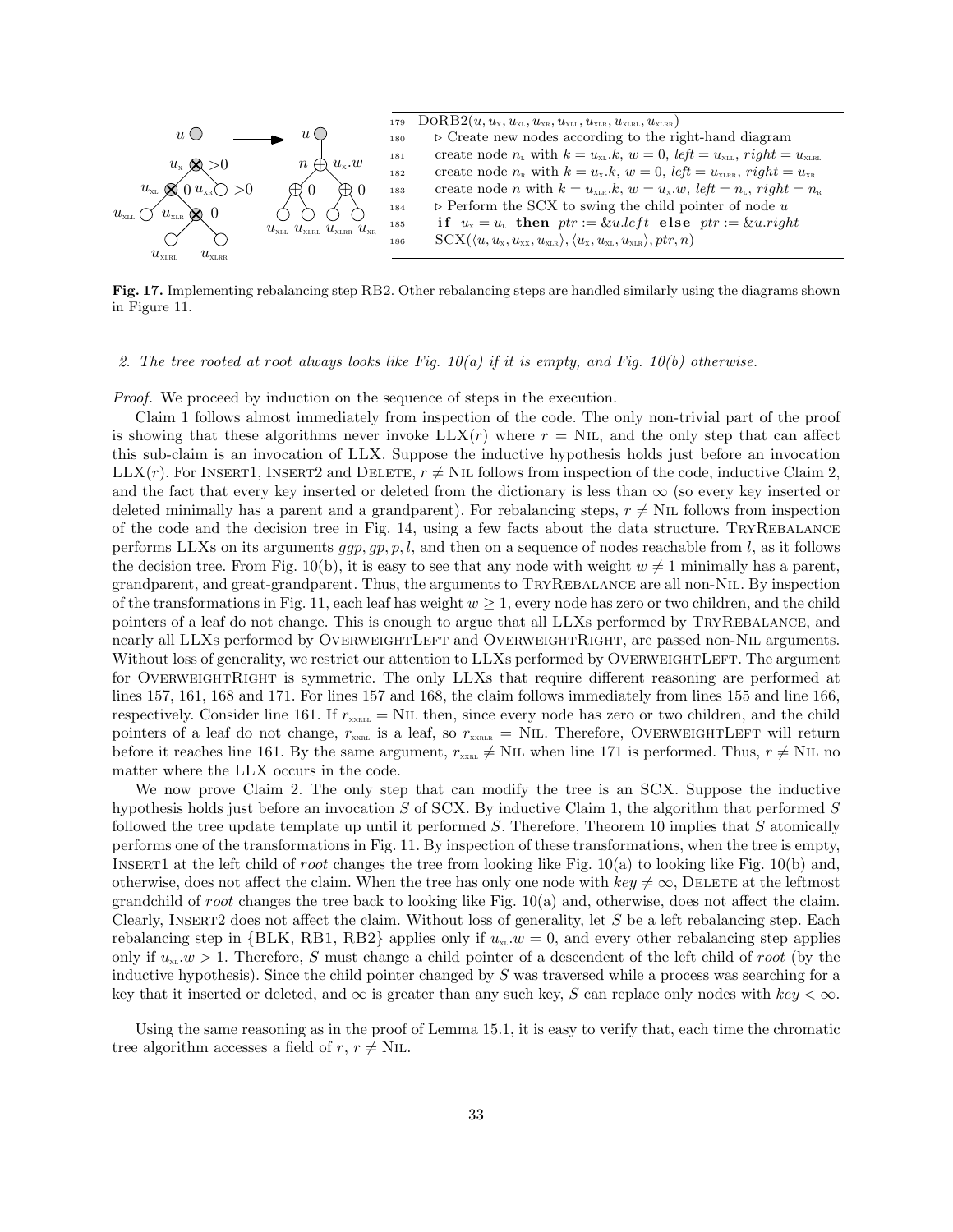```
179  DoRB2(u, u_X, u_XL, u_XR, u_XLL, u_XLR, u_XLRL, u_XLRR)
180      ▷ Create new nodes according to the right-hand diagram
181      create node n_L with k = u_XL.k, w = 0, left = u_XLL, right = u_XLRL
182      create node n_R with k = u_X.k, w = 0, left = u_XLRR, right = u_XR
183      create node n with k = u_XLR.k, w = u_X.w, left = n_L, right = n_R
184      ▷ Perform the SCX to swing the child pointer of node u
185      if u_X = u_L then ptr := &u.left else ptr := &u.right
186      SCX(⟨u, u_X, u_XX, u_XLR⟩, ⟨u_X, u_XL, u_XLR⟩, ptr, n)
```

**Fig. 17.** Implementing rebalancing step RB2. Other rebalancing steps are handled similarly using the diagrams shown in Figure 11.

*2. The tree rooted at root always looks like Fig. 10(a) if it is empty, and Fig. 10(b) otherwise.*

*Proof.* We proceed by induction on the sequence of steps in the execution.

Claim 1 follows almost immediately from inspection of the code. The only non-trivial part of the proof is showing that these algorithms never invoke LLX($r$) where $r$ = NIL, and the only step that can affect this sub-claim is an invocation of LLX. Suppose the inductive hypothesis holds just before an invocation LLX($r$). For INSERT1, INSERT2 and DELETE, $r \neq$ NIL follows from inspection of the code, inductive Claim 2, and the fact that every key inserted or deleted from the dictionary is less than $\infty$ (so every key inserted or deleted minimally has a parent and a grandparent). For rebalancing steps, $r \neq$ NIL follows from inspection of the code and the decision tree in Fig. 14, using a few facts about the data structure. TRYREBALANCE performs LLXs on its arguments $ggp, gp, p, l$, and then on a sequence of nodes reachable from $l$, as it follows the decision tree. From Fig. 10(b), it is easy to see that any node with weight $w \neq 1$ minimally has a parent, grandparent, and great-grandparent. Thus, the arguments to TRYREBALANCE are all non-NIL. By inspection of the transformations in Fig. 11, each leaf has weight $w \geq 1$, every node has zero or two children, and the child pointers of a leaf do not change. This is enough to argue that all LLXs performed by TRYREBALANCE, and nearly all LLXs performed by OVERWEIGHTLEFT and OVERWEIGHTRIGHT, are passed non-NIL arguments. Without loss of generality, we restrict our attention to LLXs performed by OVERWEIGHTLEFT. The argument for OVERWEIGHTRIGHT is symmetric. The only LLXs that require different reasoning are performed at lines 157, 161, 168 and 171. For lines 157 and 168, the claim follows immediately from line 155 and line 166, respectively. Consider line 161. If $r_{\text{XXRLL}}$ = NIL then, since every node has zero or two children, and the child pointers of a leaf do not change, $r_{\text{XXRL}}$ is a leaf, so $r_{\text{XXRLR}}$ = NIL. Therefore, OVERWEIGHTLEFT will return before it reaches line 161. By the same argument, $r_{\text{XXRL}} \neq$ NIL when line 171 is performed. Thus, $r \neq$ NIL no matter where the LLX occurs in the code.

We now prove Claim 2. The only step that can modify the tree is an SCX. Suppose the inductive hypothesis holds just before an invocation $S$ of SCX. By inductive Claim 1, the algorithm that performed $S$ followed the tree update template up until it performed $S$. Therefore, Theorem 10 implies that $S$ atomically performs one of the transformations in Fig. 11. By inspection of these transformations, when the tree is empty, INSERT1 at the left child of *root* changes the tree from looking like Fig. 10(a) to looking like Fig. 10(b) and, otherwise, does not affect the claim. When the tree has only one node with $key \neq \infty$, DELETE at the leftmost grandchild of *root* changes the tree back to looking like Fig. 10(a) and, otherwise, does not affect the claim. Clearly, INSERT2 does not affect the claim. Without loss of generality, let $S$ be a left rebalancing step. Each rebalancing step in {BLK, RB1, RB2} applies only if $u_{\text{XL}}.w = 0$, and every other rebalancing step applies only if $u_{\text{XL}}.w > 1$. Therefore, $S$ must change a child pointer of a descendent of the left child of *root* (by the inductive hypothesis). Since the child pointer changed by $S$ was traversed while a process was searching for a key that it inserted or deleted, and $\infty$ is greater than any such key, $S$ can replace only nodes with $key < \infty$.

Using the same reasoning as in the proof of Lemma 15.1, it is easy to verify that, each time the chromatic tree algorithm accesses a field of $r$, $r \neq$ NIL.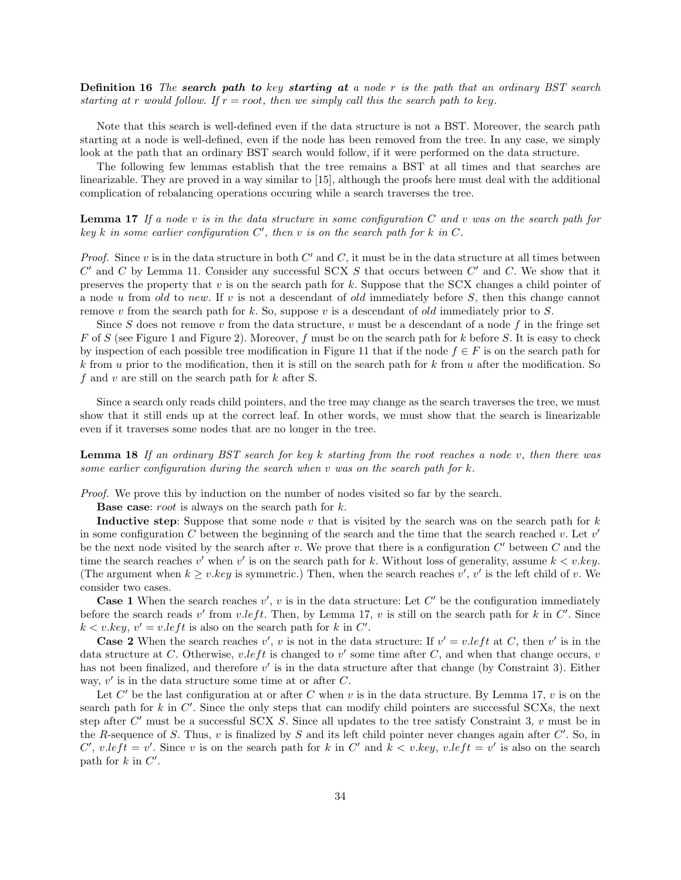**Definition 16** *The* ***search path to*** *key* ***starting at*** *a node r is the path that an ordinary BST search starting at r would follow. If $r = root$, then we simply call this the search path to key.*

Note that this search is well-defined even if the data structure is not a BST. Moreover, the search path starting at a node is well-defined, even if the node has been removed from the tree. In any case, we simply look at the path that an ordinary BST search would follow, if it were performed on the data structure.

The following few lemmas establish that the tree remains a BST at all times and that searches are linearizable. They are proved in a way similar to [15], although the proofs here must deal with the additional complication of rebalancing operations occuring while a search traverses the tree.

**Lemma 17** *If a node $v$ is in the data structure in some configuration $C$ and $v$ was on the search path for key $k$ in some earlier configuration $C'$, then $v$ is on the search path for $k$ in $C$.*

*Proof.* Since $v$ is in the data structure in both $C'$ and $C$, it must be in the data structure at all times between $C'$ and $C$ by Lemma 11. Consider any successful SCX $S$ that occurs between $C'$ and $C$. We show that it preserves the property that $v$ is on the search path for $k$. Suppose that the SCX changes a child pointer of a node $u$ from *old* to *new*. If $v$ is not a descendant of *old* immediately before $S$, then this change cannot remove $v$ from the search path for $k$. So, suppose $v$ is a descendant of *old* immediately prior to $S$.

Since $S$ does not remove $v$ from the data structure, $v$ must be a descendant of a node $f$ in the fringe set $F$ of $S$ (see Figure 1 and Figure 2). Moreover, $f$ must be on the search path for $k$ before $S$. It is easy to check by inspection of each possible tree modification in Figure 11 that if the node $f \in F$ is on the search path for $k$ from $u$ prior to the modification, then it is still on the search path for $k$ from $u$ after the modification. So $f$ and $v$ are still on the search path for $k$ after S.

Since a search only reads child pointers, and the tree may change as the search traverses the tree, we must show that it still ends up at the correct leaf. In other words, we must show that the search is linearizable even if it traverses some nodes that are no longer in the tree.

**Lemma 18** *If an ordinary BST search for key $k$ starting from the root reaches a node $v$, then there was some earlier configuration during the search when $v$ was on the search path for $k$.*

*Proof.* We prove this by induction on the number of nodes visited so far by the search.

**Base case**: *root* is always on the search path for $k$.

**Inductive step**: Suppose that some node $v$ that is visited by the search was on the search path for $k$ in some configuration $C$ between the beginning of the search and the time that the search reached $v$. Let $v'$ be the next node visited by the search after $v$. We prove that there is a configuration $C'$ between $C$ and the time the search reaches $v'$ when $v'$ is on the search path for $k$. Without loss of generality, assume $k < v.key$. (The argument when $k \geq v.key$ is symmetric.) Then, when the search reaches $v'$, $v'$ is the left child of $v$. We consider two cases.

**Case 1** When the search reaches $v'$, $v$ is in the data structure: Let $C'$ be the configuration immediately before the search reads $v'$ from $v.left$. Then, by Lemma 17, $v$ is still on the search path for $k$ in $C'$. Since $k < v.key$, $v' = v.left$ is also on the search path for $k$ in $C'$.

**Case 2** When the search reaches $v'$, $v$ is not in the data structure: If $v' = v.left$ at $C$, then $v'$ is in the data structure at $C$. Otherwise, $v.left$ is changed to $v'$ some time after $C$, and when that change occurs, $v$ has not been finalized, and therefore $v'$ is in the data structure after that change (by Constraint 3). Either way, $v'$ is in the data structure some time at or after $C$.

Let $C'$ be the last configuration at or after $C$ when $v$ is in the data structure. By Lemma 17, $v$ is on the search path for $k$ in $C'$. Since the only steps that can modify child pointers are successful SCXs, the next step after $C'$ must be a successful SCX $S$. Since all updates to the tree satisfy Constraint 3, $v$ must be in the $R$-sequence of $S$. Thus, $v$ is finalized by $S$ and its left child pointer never changes again after $C'$. So, in $C'$, $v.left = v'$. Since $v$ is on the search path for $k$ in $C'$ and $k < v.key$, $v.left = v'$ is also on the search path for $k$ in $C'$.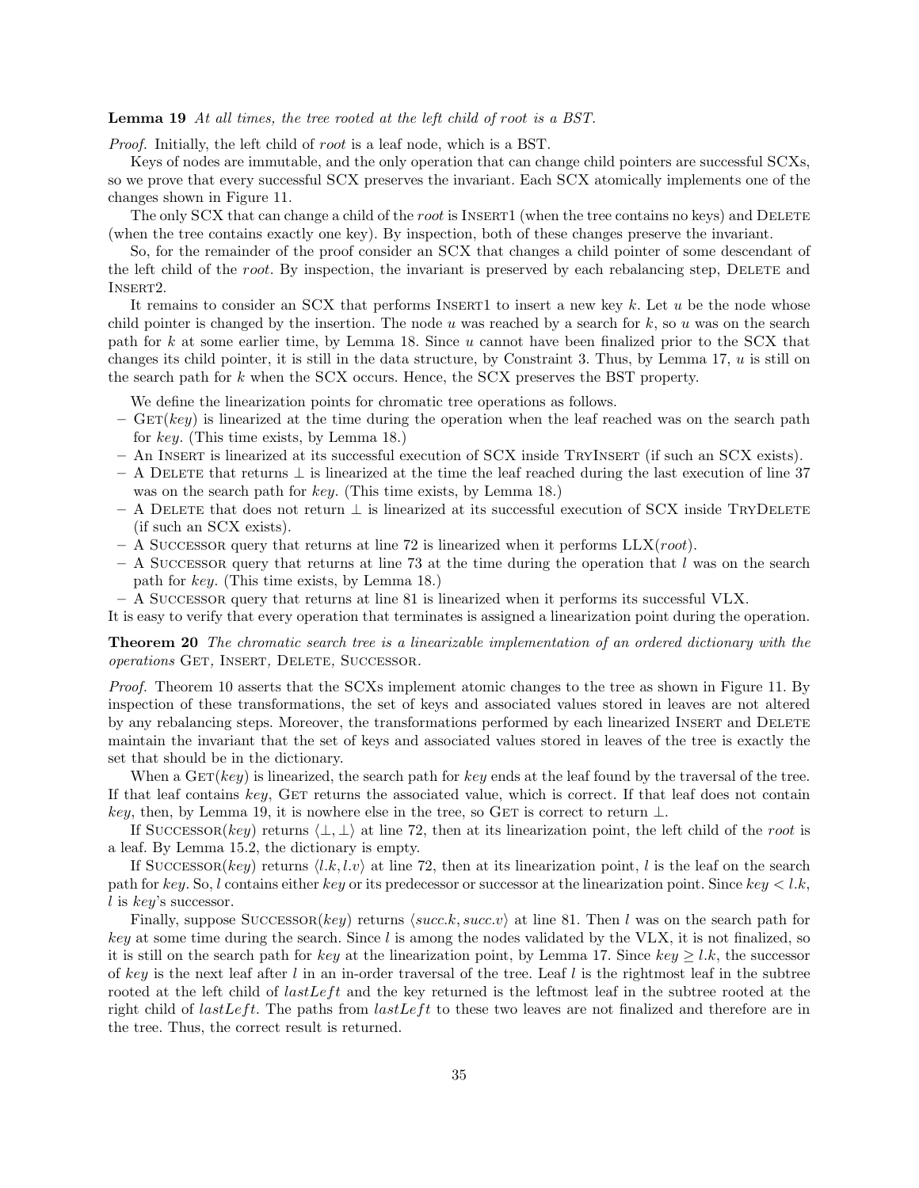**Lemma 19** *At all times, the tree rooted at the left child of root is a BST.*

*Proof.* Initially, the left child of *root* is a leaf node, which is a BST.

Keys of nodes are immutable, and the only operation that can change child pointers are successful SCXs, so we prove that every successful SCX preserves the invariant. Each SCX atomically implements one of the changes shown in Figure 11.

The only SCX that can change a child of the *root* is Insert1 (when the tree contains no keys) and Delete (when the tree contains exactly one key). By inspection, both of these changes preserve the invariant.

So, for the remainder of the proof consider an SCX that changes a child pointer of some descendant of the left child of the *root*. By inspection, the invariant is preserved by each rebalancing step, Delete and Insert2.

It remains to consider an SCX that performs Insert1 to insert a new key $k$. Let $u$ be the node whose child pointer is changed by the insertion. The node $u$ was reached by a search for $k$, so $u$ was on the search path for $k$ at some earlier time, by Lemma 18. Since $u$ cannot have been finalized prior to the SCX that changes its child pointer, it is still in the data structure, by Constraint 3. Thus, by Lemma 17, $u$ is still on the search path for $k$ when the SCX occurs. Hence, the SCX preserves the BST property.

We define the linearization points for chromatic tree operations as follows.

- Get($key$) is linearized at the time during the operation when the leaf reached was on the search path for $key$. (This time exists, by Lemma 18.)
- An Insert is linearized at its successful execution of SCX inside TryInsert (if such an SCX exists).
- A Delete that returns $\bot$ is linearized at the time the leaf reached during the last execution of line 37 was on the search path for $key$. (This time exists, by Lemma 18.)
- A Delete that does not return $\bot$ is linearized at its successful execution of SCX inside TryDelete (if such an SCX exists).
- A Successor query that returns at line 72 is linearized when it performs LLX($root$).
- A Successor query that returns at line 73 at the time during the operation that $l$ was on the search path for $key$. (This time exists, by Lemma 18.)
- A Successor query that returns at line 81 is linearized when it performs its successful VLX.

It is easy to verify that every operation that terminates is assigned a linearization point during the operation.

**Theorem 20** *The chromatic search tree is a linearizable implementation of an ordered dictionary with the operations* Get, Insert, Delete, Successor.

*Proof.* Theorem 10 asserts that the SCXs implement atomic changes to the tree as shown in Figure 11. By inspection of these transformations, the set of keys and associated values stored in leaves are not altered by any rebalancing steps. Moreover, the transformations performed by each linearized Insert and Delete maintain the invariant that the set of keys and associated values stored in leaves of the tree is exactly the set that should be in the dictionary.

When a Get($key$) is linearized, the search path for $key$ ends at the leaf found by the traversal of the tree. If that leaf contains $key$, Get returns the associated value, which is correct. If that leaf does not contain $key$, then, by Lemma 19, it is nowhere else in the tree, so Get is correct to return $\bot$.

If Successor($key$) returns $\langle \bot, \bot \rangle$ at line 72, then at its linearization point, the left child of the *root* is a leaf. By Lemma 15.2, the dictionary is empty.

If Successor($key$) returns $\langle l.k, l.v \rangle$ at line 72, then at its linearization point, $l$ is the leaf on the search path for $key$. So, $l$ contains either $key$ or its predecessor or successor at the linearization point. Since $key < l.k$, $l$ is $key$'s successor.

Finally, suppose Successor($key$) returns $\langle succ.k, succ.v \rangle$ at line 81. Then $l$ was on the search path for $key$ at some time during the search. Since $l$ is among the nodes validated by the VLX, it is not finalized, so it is still on the search path for $key$ at the linearization point, by Lemma 17. Since $key \geq l.k$, the successor of $key$ is the next leaf after $l$ in an in-order traversal of the tree. Leaf $l$ is the rightmost leaf in the subtree rooted at the left child of $lastLeft$ and the key returned is the leftmost leaf in the subtree rooted at the right child of $lastLeft$. The paths from $lastLeft$ to these two leaves are not finalized and therefore are in the tree. Thus, the correct result is returned.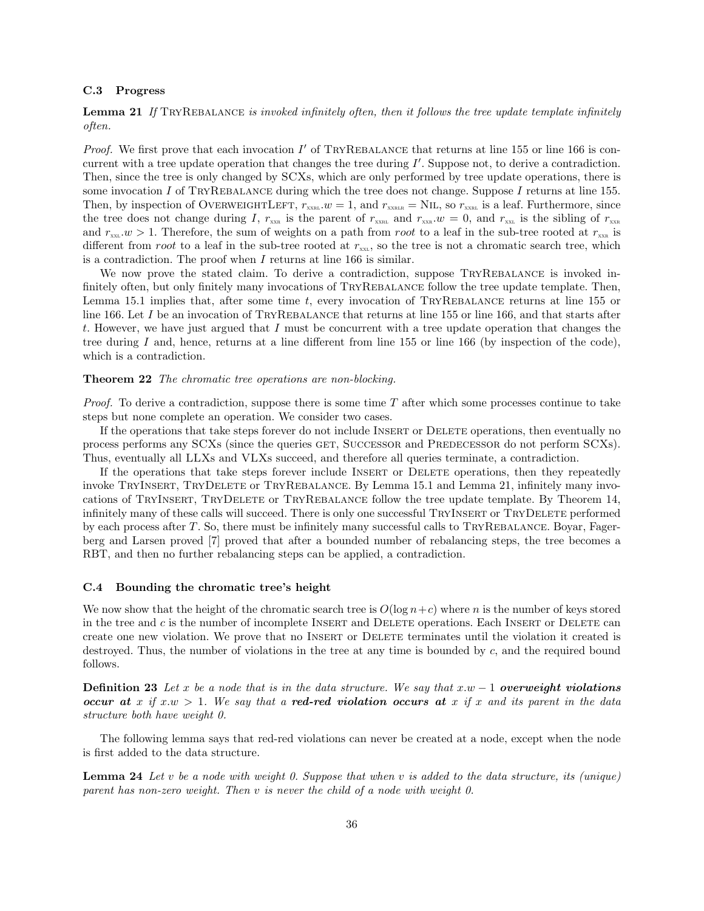### C.3 Progress

**Lemma 21** *If* TryRebalance *is invoked infinitely often, then it follows the tree update template infinitely often.*

*Proof.* We first prove that each invocation $I'$ of TryRebalance that returns at line 155 or line 166 is concurrent with a tree update operation that changes the tree during $I'$. Suppose not, to derive a contradiction. Then, since the tree is only changed by SCXs, which are only performed by tree update operations, there is some invocation $I$ of TryRebalance during which the tree does not change. Suppose $I$ returns at line 155. Then, by inspection of OverweightLeft, $r_{\text{xxRL}}.w = 1$, and $r_{\text{xxRLR}} = \text{Nil}$, so $r_{\text{xxRL}}$ is a leaf. Furthermore, since the tree does not change during $I$, $r_{\text{xxR}}$ is the parent of $r_{\text{xxRL}}$ and $r_{\text{xxR}}.w = 0$, and $r_{\text{xxL}}$ is the sibling of $r_{\text{xxR}}$ and $r_{\text{xxL}}.w > 1$. Therefore, the sum of weights on a path from *root* to a leaf in the sub-tree rooted at $r_{\text{xxR}}$ is different from *root* to a leaf in the sub-tree rooted at $r_{\text{xxL}}$, so the tree is not a chromatic search tree, which is a contradiction. The proof when $I$ returns at line 166 is similar.

We now prove the stated claim. To derive a contradiction, suppose TryRebalance is invoked infinitely often, but only finitely many invocations of TryRebalance follow the tree update template. Then, Lemma 15.1 implies that, after some time $t$, every invocation of TryRebalance returns at line 155 or line 166. Let $I$ be an invocation of TryRebalance that returns at line 155 or line 166, and that starts after $t$. However, we have just argued that $I$ must be concurrent with a tree update operation that changes the tree during $I$ and, hence, returns at a line different from line 155 or line 166 (by inspection of the code), which is a contradiction.

**Theorem 22** *The chromatic tree operations are non-blocking.*

*Proof.* To derive a contradiction, suppose there is some time $T$ after which some processes continue to take steps but none complete an operation. We consider two cases.

If the operations that take steps forever do not include Insert or Delete operations, then eventually no process performs any SCXs (since the queries get, Successor and Predecessor do not perform SCXs). Thus, eventually all LLXs and VLXs succeed, and therefore all queries terminate, a contradiction.

If the operations that take steps forever include Insert or Delete operations, then they repeatedly invoke TryInsert, TryDelete or TryRebalance. By Lemma 15.1 and Lemma 21, infinitely many invocations of TryInsert, TryDelete or TryRebalance follow the tree update template. By Theorem 14, infinitely many of these calls will succeed. There is only one successful TryInsert or TryDelete performed by each process after $T$. So, there must be infinitely many successful calls to TryRebalance. Boyar, Fagerberg and Larsen proved [7] proved that after a bounded number of rebalancing steps, the tree becomes a RBT, and then no further rebalancing steps can be applied, a contradiction.

### C.4 Bounding the chromatic tree's height

We now show that the height of the chromatic search tree is $O(\log n + c)$ where $n$ is the number of keys stored in the tree and $c$ is the number of incomplete Insert and Delete operations. Each Insert or Delete can create one new violation. We prove that no Insert or Delete terminates until the violation it created is destroyed. Thus, the number of violations in the tree at any time is bounded by $c$, and the required bound follows.

**Definition 23** *Let $x$ be a node that is in the data structure. We say that $x.w - 1$* ***overweight violations occur at*** *$x$ if $x.w > 1$. We say that a* ***red-red violation occurs at*** *$x$ if $x$ and its parent in the data structure both have weight 0.*

The following lemma says that red-red violations can never be created at a node, except when the node is first added to the data structure.

**Lemma 24** *Let $v$ be a node with weight 0. Suppose that when $v$ is added to the data structure, its (unique) parent has non-zero weight. Then $v$ is never the child of a node with weight 0.*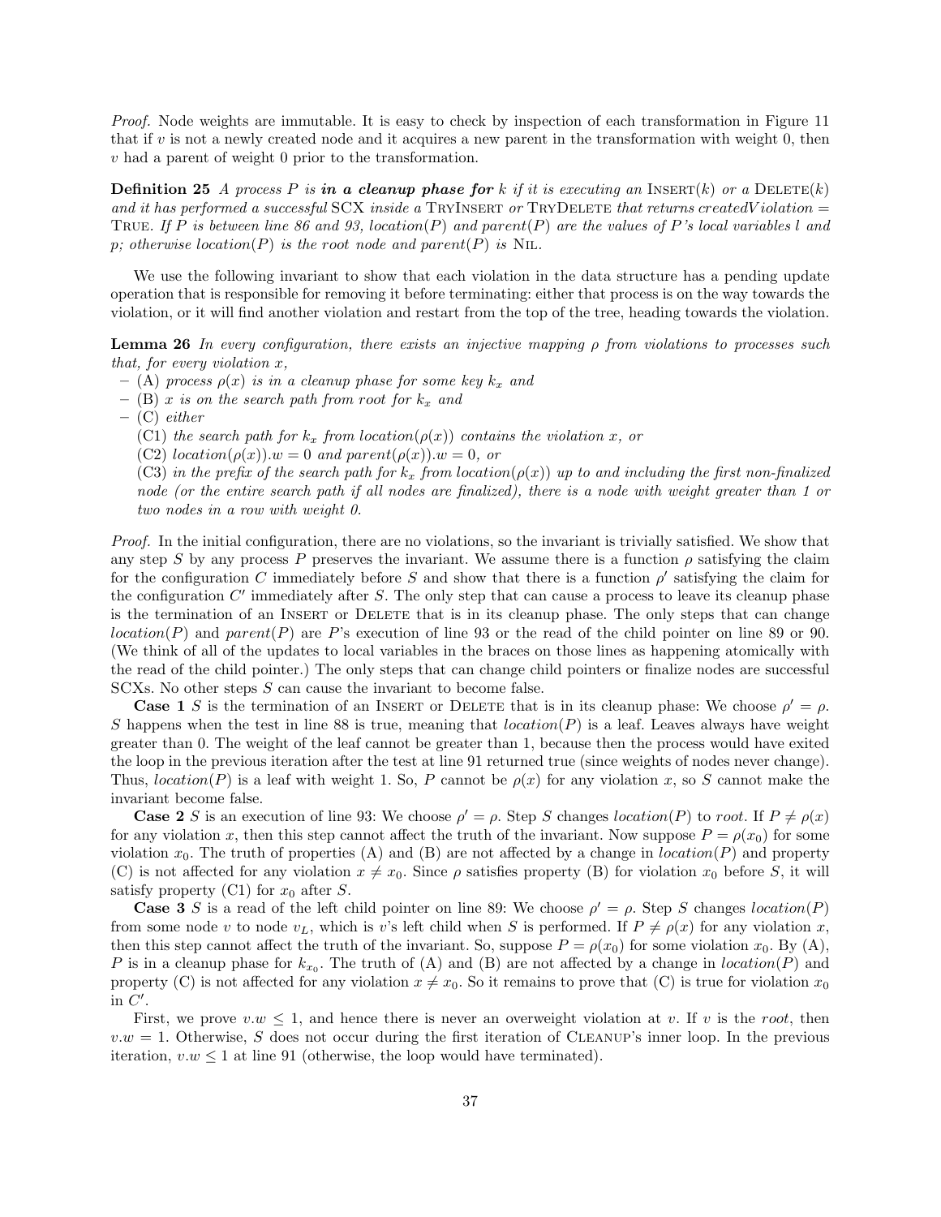*Proof.* Node weights are immutable. It is easy to check by inspection of each transformation in Figure 11 that if $v$ is not a newly created node and it acquires a new parent in the transformation with weight 0, then $v$ had a parent of weight 0 prior to the transformation.

**Definition 25** *A process $P$ is* ***in a cleanup phase for*** *$k$ if it is executing an* Insert$(k)$ *or a* Delete$(k)$ *and it has performed a successful* SCX *inside a* TryInsert *or* TryDelete *that returns $createdViolation =$* True. *If $P$ is between line 86 and 93, $location(P)$ and $parent(P)$ are the values of $P$'s local variables $l$ and $p$; otherwise $location(P)$ is the root node and $parent(P)$ is* Nil.

We use the following invariant to show that each violation in the data structure has a pending update operation that is responsible for removing it before terminating: either that process is on the way towards the violation, or it will find another violation and restart from the top of the tree, heading towards the violation.

**Lemma 26** *In every configuration, there exists an injective mapping $\rho$ from violations to processes such that, for every violation $x$,*

- *(A) process $\rho(x)$ is in a cleanup phase for some key $k_x$ and*
- *(B) $x$ is on the search path from root for $k_x$ and*
- *(C) either*

  *(C1) the search path for $k_x$ from $location(\rho(x))$ contains the violation $x$, or*

  *(C2) $location(\rho(x)).w = 0$ and $parent(\rho(x)).w = 0$, or*

  *(C3) in the prefix of the search path for $k_x$ from $location(\rho(x))$ up to and including the first non-finalized node (or the entire search path if all nodes are finalized), there is a node with weight greater than 1 or two nodes in a row with weight 0.*

*Proof.* In the initial configuration, there are no violations, so the invariant is trivially satisfied. We show that any step $S$ by any process $P$ preserves the invariant. We assume there is a function $\rho$ satisfying the claim for the configuration $C$ immediately before $S$ and show that there is a function $\rho'$ satisfying the claim for the configuration $C'$ immediately after $S$. The only step that can cause a process to leave its cleanup phase is the termination of an Insert or Delete that is in its cleanup phase. The only steps that can change $location(P)$ and $parent(P)$ are $P$'s execution of line 93 or the read of the child pointer on line 89 or 90. (We think of all of the updates to local variables in the braces on those lines as happening atomically with the read of the child pointer.) The only steps that can change child pointers or finalize nodes are successful SCXs. No other steps $S$ can cause the invariant to become false.

**Case 1** $S$ is the termination of an Insert or Delete that is in its cleanup phase: We choose $\rho' = \rho$. $S$ happens when the test in line 88 is true, meaning that $location(P)$ is a leaf. Leaves always have weight greater than 0. The weight of the leaf cannot be greater than 1, because then the process would have exited the loop in the previous iteration after the test at line 91 returned true (since weights of nodes never change). Thus, $location(P)$ is a leaf with weight 1. So, $P$ cannot be $\rho(x)$ for any violation $x$, so $S$ cannot make the invariant become false.

**Case 2** $S$ is an execution of line 93: We choose $\rho' = \rho$. Step $S$ changes $location(P)$ to *root*. If $P \neq \rho(x)$ for any violation $x$, then this step cannot affect the truth of the invariant. Now suppose $P = \rho(x_0)$ for some violation $x_0$. The truth of properties (A) and (B) are not affected by a change in $location(P)$ and property (C) is not affected for any violation $x \neq x_0$. Since $\rho$ satisfies property (B) for violation $x_0$ before $S$, it will satisfy property (C1) for $x_0$ after $S$.

**Case 3** $S$ is a read of the left child pointer on line 89: We choose $\rho' = \rho$. Step $S$ changes $location(P)$ from some node $v$ to node $v_L$, which is $v$'s left child when $S$ is performed. If $P \neq \rho(x)$ for any violation $x$, then this step cannot affect the truth of the invariant. So, suppose $P = \rho(x_0)$ for some violation $x_0$. By (A), $P$ is in a cleanup phase for $k_{x_0}$. The truth of (A) and (B) are not affected by a change in $location(P)$ and property (C) is not affected for any violation $x \neq x_0$. So it remains to prove that (C) is true for violation $x_0$ in $C'$.

First, we prove $v.w \leq 1$, and hence there is never an overweight violation at $v$. If $v$ is the *root*, then $v.w = 1$. Otherwise, $S$ does not occur during the first iteration of Cleanup's inner loop. In the previous iteration, $v.w \leq 1$ at line 91 (otherwise, the loop would have terminated).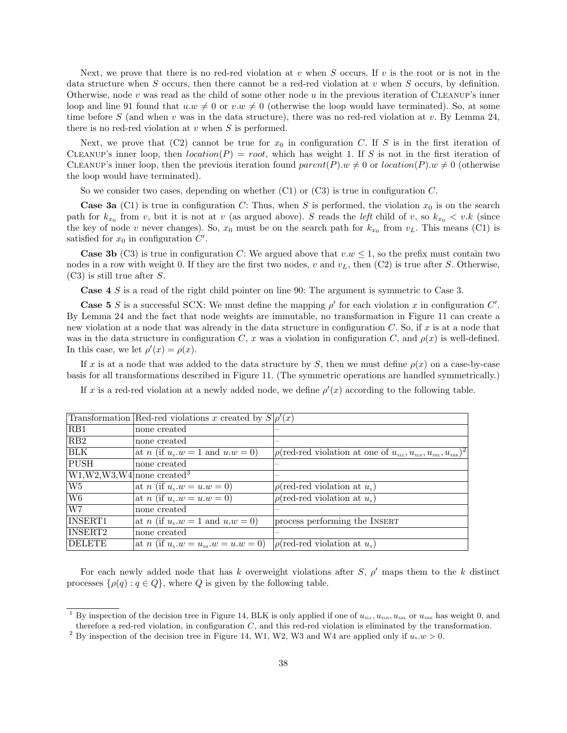Next, we prove that there is no red-red violation at $v$ when $S$ occurs. If $v$ is the root or is not in the data structure when $S$ occurs, then there cannot be a red-red violation at $v$ when $S$ occurs, by definition. Otherwise, node $v$ was read as the child of some other node $u$ in the previous iteration of CLEANUP's inner loop and line 91 found that $u.w \neq 0$ or $v.w \neq 0$ (otherwise the loop would have terminated). So, at some time before $S$ (and when $v$ was in the data structure), there was no red-red violation at $v$. By Lemma 24, there is no red-red violation at $v$ when $S$ is performed.

Next, we prove that (C2) cannot be true for $x_0$ in configuration $C$. If $S$ is in the first iteration of CLEANUP's inner loop, then $location(P) = root$, which has weight 1. If $S$ is not in the first iteration of CLEANUP's inner loop, then the previous iteration found $parent(P).w \neq 0$ or $location(P).w \neq 0$ (otherwise the loop would have terminated).

So we consider two cases, depending on whether (C1) or (C3) is true in configuration $C$.

**Case 3a** (C1) is true in configuration $C$: Thus, when $S$ is performed, the violation $x_0$ is on the search path for $k_{x_0}$ from $v$, but it is not at $v$ (as argued above). $S$ reads the *left* child of $v$, so $k_{x_0} < v.k$ (since the key of node $v$ never changes). So, $x_0$ must be on the search path for $k_{x_0}$ from $v_L$. This means (C1) is satisfied for $x_0$ in configuration $C'$.

**Case 3b** (C3) is true in configuration $C$: We argued above that $v.w \leq 1$, so the prefix must contain two nodes in a row with weight 0. If they are the first two nodes, $v$ and $v_L$, then (C2) is true after $S$. Otherwise, (C3) is still true after $S$.

**Case 4** $S$ is a read of the right child pointer on line 90: The argument is symmetric to Case 3.

**Case 5** $S$ is a successful SCX: We must define the mapping $\rho'$ for each violation $x$ in configuration $C'$. By Lemma 24 and the fact that node weights are immutable, no transformation in Figure 11 can create a new violation at a node that was already in the data structure in configuration $C$. So, if $x$ is at a node that was in the data structure in configuration $C$, $x$ was a violation in configuration $C$, and $\rho(x)$ is well-defined. In this case, we let $\rho'(x) = \rho(x)$.

If $x$ is at a node that was added to the data structure by $S$, then we must define $\rho(x)$ on a case-by-case basis for all transformations described in Figure 11. (The symmetric operations are handled symmetrically.)

If $x$ is a red-red violation at a newly added node, we define $\rho'(x)$ according to the following table.

| Transformation | Red-red violations $x$ created by $S$ | $\rho'(x)$ |
|---|---|---|
| RB1 | none created | – |
| RB2 | none created | – |
| BLK | at $n$ (if $u_x.w = 1$ and $u.w = 0$) | $\rho$(red-red violation at one of $u_{xLL}, u_{xLR}, u_{xRL}, u_{xRR}$)[2] |
| PUSH | none created | – |
| W1,W2,W3,W4 | none created[3] | – |
| W5 | at $n$ (if $u_x.w = u.w = 0$) | $\rho$(red-red violation at $u_x$) |
| W6 | at $n$ (if $u_x.w = u.w = 0$) | $\rho$(red-red violation at $u_x$) |
| W7 | none created | – |
| INSERT1 | at $n$ (if $u_x.w = 1$ and $u.w = 0$) | process performing the INSERT |
| INSERT2 | none created | – |
| DELETE | at $n$ (if $u_x.w = u_{xR}.w = u.w = 0$) | $\rho$(red-red violation at $u_x$) |

For each newly added node that has $k$ overweight violations after $S$, $\rho'$ maps them to the $k$ distinct processes $\{\rho(q) : q \in Q\}$, where $Q$ is given by the following table.

[1] By inspection of the decision tree in Figure 14, BLK is only applied if one of $u_{xLL}, u_{xLR}, u_{xRL}$ or $u_{xRR}$ has weight 0, and therefore a red-red violation, in configuration $C$, and this red-red violation is eliminated by the transformation.

[2] By inspection of the decision tree in Figure 14, W1, W2, W3 and W4 are applied only if $u_x.w > 0$.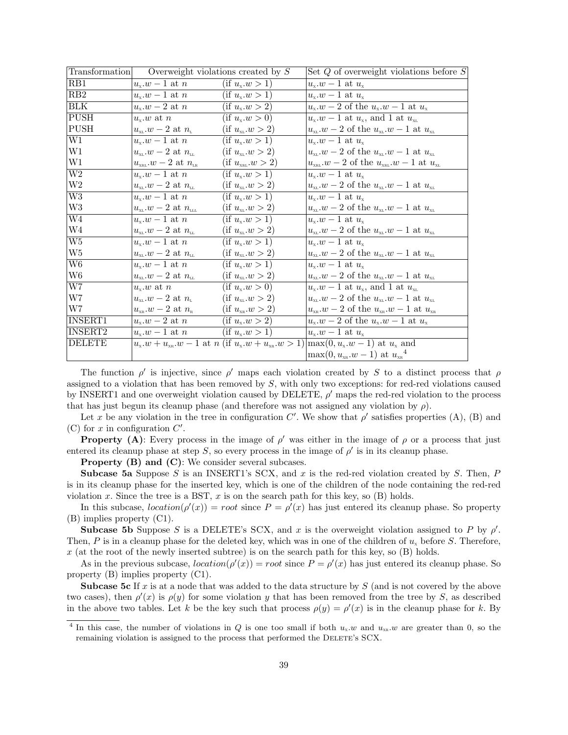| Transformation | Overweight violations created by $S$ | | Set $Q$ of overweight violations before $S$ |
|---|---|---|---|
| RB1 | $u_x.w-1$ at $n$ | (if $u_x.w>1$) | $u_x.w-1$ at $u_x$ |
| RB2 | $u_x.w-1$ at $n$ | (if $u_x.w>1$) | $u_x.w-1$ at $u_x$ |
| BLK | $u_x.w-2$ at $n$ | (if $u_x.w>2$) | $u_x.w-2$ of the $u_x.w-1$ at $u_x$ |
| PUSH | $u_x.w$ at $n$ | (if $u_x.w>0$) | $u_x.w-1$ at $u_x$, and 1 at $u_{xL}$ |
| PUSH | $u_{xL}.w-2$ at $n_L$ | (if $u_{xL}.w>2$) | $u_{xL}.w-2$ of the $u_{xL}.w-1$ at $u_{xL}$ |
| W1 | $u_x.w-1$ at $n$ | (if $u_x.w>1$) | $u_x.w-1$ at $u_x$ |
| W1 | $u_{xL}.w-2$ at $n_{LL}$ | (if $u_{xL}.w>2$) | $u_{xL}.w-2$ of the $u_{xL}.w-1$ at $u_{xL}$ |
| W1 | $u_{xRL}.w-2$ at $n_{LR}$ | (if $u_{xRL}.w>2$) | $u_{xRL}.w-2$ of the $u_{xRL}.w-1$ at $u_{xL}$ |
| W2 | $u_x.w-1$ at $n$ | (if $u_x.w>1$) | $u_x.w-1$ at $u_x$ |
| W2 | $u_{xL}.w-2$ at $n_{LL}$ | (if $u_{xL}.w>2$) | $u_{xL}.w-2$ of the $u_{xL}.w-1$ at $u_{xL}$ |
| W3 | $u_x.w-1$ at $n$ | (if $u_x.w>1$) | $u_x.w-1$ at $u_x$ |
| W3 | $u_{xL}.w-2$ at $n_{LLL}$ | (if $u_{xL}.w>2$) | $u_{xL}.w-2$ of the $u_{xL}.w-1$ at $u_{xL}$ |
| W4 | $u_x.w-1$ at $n$ | (if $u_x.w>1$) | $u_x.w-1$ at $u_x$ |
| W4 | $u_{xL}.w-2$ at $n_{LL}$ | (if $u_{xL}.w>2$) | $u_{xL}.w-2$ of the $u_{xL}.w-1$ at $u_{xL}$ |
| W5 | $u_x.w-1$ at $n$ | (if $u_x.w>1$) | $u_x.w-1$ at $u_x$ |
| W5 | $u_{xL}.w-2$ at $n_{LL}$ | (if $u_{xL}.w>2$) | $u_{xL}.w-2$ of the $u_{xL}.w-1$ at $u_{xL}$ |
| W6 | $u_x.w-1$ at $n$ | (if $u_x.w>1$) | $u_x.w-1$ at $u_x$ |
| W6 | $u_{xL}.w-2$ at $n_{LL}$ | (if $u_{xL}.w>2$) | $u_{xL}.w-2$ of the $u_{xL}.w-1$ at $u_{xL}$ |
| W7 | $u_x.w$ at $n$ | (if $u_x.w>0$) | $u_x.w-1$ at $u_x$, and 1 at $u_{xL}$ |
| W7 | $u_{xL}.w-2$ at $n_L$ | (if $u_{xL}.w>2$) | $u_{xL}.w-2$ of the $u_{xL}.w-1$ at $u_{xL}$ |
| W7 | $u_{xR}.w-2$ at $n_R$ | (if $u_{xR}.w>2$) | $u_{xR}.w-2$ of the $u_{xR}.w-1$ at $u_{xR}$ |
| INSERT1 | $u_x.w-2$ at $n$ | (if $u_x.w>2$) | $u_x.w-2$ of the $u_x.w-1$ at $u_x$ |
| INSERT2 | $u_x.w-1$ at $n$ | (if $u_x.w>1$) | $u_x.w-1$ at $u_x$ |
| DELETE | $u_x.w+u_{xR}.w-1$ at $n$ | (if $u_x.w+u_{xR}.w>1$) | $\max(0,u_x.w-1)$ at $u_x$ and $\max(0,u_{xR}.w-1)$ at $u_{xR}$ [4] |

The function $\rho'$ is injective, since $\rho'$ maps each violation created by $S$ to a distinct process that $\rho$ assigned to a violation that has been removed by $S$, with only two exceptions: for red-red violations caused by INSERT1 and one overweight violation caused by DELETE, $\rho'$ maps the red-red violation to the process that has just begun its cleanup phase (and therefore was not assigned any violation by $\rho$).

Let $x$ be any violation in the tree in configuration $C'$. We show that $\rho'$ satisfies properties (A), (B) and (C) for $x$ in configuration $C'$.

**Property (A)**: Every process in the image of $\rho'$ was either in the image of $\rho$ or a process that just entered its cleanup phase at step $S$, so every process in the image of $\rho'$ is in its cleanup phase.

**Property (B) and (C)**: We consider several subcases.

**Subcase 5a** Suppose $S$ is an INSERT1's SCX, and $x$ is the red-red violation created by $S$. Then, $P$ is in its cleanup phase for the inserted key, which is one of the children of the node containing the red-red violation $x$. Since the tree is a BST, $x$ is on the search path for this key, so (B) holds.

In this subcase, $location(\rho'(x)) = root$ since $P = \rho'(x)$ has just entered its cleanup phase. So property (B) implies property (C1).

**Subcase 5b** Suppose $S$ is a DELETE's SCX, and $x$ is the overweight violation assigned to $P$ by $\rho'$. Then, $P$ is in a cleanup phase for the deleted key, which was in one of the children of $u_x$ before $S$. Therefore, $x$ (at the root of the newly inserted subtree) is on the search path for this key, so (B) holds.

As in the previous subcase, $location(\rho'(x)) = root$ since $P = \rho'(x)$ has just entered its cleanup phase. So property (B) implies property (C1).

**Subcase 5c** If $x$ is at a node that was added to the data structure by $S$ (and is not covered by the above two cases), then $\rho'(x)$ is $\rho(y)$ for some violation $y$ that has been removed from the tree by $S$, as described in the above two tables. Let $k$ be the key such that process $\rho(y) = \rho'(x)$ is in the cleanup phase for $k$. By

[4] In this case, the number of violations in $Q$ is one too small if both $u_x.w$ and $u_{xR}.w$ are greater than 0, so the remaining violation is assigned to the process that performed the DELETE's SCX.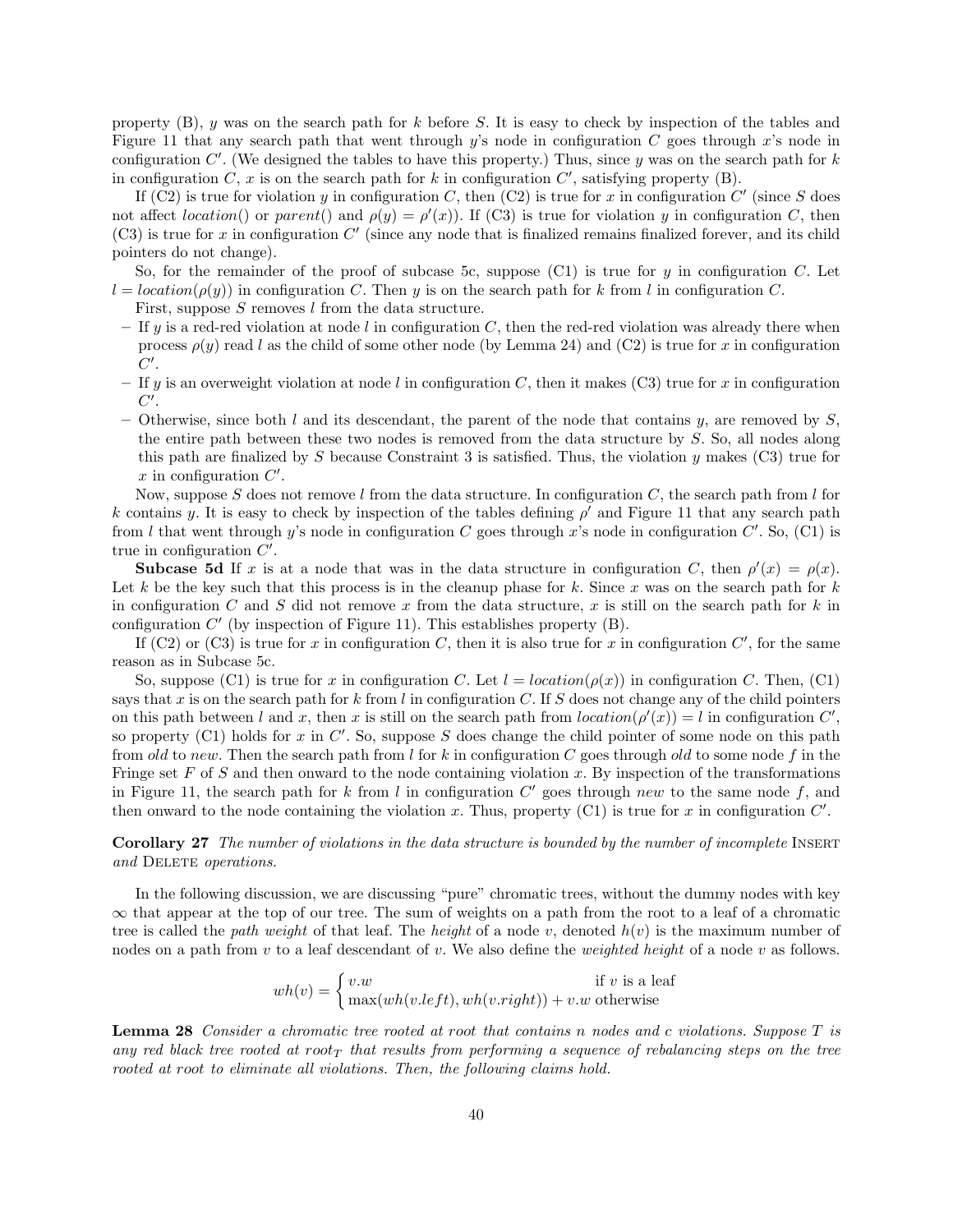property (B), $y$ was on the search path for $k$ before $S$. It is easy to check by inspection of the tables and Figure 11 that any search path that went through $y$'s node in configuration $C$ goes through $x$'s node in configuration $C'$. (We designed the tables to have this property.) Thus, since $y$ was on the search path for $k$ in configuration $C$, $x$ is on the search path for $k$ in configuration $C'$, satisfying property (B).

If (C2) is true for violation $y$ in configuration $C$, then (C2) is true for $x$ in configuration $C'$ (since $S$ does not affect *location*() or *parent*() and $\rho(y) = \rho'(x)$). If (C3) is true for violation $y$ in configuration $C$, then (C3) is true for $x$ in configuration $C'$ (since any node that is finalized remains finalized forever, and its child pointers do not change).

So, for the remainder of the proof of subcase 5c, suppose (C1) is true for $y$ in configuration $C$. Let $l = location(\rho(y))$ in configuration $C$. Then $y$ is on the search path for $k$ from $l$ in configuration $C$.

First, suppose $S$ removes $l$ from the data structure.

- If $y$ is a red-red violation at node $l$ in configuration $C$, then the red-red violation was already there when process $\rho(y)$ read $l$ as the child of some other node (by Lemma 24) and (C2) is true for $x$ in configuration $C'$.
- If $y$ is an overweight violation at node $l$ in configuration $C$, then it makes (C3) true for $x$ in configuration $C'$.
- Otherwise, since both $l$ and its descendant, the parent of the node that contains $y$, are removed by $S$, the entire path between these two nodes is removed from the data structure by $S$. So, all nodes along this path are finalized by $S$ because Constraint 3 is satisfied. Thus, the violation $y$ makes (C3) true for $x$ in configuration $C'$.

Now, suppose $S$ does not remove $l$ from the data structure. In configuration $C$, the search path from $l$ for $k$ contains $y$. It is easy to check by inspection of the tables defining $\rho'$ and Figure 11 that any search path from $l$ that went through $y$'s node in configuration $C$ goes through $x$'s node in configuration $C'$. So, (C1) is true in configuration $C'$.

**Subcase 5d** If $x$ is at a node that was in the data structure in configuration $C$, then $\rho'(x) = \rho(x)$. Let $k$ be the key such that this process is in the cleanup phase for $k$. Since $x$ was on the search path for $k$ in configuration $C$ and $S$ did not remove $x$ from the data structure, $x$ is still on the search path for $k$ in configuration $C'$ (by inspection of Figure 11). This establishes property (B).

If (C2) or (C3) is true for $x$ in configuration $C$, then it is also true for $x$ in configuration $C'$, for the same reason as in Subcase 5c.

So, suppose (C1) is true for $x$ in configuration $C$. Let $l = location(\rho(x))$ in configuration $C$. Then, (C1) says that $x$ is on the search path for $k$ from $l$ in configuration $C$. If $S$ does not change any of the child pointers on this path between $l$ and $x$, then $x$ is still on the search path from $location(\rho'(x)) = l$ in configuration $C'$, so property (C1) holds for $x$ in $C'$. So, suppose $S$ does change the child pointer of some node on this path from *old* to *new*. Then the search path from $l$ for $k$ in configuration $C$ goes through *old* to some node $f$ in the Fringe set $F$ of $S$ and then onward to the node containing violation $x$. By inspection of the transformations in Figure 11, the search path for $k$ from $l$ in configuration $C'$ goes through *new* to the same node $f$, and then onward to the node containing the violation $x$. Thus, property (C1) is true for $x$ in configuration $C'$.

**Corollary 27** *The number of violations in the data structure is bounded by the number of incomplete* INSERT *and* DELETE *operations.*

In the following discussion, we are discussing "pure" chromatic trees, without the dummy nodes with key $\infty$ that appear at the top of our tree. The sum of weights on a path from the root to a leaf of a chromatic tree is called the *path weight* of that leaf. The *height* of a node $v$, denoted $h(v)$ is the maximum number of nodes on a path from $v$ to a leaf descendant of $v$. We also define the *weighted height* of a node $v$ as follows.

$$wh(v) = \begin{cases} v.w & \text{if } v \text{ is a leaf} \\ \max(wh(v.left), wh(v.right)) + v.w & \text{otherwise} \end{cases}$$

**Lemma 28** *Consider a chromatic tree rooted at root that contains $n$ nodes and $c$ violations. Suppose $T$ is any red black tree rooted at $root_T$ that results from performing a sequence of rebalancing steps on the tree rooted at root to eliminate all violations. Then, the following claims hold.*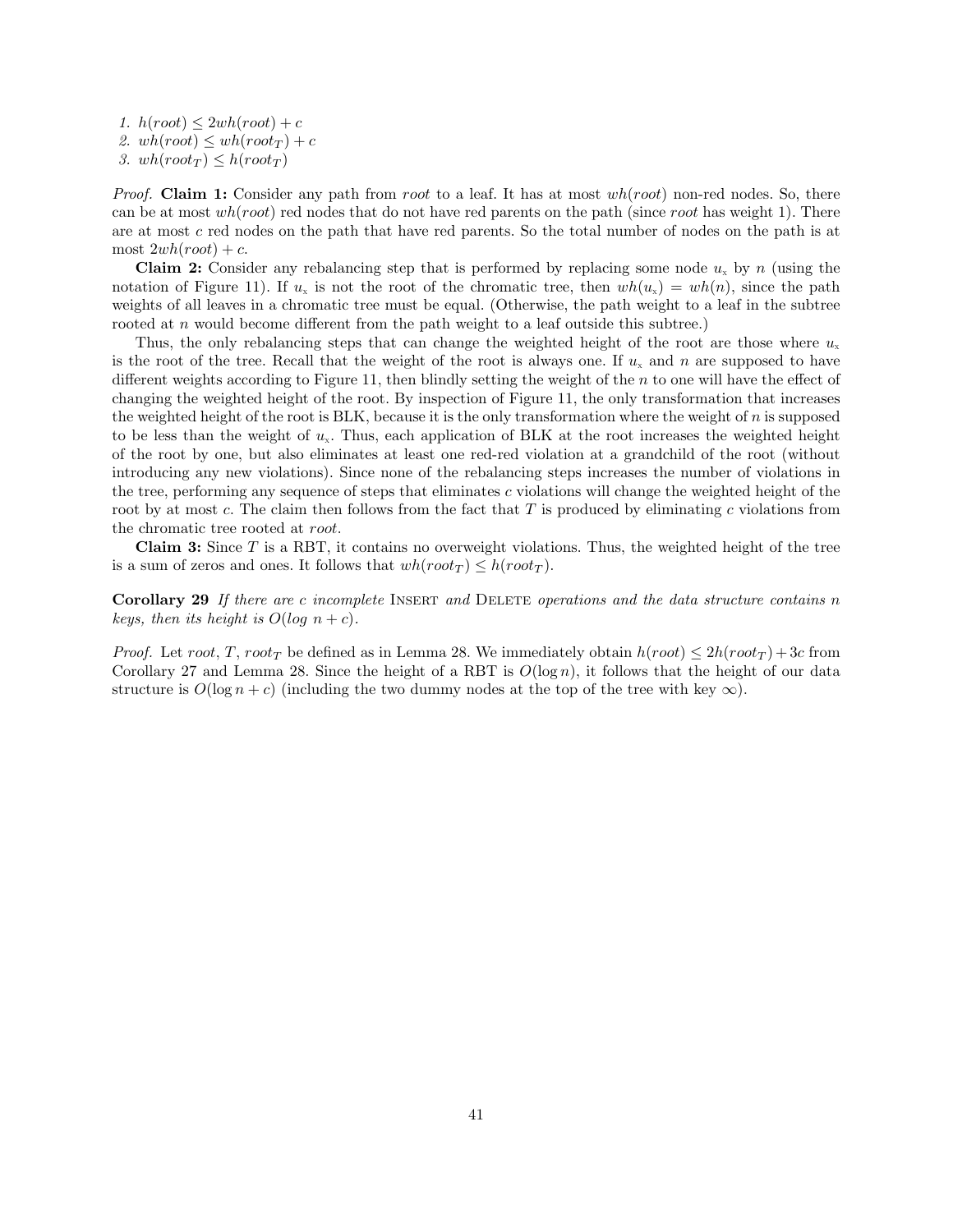1. $h(root) \leq 2wh(root) + c$
2. $wh(root) \leq wh(root_T) + c$
3. $wh(root_T) \leq h(root_T)$

*Proof.* **Claim 1:** Consider any path from *root* to a leaf. It has at most $wh(root)$ non-red nodes. So, there can be at most $wh(root)$ red nodes that do not have red parents on the path (since *root* has weight 1). There are at most $c$ red nodes on the path that have red parents. So the total number of nodes on the path is at most $2wh(root) + c$.

**Claim 2:** Consider any rebalancing step that is performed by replacing some node $u_x$ by $n$ (using the notation of Figure 11). If $u_x$ is not the root of the chromatic tree, then $wh(u_x) = wh(n)$, since the path weights of all leaves in a chromatic tree must be equal. (Otherwise, the path weight to a leaf in the subtree rooted at $n$ would become different from the path weight to a leaf outside this subtree.)

Thus, the only rebalancing steps that can change the weighted height of the root are those where $u_x$ is the root of the tree. Recall that the weight of the root is always one. If $u_x$ and $n$ are supposed to have different weights according to Figure 11, then blindly setting the weight of the $n$ to one will have the effect of changing the weighted height of the root. By inspection of Figure 11, the only transformation that increases the weighted height of the root is BLK, because it is the only transformation where the weight of $n$ is supposed to be less than the weight of $u_x$. Thus, each application of BLK at the root increases the weighted height of the root by one, but also eliminates at least one red-red violation at a grandchild of the root (without introducing any new violations). Since none of the rebalancing steps increases the number of violations in the tree, performing any sequence of steps that eliminates $c$ violations will change the weighted height of the root by at most $c$. The claim then follows from the fact that $T$ is produced by eliminating $c$ violations from the chromatic tree rooted at *root*.

**Claim 3:** Since $T$ is a RBT, it contains no overweight violations. Thus, the weighted height of the tree is a sum of zeros and ones. It follows that $wh(root_T) \leq h(root_T)$.

**Corollary 29** *If there are $c$ incomplete* INSERT *and* DELETE *operations and the data structure contains $n$ keys, then its height is $O(log\ n + c)$.*

*Proof.* Let $root$, $T$, $root_T$ be defined as in Lemma 28. We immediately obtain $h(root) \leq 2h(root_T) + 3c$ from Corollary 27 and Lemma 28. Since the height of a RBT is $O(\log n)$, it follows that the height of our data structure is $O(\log n + c)$ (including the two dummy nodes at the top of the tree with key $\infty$).